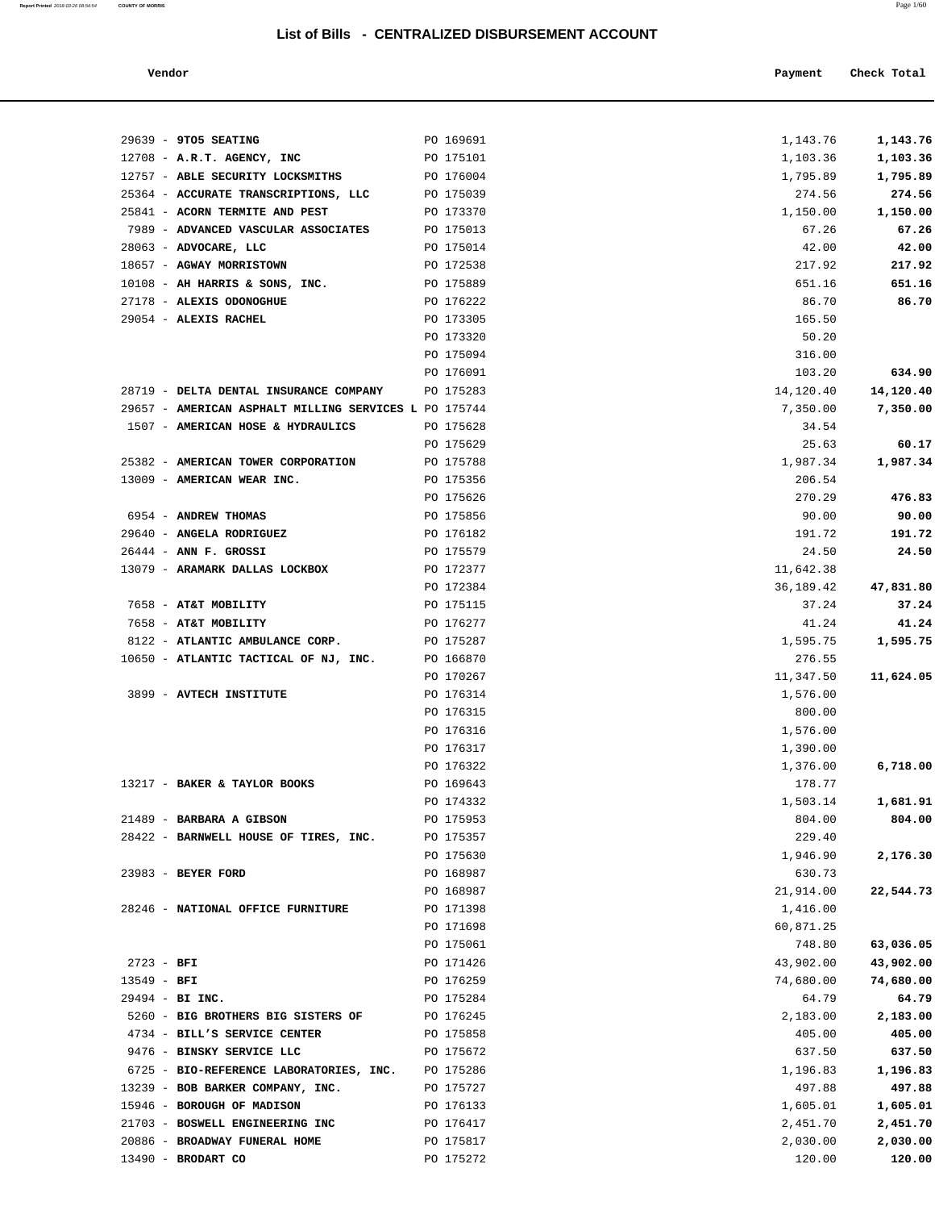# List of Bills - CENTRALIZED DISBURSEMENT ACCOUNT

| Vendor | | Payment | Check Total |
|---|---|---|---|
| 29639 - **9TO5 SEATING** | PO 169691 | 1,143.76 | **1,143.76** |
| 12708 - **A.R.T. AGENCY, INC** | PO 175101 | 1,103.36 | **1,103.36** |
| 12757 - **ABLE SECURITY LOCKSMITHS** | PO 176004 | 1,795.89 | **1,795.89** |
| 25364 - **ACCURATE TRANSCRIPTIONS, LLC** | PO 175039 | 274.56 | **274.56** |
| 25841 - **ACORN TERMITE AND PEST** | PO 173370 | 1,150.00 | **1,150.00** |
| 7989 - **ADVANCED VASCULAR ASSOCIATES** | PO 175013 | 67.26 | **67.26** |
| 28063 - **ADVOCARE, LLC** | PO 175014 | 42.00 | **42.00** |
| 18657 - **AGWAY MORRISTOWN** | PO 172538 | 217.92 | **217.92** |
| 10108 - **AH HARRIS & SONS, INC.** | PO 175889 | 651.16 | **651.16** |
| 27178 - **ALEXIS ODONOGHUE** | PO 176222 | 86.70 | **86.70** |
| 29054 - **ALEXIS RACHEL** | PO 173305 | 165.50 | |
| | PO 173320 | 50.20 | |
| | PO 175094 | 316.00 | |
| | PO 176091 | 103.20 | **634.90** |
| 28719 - **DELTA DENTAL INSURANCE COMPANY** | PO 175283 | 14,120.40 | **14,120.40** |
| 29657 - **AMERICAN ASPHALT MILLING SERVICES L** | PO 175744 | 7,350.00 | **7,350.00** |
| 1507 - **AMERICAN HOSE & HYDRAULICS** | PO 175628 | 34.54 | |
| | PO 175629 | 25.63 | **60.17** |
| 25382 - **AMERICAN TOWER CORPORATION** | PO 175788 | 1,987.34 | **1,987.34** |
| 13009 - **AMERICAN WEAR INC.** | PO 175356 | 206.54 | |
| | PO 175626 | 270.29 | **476.83** |
| 6954 - **ANDREW THOMAS** | PO 175856 | 90.00 | **90.00** |
| 29640 - **ANGELA RODRIGUEZ** | PO 176182 | 191.72 | **191.72** |
| 26444 - **ANN F. GROSSI** | PO 175579 | 24.50 | **24.50** |
| 13079 - **ARAMARK DALLAS LOCKBOX** | PO 172377 | 11,642.38 | |
| | PO 172384 | 36,189.42 | **47,831.80** |
| 7658 - **AT&T MOBILITY** | PO 175115 | 37.24 | **37.24** |
| 7658 - **AT&T MOBILITY** | PO 176277 | 41.24 | **41.24** |
| 8122 - **ATLANTIC AMBULANCE CORP.** | PO 175287 | 1,595.75 | **1,595.75** |
| 10650 - **ATLANTIC TACTICAL OF NJ, INC.** | PO 166870 | 276.55 | |
| | PO 170267 | 11,347.50 | **11,624.05** |
| 3899 - **AVTECH INSTITUTE** | PO 176314 | 1,576.00 | |
| | PO 176315 | 800.00 | |
| | PO 176316 | 1,576.00 | |
| | PO 176317 | 1,390.00 | |
| | PO 176322 | 1,376.00 | **6,718.00** |
| 13217 - **BAKER & TAYLOR BOOKS** | PO 169643 | 178.77 | |
| | PO 174332 | 1,503.14 | **1,681.91** |
| 21489 - **BARBARA A GIBSON** | PO 175953 | 804.00 | **804.00** |
| 28422 - **BARNWELL HOUSE OF TIRES, INC.** | PO 175357 | 229.40 | |
| | PO 175630 | 1,946.90 | **2,176.30** |
| 23983 - **BEYER FORD** | PO 168987 | 630.73 | |
| | PO 168987 | 21,914.00 | **22,544.73** |
| 28246 - **NATIONAL OFFICE FURNITURE** | PO 171398 | 1,416.00 | |
| | PO 171698 | 60,871.25 | |
| | PO 175061 | 748.80 | **63,036.05** |
| 2723 - **BFI** | PO 171426 | 43,902.00 | **43,902.00** |
| 13549 - **BFI** | PO 176259 | 74,680.00 | **74,680.00** |
| 29494 - **BI INC.** | PO 175284 | 64.79 | **64.79** |
| 5260 - **BIG BROTHERS BIG SISTERS OF** | PO 176245 | 2,183.00 | **2,183.00** |
| 4734 - **BILL'S SERVICE CENTER** | PO 175858 | 405.00 | **405.00** |
| 9476 - **BINSKY SERVICE LLC** | PO 175672 | 637.50 | **637.50** |
| 6725 - **BIO-REFERENCE LABORATORIES, INC.** | PO 175286 | 1,196.83 | **1,196.83** |
| 13239 - **BOB BARKER COMPANY, INC.** | PO 175727 | 497.88 | **497.88** |
| 15946 - **BOROUGH OF MADISON** | PO 176133 | 1,605.01 | **1,605.01** |
| 21703 - **BOSWELL ENGINEERING INC** | PO 176417 | 2,451.70 | **2,451.70** |
| 20886 - **BROADWAY FUNERAL HOME** | PO 175817 | 2,030.00 | **2,030.00** |
| 13490 - **BRODART CO** | PO 175272 | 120.00 | **120.00** |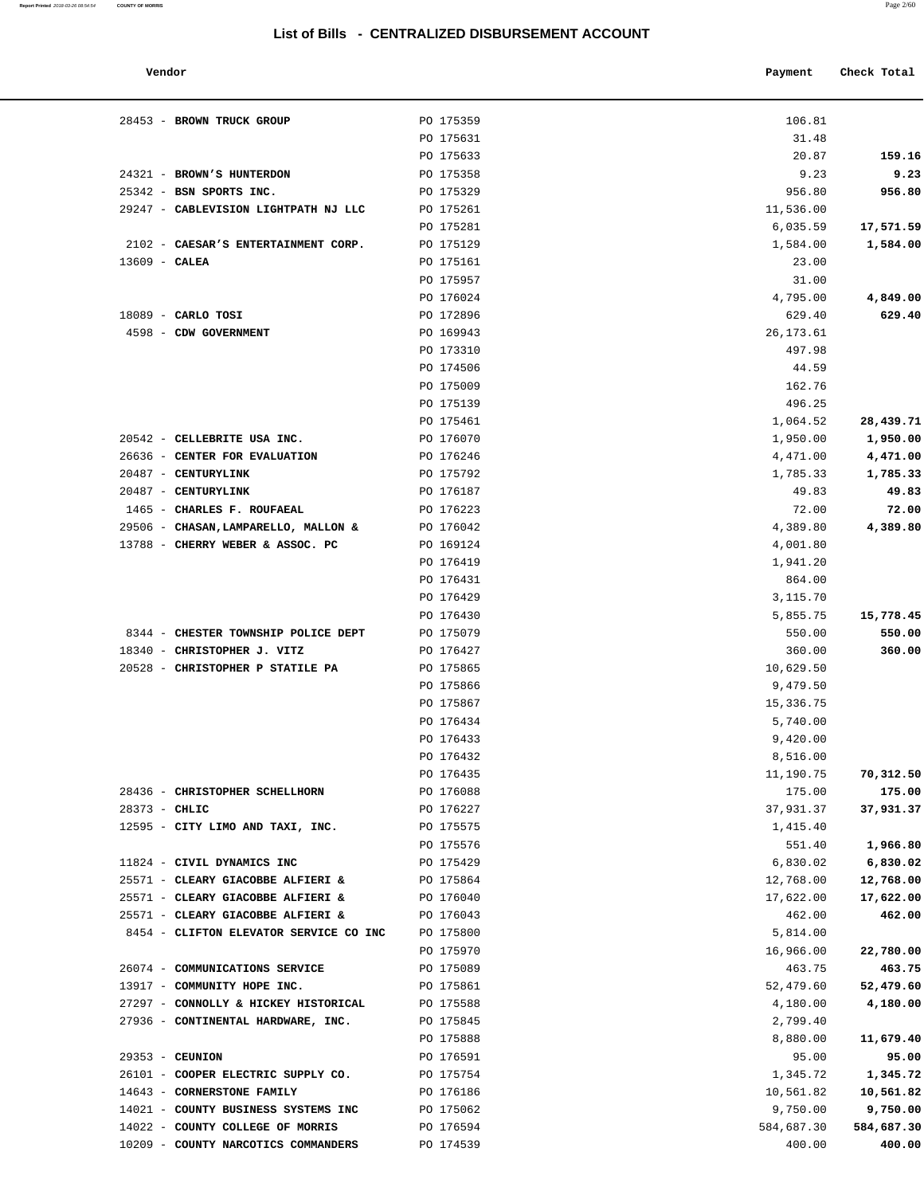## List of Bills - CENTRALIZED DISBURSEMENT ACCOUNT

| Vendor | | Payment | Check Total |
|---|---|---|---|
| 28453 - **BROWN TRUCK GROUP** | PO 175359 | 106.81 | |
| | PO 175631 | 31.48 | |
| | PO 175633 | 20.87 | **159.16** |
| 24321 - **BROWN'S HUNTERDON** | PO 175358 | 9.23 | **9.23** |
| 25342 - **BSN SPORTS INC.** | PO 175329 | 956.80 | **956.80** |
| 29247 - **CABLEVISION LIGHTPATH NJ LLC** | PO 175261 | 11,536.00 | |
| | PO 175281 | 6,035.59 | **17,571.59** |
| 2102 - **CAESAR'S ENTERTAINMENT CORP.** | PO 175129 | 1,584.00 | **1,584.00** |
| 13609 - **CALEA** | PO 175161 | 23.00 | |
| | PO 175957 | 31.00 | |
| | PO 176024 | 4,795.00 | **4,849.00** |
| 18089 - **CARLO TOSI** | PO 172896 | 629.40 | **629.40** |
| 4598 - **CDW GOVERNMENT** | PO 169943 | 26,173.61 | |
| | PO 173310 | 497.98 | |
| | PO 174506 | 44.59 | |
| | PO 175009 | 162.76 | |
| | PO 175139 | 496.25 | |
| | PO 175461 | 1,064.52 | **28,439.71** |
| 20542 - **CELLEBRITE USA INC.** | PO 176070 | 1,950.00 | **1,950.00** |
| 26636 - **CENTER FOR EVALUATION** | PO 176246 | 4,471.00 | **4,471.00** |
| 20487 - **CENTURYLINK** | PO 175792 | 1,785.33 | **1,785.33** |
| 20487 - **CENTURYLINK** | PO 176187 | 49.83 | **49.83** |
| 1465 - **CHARLES F. ROUFAEAL** | PO 176223 | 72.00 | **72.00** |
| 29506 - **CHASAN,LAMPARELLO, MALLON &** | PO 176042 | 4,389.80 | **4,389.80** |
| 13788 - **CHERRY WEBER & ASSOC. PC** | PO 169124 | 4,001.80 | |
| | PO 176419 | 1,941.20 | |
| | PO 176431 | 864.00 | |
| | PO 176429 | 3,115.70 | |
| | PO 176430 | 5,855.75 | **15,778.45** |
| 8344 - **CHESTER TOWNSHIP POLICE DEPT** | PO 175079 | 550.00 | **550.00** |
| 18340 - **CHRISTOPHER J. VITZ** | PO 176427 | 360.00 | **360.00** |
| 20528 - **CHRISTOPHER P STATILE PA** | PO 175865 | 10,629.50 | |
| | PO 175866 | 9,479.50 | |
| | PO 175867 | 15,336.75 | |
| | PO 176434 | 5,740.00 | |
| | PO 176433 | 9,420.00 | |
| | PO 176432 | 8,516.00 | |
| | PO 176435 | 11,190.75 | **70,312.50** |
| 28436 - **CHRISTOPHER SCHELLHORN** | PO 176088 | 175.00 | **175.00** |
| 28373 - **CHLIC** | PO 176227 | 37,931.37 | **37,931.37** |
| 12595 - **CITY LIMO AND TAXI, INC.** | PO 175575 | 1,415.40 | |
| | PO 175576 | 551.40 | **1,966.80** |
| 11824 - **CIVIL DYNAMICS INC** | PO 175429 | 6,830.02 | **6,830.02** |
| 25571 - **CLEARY GIACOBBE ALFIERI &** | PO 175864 | 12,768.00 | **12,768.00** |
| 25571 - **CLEARY GIACOBBE ALFIERI &** | PO 176040 | 17,622.00 | **17,622.00** |
| 25571 - **CLEARY GIACOBBE ALFIERI &** | PO 176043 | 462.00 | **462.00** |
| 8454 - **CLIFTON ELEVATOR SERVICE CO INC** | PO 175800 | 5,814.00 | |
| | PO 175970 | 16,966.00 | **22,780.00** |
| 26074 - **COMMUNICATIONS SERVICE** | PO 175089 | 463.75 | **463.75** |
| 13917 - **COMMUNITY HOPE INC.** | PO 175861 | 52,479.60 | **52,479.60** |
| 27297 - **CONNOLLY & HICKEY HISTORICAL** | PO 175588 | 4,180.00 | **4,180.00** |
| 27936 - **CONTINENTAL HARDWARE, INC.** | PO 175845 | 2,799.40 | |
| | PO 175888 | 8,880.00 | **11,679.40** |
| 29353 - **CEUNION** | PO 176591 | 95.00 | **95.00** |
| 26101 - **COOPER ELECTRIC SUPPLY CO.** | PO 175754 | 1,345.72 | **1,345.72** |
| 14643 - **CORNERSTONE FAMILY** | PO 176186 | 10,561.82 | **10,561.82** |
| 14021 - **COUNTY BUSINESS SYSTEMS INC** | PO 175062 | 9,750.00 | **9,750.00** |
| 14022 - **COUNTY COLLEGE OF MORRIS** | PO 176594 | 584,687.30 | **584,687.30** |
| 10209 - **COUNTY NARCOTICS COMMANDERS** | PO 174539 | 400.00 | **400.00** |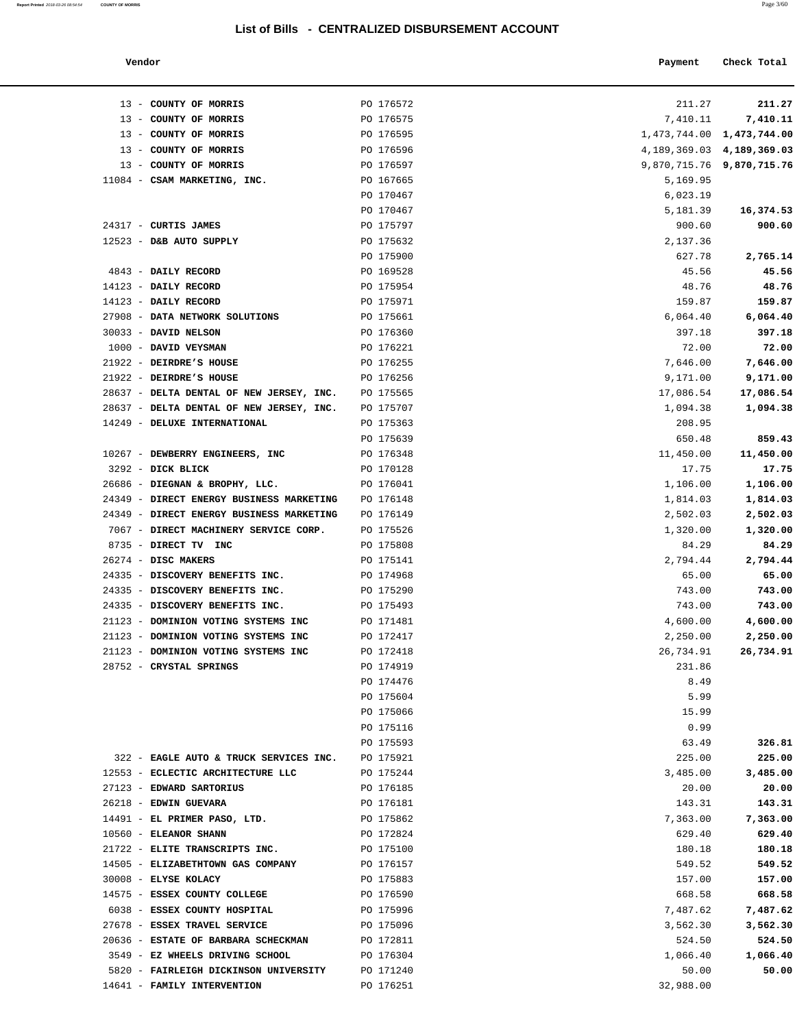## List of Bills - CENTRALIZED DISBURSEMENT ACCOUNT

| Vendor | | Payment | Check Total |
|---|---|---|---|
| 13 - **COUNTY OF MORRIS** | PO 176572 | 211.27 | **211.27** |
| 13 - **COUNTY OF MORRIS** | PO 176575 | 7,410.11 | **7,410.11** |
| 13 - **COUNTY OF MORRIS** | PO 176595 | 1,473,744.00 | **1,473,744.00** |
| 13 - **COUNTY OF MORRIS** | PO 176596 | 4,189,369.03 | **4,189,369.03** |
| 13 - **COUNTY OF MORRIS** | PO 176597 | 9,870,715.76 | **9,870,715.76** |
| 11084 - **CSAM MARKETING, INC.** | PO 167665 | 5,169.95 | |
| | PO 170467 | 6,023.19 | |
| | PO 170467 | 5,181.39 | **16,374.53** |
| 24317 - **CURTIS JAMES** | PO 175797 | 900.60 | **900.60** |
| 12523 - **D&B AUTO SUPPLY** | PO 175632 | 2,137.36 | |
| | PO 175900 | 627.78 | **2,765.14** |
| 4843 - **DAILY RECORD** | PO 169528 | 45.56 | **45.56** |
| 14123 - **DAILY RECORD** | PO 175954 | 48.76 | **48.76** |
| 14123 - **DAILY RECORD** | PO 175971 | 159.87 | **159.87** |
| 27908 - **DATA NETWORK SOLUTIONS** | PO 175661 | 6,064.40 | **6,064.40** |
| 30033 - **DAVID NELSON** | PO 176360 | 397.18 | **397.18** |
| 1000 - **DAVID VEYSMAN** | PO 176221 | 72.00 | **72.00** |
| 21922 - **DEIRDRE'S HOUSE** | PO 176255 | 7,646.00 | **7,646.00** |
| 21922 - **DEIRDRE'S HOUSE** | PO 176256 | 9,171.00 | **9,171.00** |
| 28637 - **DELTA DENTAL OF NEW JERSEY, INC.** | PO 175565 | 17,086.54 | **17,086.54** |
| 28637 - **DELTA DENTAL OF NEW JERSEY, INC.** | PO 175707 | 1,094.38 | **1,094.38** |
| 14249 - **DELUXE INTERNATIONAL** | PO 175363 | 208.95 | |
| | PO 175639 | 650.48 | **859.43** |
| 10267 - **DEWBERRY ENGINEERS, INC** | PO 176348 | 11,450.00 | **11,450.00** |
| 3292 - **DICK BLICK** | PO 170128 | 17.75 | **17.75** |
| 26686 - **DIEGNAN & BROPHY, LLC.** | PO 176041 | 1,106.00 | **1,106.00** |
| 24349 - **DIRECT ENERGY BUSINESS MARKETING** | PO 176148 | 1,814.03 | **1,814.03** |
| 24349 - **DIRECT ENERGY BUSINESS MARKETING** | PO 176149 | 2,502.03 | **2,502.03** |
| 7067 - **DIRECT MACHINERY SERVICE CORP.** | PO 175526 | 1,320.00 | **1,320.00** |
| 8735 - **DIRECT TV INC** | PO 175808 | 84.29 | **84.29** |
| 26274 - **DISC MAKERS** | PO 175141 | 2,794.44 | **2,794.44** |
| 24335 - **DISCOVERY BENEFITS INC.** | PO 174968 | 65.00 | **65.00** |
| 24335 - **DISCOVERY BENEFITS INC.** | PO 175290 | 743.00 | **743.00** |
| 24335 - **DISCOVERY BENEFITS INC.** | PO 175493 | 743.00 | **743.00** |
| 21123 - **DOMINION VOTING SYSTEMS INC** | PO 171481 | 4,600.00 | **4,600.00** |
| 21123 - **DOMINION VOTING SYSTEMS INC** | PO 172417 | 2,250.00 | **2,250.00** |
| 21123 - **DOMINION VOTING SYSTEMS INC** | PO 172418 | 26,734.91 | **26,734.91** |
| 28752 - **CRYSTAL SPRINGS** | PO 174919 | 231.86 | |
| | PO 174476 | 8.49 | |
| | PO 175604 | 5.99 | |
| | PO 175066 | 15.99 | |
| | PO 175116 | 0.99 | |
| | PO 175593 | 63.49 | **326.81** |
| 322 - **EAGLE AUTO & TRUCK SERVICES INC.** | PO 175921 | 225.00 | **225.00** |
| 12553 - **ECLECTIC ARCHITECTURE LLC** | PO 175244 | 3,485.00 | **3,485.00** |
| 27123 - **EDWARD SARTORIUS** | PO 176185 | 20.00 | **20.00** |
| 26218 - **EDWIN GUEVARA** | PO 176181 | 143.31 | **143.31** |
| 14491 - **EL PRIMER PASO, LTD.** | PO 175862 | 7,363.00 | **7,363.00** |
| 10560 - **ELEANOR SHANN** | PO 172824 | 629.40 | **629.40** |
| 21722 - **ELITE TRANSCRIPTS INC.** | PO 175100 | 180.18 | **180.18** |
| 14505 - **ELIZABETHTOWN GAS COMPANY** | PO 176157 | 549.52 | **549.52** |
| 30008 - **ELYSE KOLACY** | PO 175883 | 157.00 | **157.00** |
| 14575 - **ESSEX COUNTY COLLEGE** | PO 176590 | 668.58 | **668.58** |
| 6038 - **ESSEX COUNTY HOSPITAL** | PO 175996 | 7,487.62 | **7,487.62** |
| 27678 - **ESSEX TRAVEL SERVICE** | PO 175096 | 3,562.30 | **3,562.30** |
| 20636 - **ESTATE OF BARBARA SCHECKMAN** | PO 172811 | 524.50 | **524.50** |
| 3549 - **EZ WHEELS DRIVING SCHOOL** | PO 176304 | 1,066.40 | **1,066.40** |
| 5820 - **FAIRLEIGH DICKINSON UNIVERSITY** | PO 171240 | 50.00 | **50.00** |
| 14641 - **FAMILY INTERVENTION** | PO 176251 | 32,988.00 | |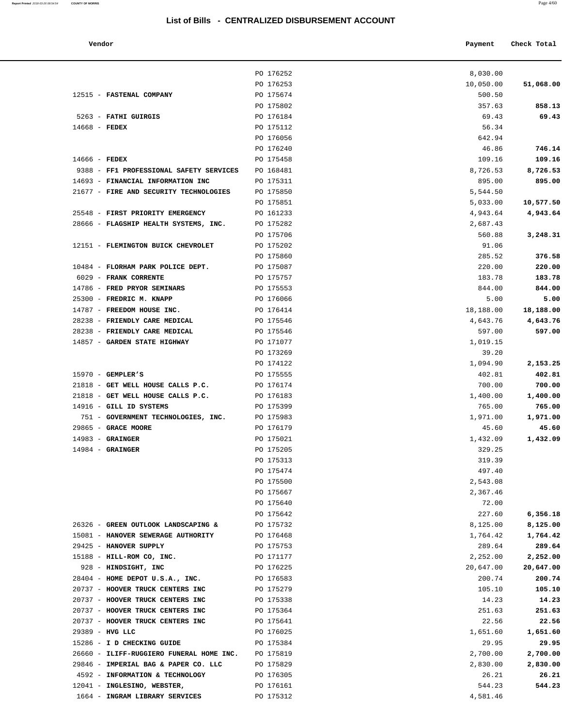## List of Bills - CENTRALIZED DISBURSEMENT ACCOUNT

| Vendor | | Payment | Check Total |
|---|---|---|---|
| | PO 176252 | 8,030.00 | |
| | PO 176253 | 10,050.00 | **51,068.00** |
| 12515 - **FASTENAL COMPANY** | PO 175674 | 500.50 | |
| | PO 175802 | 357.63 | **858.13** |
| 5263 - **FATHI GUIRGIS** | PO 176184 | 69.43 | **69.43** |
| 14668 - **FEDEX** | PO 175112 | 56.34 | |
| | PO 176056 | 642.94 | |
| | PO 176240 | 46.86 | **746.14** |
| 14666 - **FEDEX** | PO 175458 | 109.16 | **109.16** |
| 9388 - **FF1 PROFESSIONAL SAFETY SERVICES** | PO 168481 | 8,726.53 | **8,726.53** |
| 14693 - **FINANCIAL INFORMATION INC** | PO 175311 | 895.00 | **895.00** |
| 21677 - **FIRE AND SECURITY TECHNOLOGIES** | PO 175850 | 5,544.50 | |
| | PO 175851 | 5,033.00 | **10,577.50** |
| 25548 - **FIRST PRIORITY EMERGENCY** | PO 161233 | 4,943.64 | **4,943.64** |
| 28666 - **FLAGSHIP HEALTH SYSTEMS, INC.** | PO 175282 | 2,687.43 | |
| | PO 175706 | 560.88 | **3,248.31** |
| 12151 - **FLEMINGTON BUICK CHEVROLET** | PO 175202 | 91.06 | |
| | PO 175860 | 285.52 | **376.58** |
| 10484 - **FLORHAM PARK POLICE DEPT.** | PO 175087 | 220.00 | **220.00** |
| 6029 - **FRANK CORRENTE** | PO 175757 | 183.78 | **183.78** |
| 14786 - **FRED PRYOR SEMINARS** | PO 175553 | 844.00 | **844.00** |
| 25300 - **FREDRIC M. KNAPP** | PO 176066 | 5.00 | **5.00** |
| 14787 - **FREEDOM HOUSE INC.** | PO 176414 | 18,188.00 | **18,188.00** |
| 28238 - **FRIENDLY CARE MEDICAL** | PO 175546 | 4,643.76 | **4,643.76** |
| 28238 - **FRIENDLY CARE MEDICAL** | PO 175546 | 597.00 | **597.00** |
| 14857 - **GARDEN STATE HIGHWAY** | PO 171077 | 1,019.15 | |
| | PO 173269 | 39.20 | |
| | PO 174122 | 1,094.90 | **2,153.25** |
| 15970 - **GEMPLER'S** | PO 175555 | 402.81 | **402.81** |
| 21818 - **GET WELL HOUSE CALLS P.C.** | PO 176174 | 700.00 | **700.00** |
| 21818 - **GET WELL HOUSE CALLS P.C.** | PO 176183 | 1,400.00 | **1,400.00** |
| 14916 - **GILL ID SYSTEMS** | PO 175399 | 765.00 | **765.00** |
| 751 - **GOVERNMENT TECHNOLOGIES, INC.** | PO 175983 | 1,971.00 | **1,971.00** |
| 29865 - **GRACE MOORE** | PO 176179 | 45.60 | **45.60** |
| 14983 - **GRAINGER** | PO 175021 | 1,432.09 | **1,432.09** |
| 14984 - **GRAINGER** | PO 175205 | 329.25 | |
| | PO 175313 | 319.39 | |
| | PO 175474 | 497.40 | |
| | PO 175500 | 2,543.08 | |
| | PO 175667 | 2,367.46 | |
| | PO 175640 | 72.00 | |
| | PO 175642 | 227.60 | **6,356.18** |
| 26326 - **GREEN OUTLOOK LANDSCAPING &** | PO 175732 | 8,125.00 | **8,125.00** |
| 15081 - **HANOVER SEWERAGE AUTHORITY** | PO 176468 | 1,764.42 | **1,764.42** |
| 29425 - **HANOVER SUPPLY** | PO 175753 | 289.64 | **289.64** |
| 15188 - **HILL-ROM CO, INC.** | PO 171177 | 2,252.00 | **2,252.00** |
| 928 - **HINDSIGHT, INC** | PO 176225 | 20,647.00 | **20,647.00** |
| 28404 - **HOME DEPOT U.S.A., INC.** | PO 176583 | 200.74 | **200.74** |
| 20737 - **HOOVER TRUCK CENTERS INC** | PO 175279 | 105.10 | **105.10** |
| 20737 - **HOOVER TRUCK CENTERS INC** | PO 175338 | 14.23 | **14.23** |
| 20737 - **HOOVER TRUCK CENTERS INC** | PO 175364 | 251.63 | **251.63** |
| 20737 - **HOOVER TRUCK CENTERS INC** | PO 175641 | 22.56 | **22.56** |
| 29389 - **HVG LLC** | PO 176025 | 1,651.60 | **1,651.60** |
| 15286 - **I D CHECKING GUIDE** | PO 175384 | 29.95 | **29.95** |
| 26660 - **ILIFF-RUGGIERO FUNERAL HOME INC.** | PO 175819 | 2,700.00 | **2,700.00** |
| 29846 - **IMPERIAL BAG & PAPER CO. LLC** | PO 175829 | 2,830.00 | **2,830.00** |
| 4592 - **INFORMATION & TECHNOLOGY** | PO 176305 | 26.21 | **26.21** |
| 12041 - **INGLESINO, WEBSTER,** | PO 176161 | 544.23 | **544.23** |
| 1664 - **INGRAM LIBRARY SERVICES** | PO 175312 | 4,581.46 | |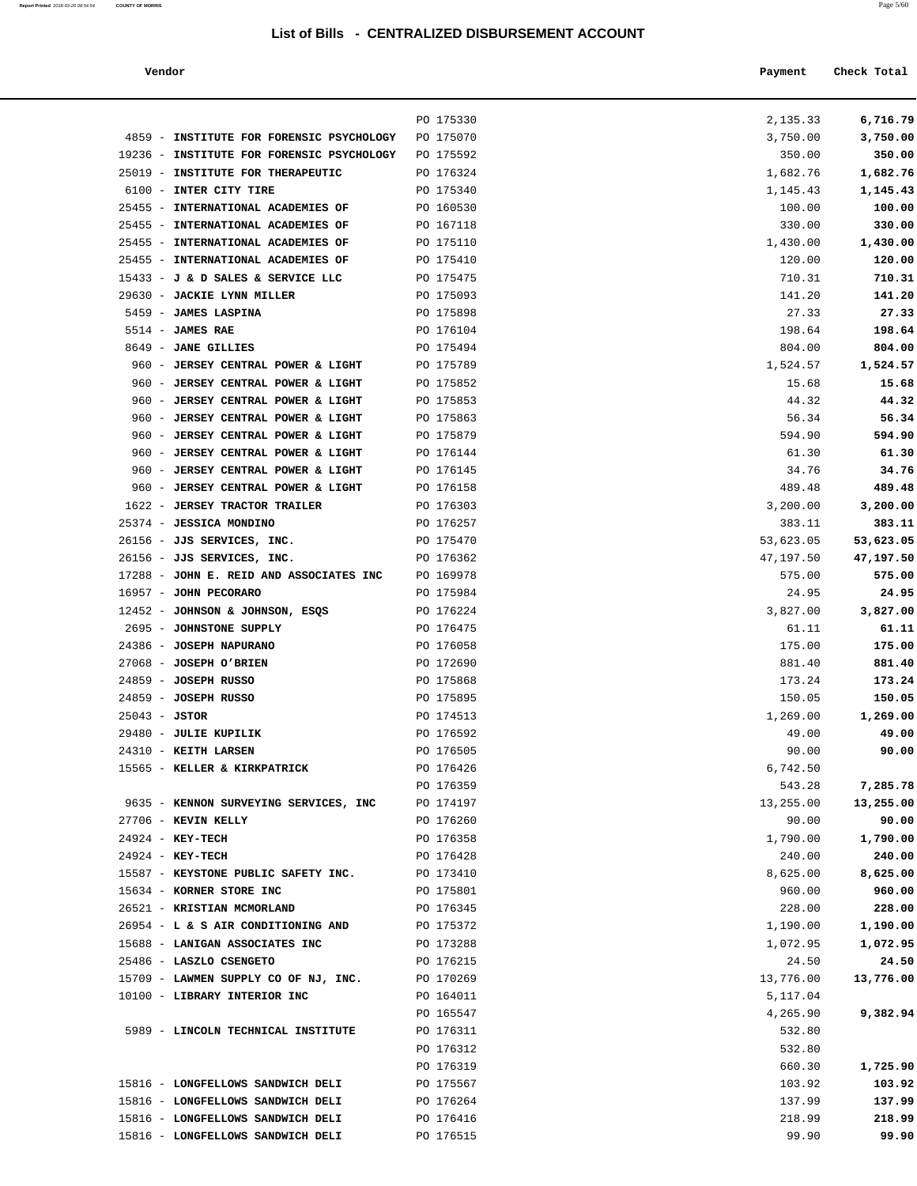## List of Bills - CENTRALIZED DISBURSEMENT ACCOUNT

| Vendor | | Payment | Check Total |
|---|---|---|---|
| | PO 175330 | 2,135.33 | **6,716.79** |
| 4859 - **INSTITUTE FOR FORENSIC PSYCHOLOGY** | PO 175070 | 3,750.00 | **3,750.00** |
| 19236 - **INSTITUTE FOR FORENSIC PSYCHOLOGY** | PO 175592 | 350.00 | **350.00** |
| 25019 - **INSTITUTE FOR THERAPEUTIC** | PO 176324 | 1,682.76 | **1,682.76** |
| 6100 - **INTER CITY TIRE** | PO 175340 | 1,145.43 | **1,145.43** |
| 25455 - **INTERNATIONAL ACADEMIES OF** | PO 160530 | 100.00 | **100.00** |
| 25455 - **INTERNATIONAL ACADEMIES OF** | PO 167118 | 330.00 | **330.00** |
| 25455 - **INTERNATIONAL ACADEMIES OF** | PO 175110 | 1,430.00 | **1,430.00** |
| 25455 - **INTERNATIONAL ACADEMIES OF** | PO 175410 | 120.00 | **120.00** |
| 15433 - **J & D SALES & SERVICE LLC** | PO 175475 | 710.31 | **710.31** |
| 29630 - **JACKIE LYNN MILLER** | PO 175093 | 141.20 | **141.20** |
| 5459 - **JAMES LASPINA** | PO 175898 | 27.33 | **27.33** |
| 5514 - **JAMES RAE** | PO 176104 | 198.64 | **198.64** |
| 8649 - **JANE GILLIES** | PO 175494 | 804.00 | **804.00** |
| 960 - **JERSEY CENTRAL POWER & LIGHT** | PO 175789 | 1,524.57 | **1,524.57** |
| 960 - **JERSEY CENTRAL POWER & LIGHT** | PO 175852 | 15.68 | **15.68** |
| 960 - **JERSEY CENTRAL POWER & LIGHT** | PO 175853 | 44.32 | **44.32** |
| 960 - **JERSEY CENTRAL POWER & LIGHT** | PO 175863 | 56.34 | **56.34** |
| 960 - **JERSEY CENTRAL POWER & LIGHT** | PO 175879 | 594.90 | **594.90** |
| 960 - **JERSEY CENTRAL POWER & LIGHT** | PO 176144 | 61.30 | **61.30** |
| 960 - **JERSEY CENTRAL POWER & LIGHT** | PO 176145 | 34.76 | **34.76** |
| 960 - **JERSEY CENTRAL POWER & LIGHT** | PO 176158 | 489.48 | **489.48** |
| 1622 - **JERSEY TRACTOR TRAILER** | PO 176303 | 3,200.00 | **3,200.00** |
| 25374 - **JESSICA MONDINO** | PO 176257 | 383.11 | **383.11** |
| 26156 - **JJS SERVICES, INC.** | PO 175470 | 53,623.05 | **53,623.05** |
| 26156 - **JJS SERVICES, INC.** | PO 176362 | 47,197.50 | **47,197.50** |
| 17288 - **JOHN E. REID AND ASSOCIATES INC** | PO 169978 | 575.00 | **575.00** |
| 16957 - **JOHN PECORARO** | PO 175984 | 24.95 | **24.95** |
| 12452 - **JOHNSON & JOHNSON, ESQS** | PO 176224 | 3,827.00 | **3,827.00** |
| 2695 - **JOHNSTONE SUPPLY** | PO 176475 | 61.11 | **61.11** |
| 24386 - **JOSEPH NAPURANO** | PO 176058 | 175.00 | **175.00** |
| 27068 - **JOSEPH O'BRIEN** | PO 172690 | 881.40 | **881.40** |
| 24859 - **JOSEPH RUSSO** | PO 175868 | 173.24 | **173.24** |
| 24859 - **JOSEPH RUSSO** | PO 175895 | 150.05 | **150.05** |
| 25043 - **JSTOR** | PO 174513 | 1,269.00 | **1,269.00** |
| 29480 - **JULIE KUPILIK** | PO 176592 | 49.00 | **49.00** |
| 24310 - **KEITH LARSEN** | PO 176505 | 90.00 | **90.00** |
| 15565 - **KELLER & KIRKPATRICK** | PO 176426 | 6,742.50 | |
| | PO 176359 | 543.28 | **7,285.78** |
| 9635 - **KENNON SURVEYING SERVICES, INC** | PO 174197 | 13,255.00 | **13,255.00** |
| 27706 - **KEVIN KELLY** | PO 176260 | 90.00 | **90.00** |
| 24924 - **KEY-TECH** | PO 176358 | 1,790.00 | **1,790.00** |
| 24924 - **KEY-TECH** | PO 176428 | 240.00 | **240.00** |
| 15587 - **KEYSTONE PUBLIC SAFETY INC.** | PO 173410 | 8,625.00 | **8,625.00** |
| 15634 - **KORNER STORE INC** | PO 175801 | 960.00 | **960.00** |
| 26521 - **KRISTIAN MCMORLAND** | PO 176345 | 228.00 | **228.00** |
| 26954 - **L & S AIR CONDITIONING AND** | PO 175372 | 1,190.00 | **1,190.00** |
| 15688 - **LANIGAN ASSOCIATES INC** | PO 173288 | 1,072.95 | **1,072.95** |
| 25486 - **LASZLO CSENGETO** | PO 176215 | 24.50 | **24.50** |
| 15709 - **LAWMEN SUPPLY CO OF NJ, INC.** | PO 170269 | 13,776.00 | **13,776.00** |
| 10100 - **LIBRARY INTERIOR INC** | PO 164011 | 5,117.04 | |
| | PO 165547 | 4,265.90 | **9,382.94** |
| 5989 - **LINCOLN TECHNICAL INSTITUTE** | PO 176311 | 532.80 | |
| | PO 176312 | 532.80 | |
| | PO 176319 | 660.30 | **1,725.90** |
| 15816 - **LONGFELLOWS SANDWICH DELI** | PO 175567 | 103.92 | **103.92** |
| 15816 - **LONGFELLOWS SANDWICH DELI** | PO 176264 | 137.99 | **137.99** |
| 15816 - **LONGFELLOWS SANDWICH DELI** | PO 176416 | 218.99 | **218.99** |
| 15816 - **LONGFELLOWS SANDWICH DELI** | PO 176515 | 99.90 | **99.90** |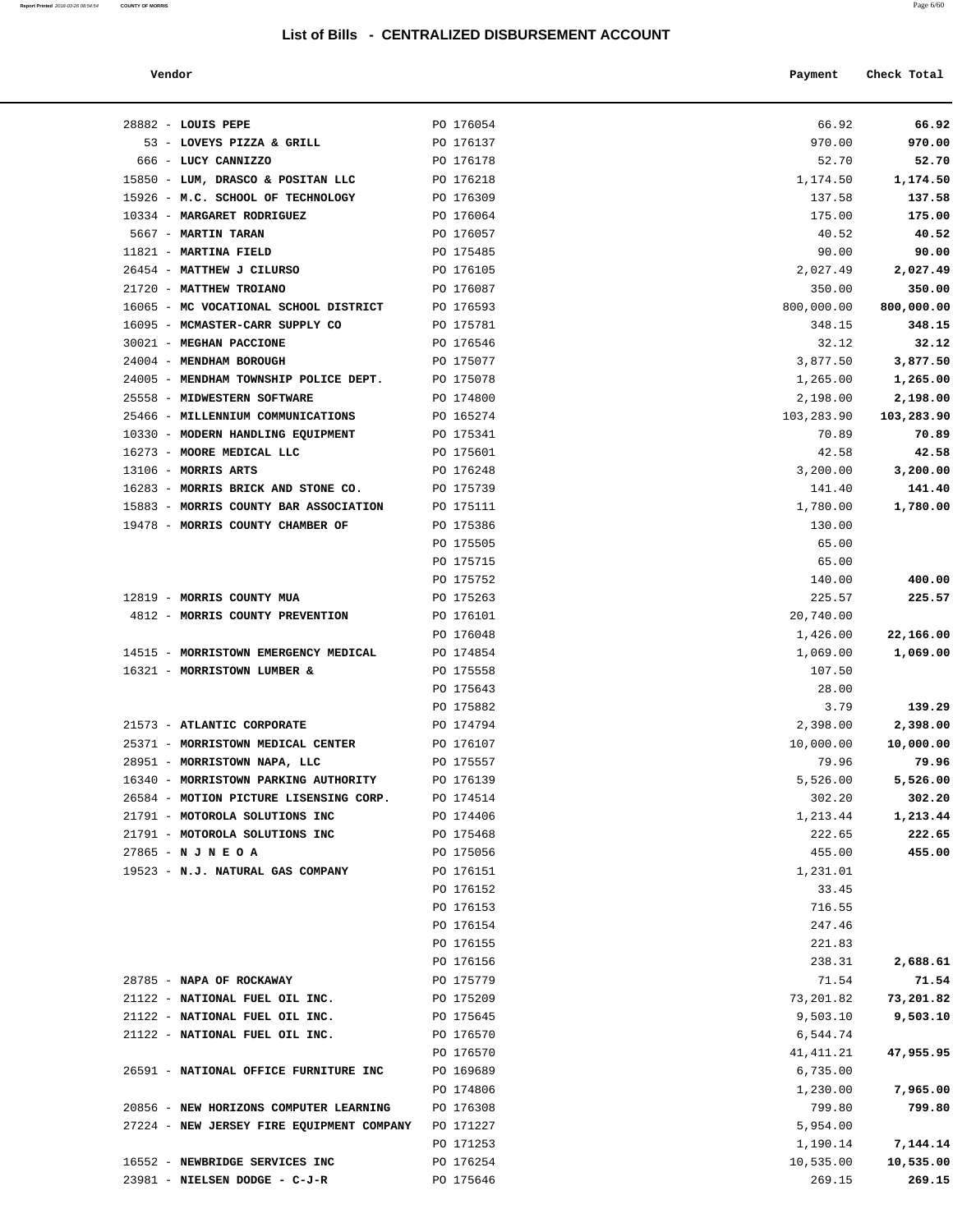## List of Bills - CENTRALIZED DISBURSEMENT ACCOUNT

| Vendor | | Payment | Check Total |
|---|---|---|---|
| 28882 - **LOUIS PEPE** | PO 176054 | 66.92 | **66.92** |
| 53 - **LOVEYS PIZZA & GRILL** | PO 176137 | 970.00 | **970.00** |
| 666 - **LUCY CANNIZZO** | PO 176178 | 52.70 | **52.70** |
| 15850 - **LUM, DRASCO & POSITAN LLC** | PO 176218 | 1,174.50 | **1,174.50** |
| 15926 - **M.C. SCHOOL OF TECHNOLOGY** | PO 176309 | 137.58 | **137.58** |
| 10334 - **MARGARET RODRIGUEZ** | PO 176064 | 175.00 | **175.00** |
| 5667 - **MARTIN TARAN** | PO 176057 | 40.52 | **40.52** |
| 11821 - **MARTINA FIELD** | PO 175485 | 90.00 | **90.00** |
| 26454 - **MATTHEW J CILURSO** | PO 176105 | 2,027.49 | **2,027.49** |
| 21720 - **MATTHEW TROIANO** | PO 176087 | 350.00 | **350.00** |
| 16065 - **MC VOCATIONAL SCHOOL DISTRICT** | PO 176593 | 800,000.00 | **800,000.00** |
| 16095 - **MCMASTER-CARR SUPPLY CO** | PO 175781 | 348.15 | **348.15** |
| 30021 - **MEGHAN PACCIONE** | PO 176546 | 32.12 | **32.12** |
| 24004 - **MENDHAM BOROUGH** | PO 175077 | 3,877.50 | **3,877.50** |
| 24005 - **MENDHAM TOWNSHIP POLICE DEPT.** | PO 175078 | 1,265.00 | **1,265.00** |
| 25558 - **MIDWESTERN SOFTWARE** | PO 174800 | 2,198.00 | **2,198.00** |
| 25466 - **MILLENNIUM COMMUNICATIONS** | PO 165274 | 103,283.90 | **103,283.90** |
| 10330 - **MODERN HANDLING EQUIPMENT** | PO 175341 | 70.89 | **70.89** |
| 16273 - **MOORE MEDICAL LLC** | PO 175601 | 42.58 | **42.58** |
| 13106 - **MORRIS ARTS** | PO 176248 | 3,200.00 | **3,200.00** |
| 16283 - **MORRIS BRICK AND STONE CO.** | PO 175739 | 141.40 | **141.40** |
| 15883 - **MORRIS COUNTY BAR ASSOCIATION** | PO 175111 | 1,780.00 | **1,780.00** |
| 19478 - **MORRIS COUNTY CHAMBER OF** | PO 175386 | 130.00 | |
| | PO 175505 | 65.00 | |
| | PO 175715 | 65.00 | |
| | PO 175752 | 140.00 | **400.00** |
| 12819 - **MORRIS COUNTY MUA** | PO 175263 | 225.57 | **225.57** |
| 4812 - **MORRIS COUNTY PREVENTION** | PO 176101 | 20,740.00 | |
| | PO 176048 | 1,426.00 | **22,166.00** |
| 14515 - **MORRISTOWN EMERGENCY MEDICAL** | PO 174854 | 1,069.00 | **1,069.00** |
| 16321 - **MORRISTOWN LUMBER &** | PO 175558 | 107.50 | |
| | PO 175643 | 28.00 | |
| | PO 175882 | 3.79 | **139.29** |
| 21573 - **ATLANTIC CORPORATE** | PO 174794 | 2,398.00 | **2,398.00** |
| 25371 - **MORRISTOWN MEDICAL CENTER** | PO 176107 | 10,000.00 | **10,000.00** |
| 28951 - **MORRISTOWN NAPA, LLC** | PO 175557 | 79.96 | **79.96** |
| 16340 - **MORRISTOWN PARKING AUTHORITY** | PO 176139 | 5,526.00 | **5,526.00** |
| 26584 - **MOTION PICTURE LISENSING CORP.** | PO 174514 | 302.20 | **302.20** |
| 21791 - **MOTOROLA SOLUTIONS INC** | PO 174406 | 1,213.44 | **1,213.44** |
| 21791 - **MOTOROLA SOLUTIONS INC** | PO 175468 | 222.65 | **222.65** |
| 27865 - **N J N E O A** | PO 175056 | 455.00 | **455.00** |
| 19523 - **N.J. NATURAL GAS COMPANY** | PO 176151 | 1,231.01 | |
| | PO 176152 | 33.45 | |
| | PO 176153 | 716.55 | |
| | PO 176154 | 247.46 | |
| | PO 176155 | 221.83 | |
| | PO 176156 | 238.31 | **2,688.61** |
| 28785 - **NAPA OF ROCKAWAY** | PO 175779 | 71.54 | **71.54** |
| 21122 - **NATIONAL FUEL OIL INC.** | PO 175209 | 73,201.82 | **73,201.82** |
| 21122 - **NATIONAL FUEL OIL INC.** | PO 175645 | 9,503.10 | **9,503.10** |
| 21122 - **NATIONAL FUEL OIL INC.** | PO 176570 | 6,544.74 | |
| | PO 176570 | 41,411.21 | **47,955.95** |
| 26591 - **NATIONAL OFFICE FURNITURE INC** | PO 169689 | 6,735.00 | |
| | PO 174806 | 1,230.00 | **7,965.00** |
| 20856 - **NEW HORIZONS COMPUTER LEARNING** | PO 176308 | 799.80 | **799.80** |
| 27224 - **NEW JERSEY FIRE EQUIPMENT COMPANY** | PO 171227 | 5,954.00 | |
| | PO 171253 | 1,190.14 | **7,144.14** |
| 16552 - **NEWBRIDGE SERVICES INC** | PO 176254 | 10,535.00 | **10,535.00** |
| 23981 - **NIELSEN DODGE - C-J-R** | PO 175646 | 269.15 | **269.15** |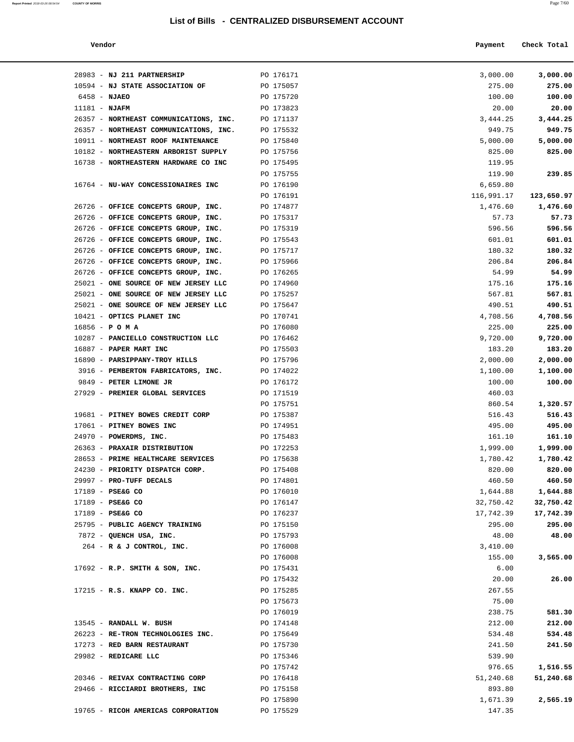# List of Bills - CENTRALIZED DISBURSEMENT ACCOUNT

| Vendor | | Payment | Check Total |
|---|---|---|---|
| 28983 - **NJ 211 PARTNERSHIP** | PO 176171 | 3,000.00 | **3,000.00** |
| 10594 - **NJ STATE ASSOCIATION OF** | PO 175057 | 275.00 | **275.00** |
| 6458 - **NJAEO** | PO 175720 | 100.00 | **100.00** |
| 11181 - **NJAFM** | PO 173823 | 20.00 | **20.00** |
| 26357 - **NORTHEAST COMMUNICATIONS, INC.** | PO 171137 | 3,444.25 | **3,444.25** |
| 26357 - **NORTHEAST COMMUNICATIONS, INC.** | PO 175532 | 949.75 | **949.75** |
| 10911 - **NORTHEAST ROOF MAINTENANCE** | PO 175840 | 5,000.00 | **5,000.00** |
| 10182 - **NORTHEASTERN ARBORIST SUPPLY** | PO 175756 | 825.00 | **825.00** |
| 16738 - **NORTHEASTERN HARDWARE CO INC** | PO 175495 | 119.95 | |
| | PO 175755 | 119.90 | **239.85** |
| 16764 - **NU-WAY CONCESSIONAIRES INC** | PO 176190 | 6,659.80 | |
| | PO 176191 | 116,991.17 | **123,650.97** |
| 26726 - **OFFICE CONCEPTS GROUP, INC.** | PO 174877 | 1,476.60 | **1,476.60** |
| 26726 - **OFFICE CONCEPTS GROUP, INC.** | PO 175317 | 57.73 | **57.73** |
| 26726 - **OFFICE CONCEPTS GROUP, INC.** | PO 175319 | 596.56 | **596.56** |
| 26726 - **OFFICE CONCEPTS GROUP, INC.** | PO 175543 | 601.01 | **601.01** |
| 26726 - **OFFICE CONCEPTS GROUP, INC.** | PO 175717 | 180.32 | **180.32** |
| 26726 - **OFFICE CONCEPTS GROUP, INC.** | PO 175966 | 206.84 | **206.84** |
| 26726 - **OFFICE CONCEPTS GROUP, INC.** | PO 176265 | 54.99 | **54.99** |
| 25021 - **ONE SOURCE OF NEW JERSEY LLC** | PO 174960 | 175.16 | **175.16** |
| 25021 - **ONE SOURCE OF NEW JERSEY LLC** | PO 175257 | 567.81 | **567.81** |
| 25021 - **ONE SOURCE OF NEW JERSEY LLC** | PO 175647 | 490.51 | **490.51** |
| 10421 - **OPTICS PLANET INC** | PO 170741 | 4,708.56 | **4,708.56** |
| 16856 - **P O M A** | PO 176080 | 225.00 | **225.00** |
| 10287 - **PANCIELLO CONSTRUCTION LLC** | PO 176462 | 9,720.00 | **9,720.00** |
| 16887 - **PAPER MART INC** | PO 175503 | 183.20 | **183.20** |
| 16890 - **PARSIPPANY-TROY HILLS** | PO 175796 | 2,000.00 | **2,000.00** |
| 3916 - **PEMBERTON FABRICATORS, INC.** | PO 174022 | 1,100.00 | **1,100.00** |
| 9849 - **PETER LIMONE JR** | PO 176172 | 100.00 | **100.00** |
| 27929 - **PREMIER GLOBAL SERVICES** | PO 171519 | 460.03 | |
| | PO 175751 | 860.54 | **1,320.57** |
| 19681 - **PITNEY BOWES CREDIT CORP** | PO 175387 | 516.43 | **516.43** |
| 17061 - **PITNEY BOWES INC** | PO 174951 | 495.00 | **495.00** |
| 24970 - **POWERDMS, INC.** | PO 175483 | 161.10 | **161.10** |
| 26363 - **PRAXAIR DISTRIBUTION** | PO 172253 | 1,999.00 | **1,999.00** |
| 28653 - **PRIME HEALTHCARE SERVICES** | PO 175638 | 1,780.42 | **1,780.42** |
| 24230 - **PRIORITY DISPATCH CORP.** | PO 175408 | 820.00 | **820.00** |
| 29997 - **PRO-TUFF DECALS** | PO 174801 | 460.50 | **460.50** |
| 17189 - **PSE&G CO** | PO 176010 | 1,644.88 | **1,644.88** |
| 17189 - **PSE&G CO** | PO 176147 | 32,750.42 | **32,750.42** |
| 17189 - **PSE&G CO** | PO 176237 | 17,742.39 | **17,742.39** |
| 25795 - **PUBLIC AGENCY TRAINING** | PO 175150 | 295.00 | **295.00** |
| 7872 - **QUENCH USA, INC.** | PO 175793 | 48.00 | **48.00** |
| 264 - **R & J CONTROL, INC.** | PO 176008 | 3,410.00 | |
| | PO 176008 | 155.00 | **3,565.00** |
| 17692 - **R.P. SMITH & SON, INC.** | PO 175431 | 6.00 | |
| | PO 175432 | 20.00 | **26.00** |
| 17215 - **R.S. KNAPP CO. INC.** | PO 175285 | 267.55 | |
| | PO 175673 | 75.00 | |
| | PO 176019 | 238.75 | **581.30** |
| 13545 - **RANDALL W. BUSH** | PO 174148 | 212.00 | **212.00** |
| 26223 - **RE-TRON TECHNOLOGIES INC.** | PO 175649 | 534.48 | **534.48** |
| 17273 - **RED BARN RESTAURANT** | PO 175730 | 241.50 | **241.50** |
| 29982 - **REDICARE LLC** | PO 175346 | 539.90 | |
| | PO 175742 | 976.65 | **1,516.55** |
| 20346 - **REIVAX CONTRACTING CORP** | PO 176418 | 51,240.68 | **51,240.68** |
| 29466 - **RICCIARDI BROTHERS, INC** | PO 175158 | 893.80 | |
| | PO 175890 | 1,671.39 | **2,565.19** |
| 19765 - **RICOH AMERICAS CORPORATION** | PO 175529 | 147.35 | |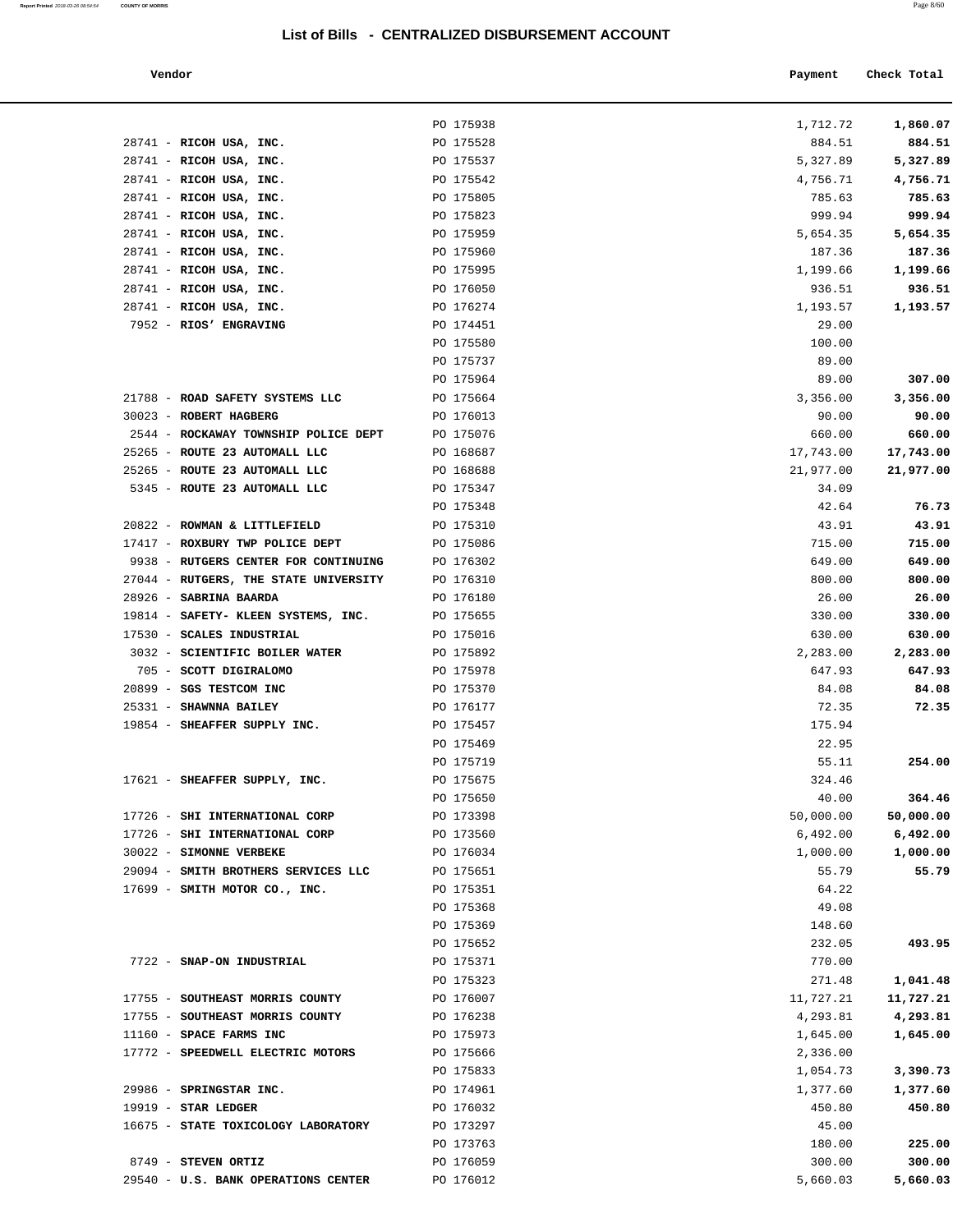## List of Bills - CENTRALIZED DISBURSEMENT ACCOUNT

| Vendor | | Payment | Check Total |
| --- | --- | --- | --- |
| | PO 175938 | 1,712.72 | **1,860.07** |
| 28741 - **RICOH USA, INC.** | PO 175528 | 884.51 | **884.51** |
| 28741 - **RICOH USA, INC.** | PO 175537 | 5,327.89 | **5,327.89** |
| 28741 - **RICOH USA, INC.** | PO 175542 | 4,756.71 | **4,756.71** |
| 28741 - **RICOH USA, INC.** | PO 175805 | 785.63 | **785.63** |
| 28741 - **RICOH USA, INC.** | PO 175823 | 999.94 | **999.94** |
| 28741 - **RICOH USA, INC.** | PO 175959 | 5,654.35 | **5,654.35** |
| 28741 - **RICOH USA, INC.** | PO 175960 | 187.36 | **187.36** |
| 28741 - **RICOH USA, INC.** | PO 175995 | 1,199.66 | **1,199.66** |
| 28741 - **RICOH USA, INC.** | PO 176050 | 936.51 | **936.51** |
| 28741 - **RICOH USA, INC.** | PO 176274 | 1,193.57 | **1,193.57** |
| 7952 - **RIOS' ENGRAVING** | PO 174451 | 29.00 | |
| | PO 175580 | 100.00 | |
| | PO 175737 | 89.00 | |
| | PO 175964 | 89.00 | **307.00** |
| 21788 - **ROAD SAFETY SYSTEMS LLC** | PO 175664 | 3,356.00 | **3,356.00** |
| 30023 - **ROBERT HAGBERG** | PO 176013 | 90.00 | **90.00** |
| 2544 - **ROCKAWAY TOWNSHIP POLICE DEPT** | PO 175076 | 660.00 | **660.00** |
| 25265 - **ROUTE 23 AUTOMALL LLC** | PO 168687 | 17,743.00 | **17,743.00** |
| 25265 - **ROUTE 23 AUTOMALL LLC** | PO 168688 | 21,977.00 | **21,977.00** |
| 5345 - **ROUTE 23 AUTOMALL LLC** | PO 175347 | 34.09 | |
| | PO 175348 | 42.64 | **76.73** |
| 20822 - **ROWMAN & LITTLEFIELD** | PO 175310 | 43.91 | **43.91** |
| 17417 - **ROXBURY TWP POLICE DEPT** | PO 175086 | 715.00 | **715.00** |
| 9938 - **RUTGERS CENTER FOR CONTINUING** | PO 176302 | 649.00 | **649.00** |
| 27044 - **RUTGERS, THE STATE UNIVERSITY** | PO 176310 | 800.00 | **800.00** |
| 28926 - **SABRINA BAARDA** | PO 176180 | 26.00 | **26.00** |
| 19814 - **SAFETY- KLEEN SYSTEMS, INC.** | PO 175655 | 330.00 | **330.00** |
| 17530 - **SCALES INDUSTRIAL** | PO 175016 | 630.00 | **630.00** |
| 3032 - **SCIENTIFIC BOILER WATER** | PO 175892 | 2,283.00 | **2,283.00** |
| 705 - **SCOTT DIGIRALOMO** | PO 175978 | 647.93 | **647.93** |
| 20899 - **SGS TESTCOM INC** | PO 175370 | 84.08 | **84.08** |
| 25331 - **SHAWNNA BAILEY** | PO 176177 | 72.35 | **72.35** |
| 19854 - **SHEAFFER SUPPLY INC.** | PO 175457 | 175.94 | |
| | PO 175469 | 22.95 | |
| | PO 175719 | 55.11 | **254.00** |
| 17621 - **SHEAFFER SUPPLY, INC.** | PO 175675 | 324.46 | |
| | PO 175650 | 40.00 | **364.46** |
| 17726 - **SHI INTERNATIONAL CORP** | PO 173398 | 50,000.00 | **50,000.00** |
| 17726 - **SHI INTERNATIONAL CORP** | PO 173560 | 6,492.00 | **6,492.00** |
| 30022 - **SIMONNE VERBEKE** | PO 176034 | 1,000.00 | **1,000.00** |
| 29094 - **SMITH BROTHERS SERVICES LLC** | PO 175651 | 55.79 | **55.79** |
| 17699 - **SMITH MOTOR CO., INC.** | PO 175351 | 64.22 | |
| | PO 175368 | 49.08 | |
| | PO 175369 | 148.60 | |
| | PO 175652 | 232.05 | **493.95** |
| 7722 - **SNAP-ON INDUSTRIAL** | PO 175371 | 770.00 | |
| | PO 175323 | 271.48 | **1,041.48** |
| 17755 - **SOUTHEAST MORRIS COUNTY** | PO 176007 | 11,727.21 | **11,727.21** |
| 17755 - **SOUTHEAST MORRIS COUNTY** | PO 176238 | 4,293.81 | **4,293.81** |
| 11160 - **SPACE FARMS INC** | PO 175973 | 1,645.00 | **1,645.00** |
| 17772 - **SPEEDWELL ELECTRIC MOTORS** | PO 175666 | 2,336.00 | |
| | PO 175833 | 1,054.73 | **3,390.73** |
| 29986 - **SPRINGSTAR INC.** | PO 174961 | 1,377.60 | **1,377.60** |
| 19919 - **STAR LEDGER** | PO 176032 | 450.80 | **450.80** |
| 16675 - **STATE TOXICOLOGY LABORATORY** | PO 173297 | 45.00 | |
| | PO 173763 | 180.00 | **225.00** |
| 8749 - **STEVEN ORTIZ** | PO 176059 | 300.00 | **300.00** |
| 29540 - **U.S. BANK OPERATIONS CENTER** | PO 176012 | 5,660.03 | **5,660.03** |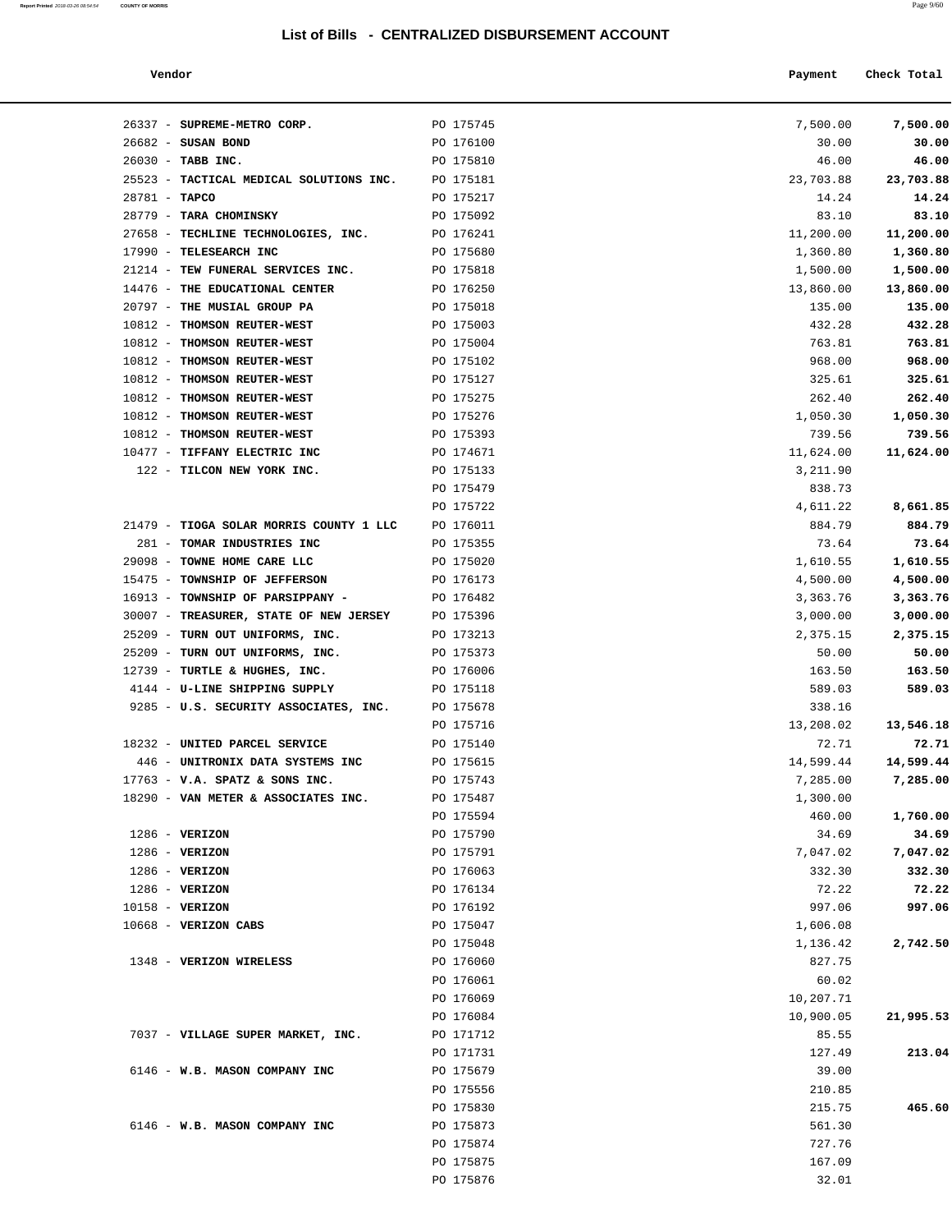## List of Bills - CENTRALIZED DISBURSEMENT ACCOUNT

| Vendor | | Payment | Check Total |
|---|---|---|---|
| 26337 - **SUPREME-METRO CORP.** | PO 175745 | 7,500.00 | **7,500.00** |
| 26682 - **SUSAN BOND** | PO 176100 | 30.00 | **30.00** |
| 26030 - **TABB INC.** | PO 175810 | 46.00 | **46.00** |
| 25523 - **TACTICAL MEDICAL SOLUTIONS INC.** | PO 175181 | 23,703.88 | **23,703.88** |
| 28781 - **TAPCO** | PO 175217 | 14.24 | **14.24** |
| 28779 - **TARA CHOMINSKY** | PO 175092 | 83.10 | **83.10** |
| 27658 - **TECHLINE TECHNOLOGIES, INC.** | PO 176241 | 11,200.00 | **11,200.00** |
| 17990 - **TELESEARCH INC** | PO 175680 | 1,360.80 | **1,360.80** |
| 21214 - **TEW FUNERAL SERVICES INC.** | PO 175818 | 1,500.00 | **1,500.00** |
| 14476 - **THE EDUCATIONAL CENTER** | PO 176250 | 13,860.00 | **13,860.00** |
| 20797 - **THE MUSIAL GROUP PA** | PO 175018 | 135.00 | **135.00** |
| 10812 - **THOMSON REUTER-WEST** | PO 175003 | 432.28 | **432.28** |
| 10812 - **THOMSON REUTER-WEST** | PO 175004 | 763.81 | **763.81** |
| 10812 - **THOMSON REUTER-WEST** | PO 175102 | 968.00 | **968.00** |
| 10812 - **THOMSON REUTER-WEST** | PO 175127 | 325.61 | **325.61** |
| 10812 - **THOMSON REUTER-WEST** | PO 175275 | 262.40 | **262.40** |
| 10812 - **THOMSON REUTER-WEST** | PO 175276 | 1,050.30 | **1,050.30** |
| 10812 - **THOMSON REUTER-WEST** | PO 175393 | 739.56 | **739.56** |
| 10477 - **TIFFANY ELECTRIC INC** | PO 174671 | 11,624.00 | **11,624.00** |
| 122 - **TILCON NEW YORK INC.** | PO 175133 | 3,211.90 | |
| | PO 175479 | 838.73 | |
| | PO 175722 | 4,611.22 | **8,661.85** |
| 21479 - **TIOGA SOLAR MORRIS COUNTY 1 LLC** | PO 176011 | 884.79 | **884.79** |
| 281 - **TOMAR INDUSTRIES INC** | PO 175355 | 73.64 | **73.64** |
| 29098 - **TOWNE HOME CARE LLC** | PO 175020 | 1,610.55 | **1,610.55** |
| 15475 - **TOWNSHIP OF JEFFERSON** | PO 176173 | 4,500.00 | **4,500.00** |
| 16913 - **TOWNSHIP OF PARSIPPANY -** | PO 176482 | 3,363.76 | **3,363.76** |
| 30007 - **TREASURER, STATE OF NEW JERSEY** | PO 175396 | 3,000.00 | **3,000.00** |
| 25209 - **TURN OUT UNIFORMS, INC.** | PO 173213 | 2,375.15 | **2,375.15** |
| 25209 - **TURN OUT UNIFORMS, INC.** | PO 175373 | 50.00 | **50.00** |
| 12739 - **TURTLE & HUGHES, INC.** | PO 176006 | 163.50 | **163.50** |
| 4144 - **U-LINE SHIPPING SUPPLY** | PO 175118 | 589.03 | **589.03** |
| 9285 - **U.S. SECURITY ASSOCIATES, INC.** | PO 175678 | 338.16 | |
| | PO 175716 | 13,208.02 | **13,546.18** |
| 18232 - **UNITED PARCEL SERVICE** | PO 175140 | 72.71 | **72.71** |
| 446 - **UNITRONIX DATA SYSTEMS INC** | PO 175615 | 14,599.44 | **14,599.44** |
| 17763 - **V.A. SPATZ & SONS INC.** | PO 175743 | 7,285.00 | **7,285.00** |
| 18290 - **VAN METER & ASSOCIATES INC.** | PO 175487 | 1,300.00 | |
| | PO 175594 | 460.00 | **1,760.00** |
| 1286 - **VERIZON** | PO 175790 | 34.69 | **34.69** |
| 1286 - **VERIZON** | PO 175791 | 7,047.02 | **7,047.02** |
| 1286 - **VERIZON** | PO 176063 | 332.30 | **332.30** |
| 1286 - **VERIZON** | PO 176134 | 72.22 | **72.22** |
| 10158 - **VERIZON** | PO 176192 | 997.06 | **997.06** |
| 10668 - **VERIZON CABS** | PO 175047 | 1,606.08 | |
| | PO 175048 | 1,136.42 | **2,742.50** |
| 1348 - **VERIZON WIRELESS** | PO 176060 | 827.75 | |
| | PO 176061 | 60.02 | |
| | PO 176069 | 10,207.71 | |
| | PO 176084 | 10,900.05 | **21,995.53** |
| 7037 - **VILLAGE SUPER MARKET, INC.** | PO 171712 | 85.55 | |
| | PO 171731 | 127.49 | **213.04** |
| 6146 - **W.B. MASON COMPANY INC** | PO 175679 | 39.00 | |
| | PO 175556 | 210.85 | |
| | PO 175830 | 215.75 | **465.60** |
| 6146 - **W.B. MASON COMPANY INC** | PO 175873 | 561.30 | |
| | PO 175874 | 727.76 | |
| | PO 175875 | 167.09 | |
| | PO 175876 | 32.01 | |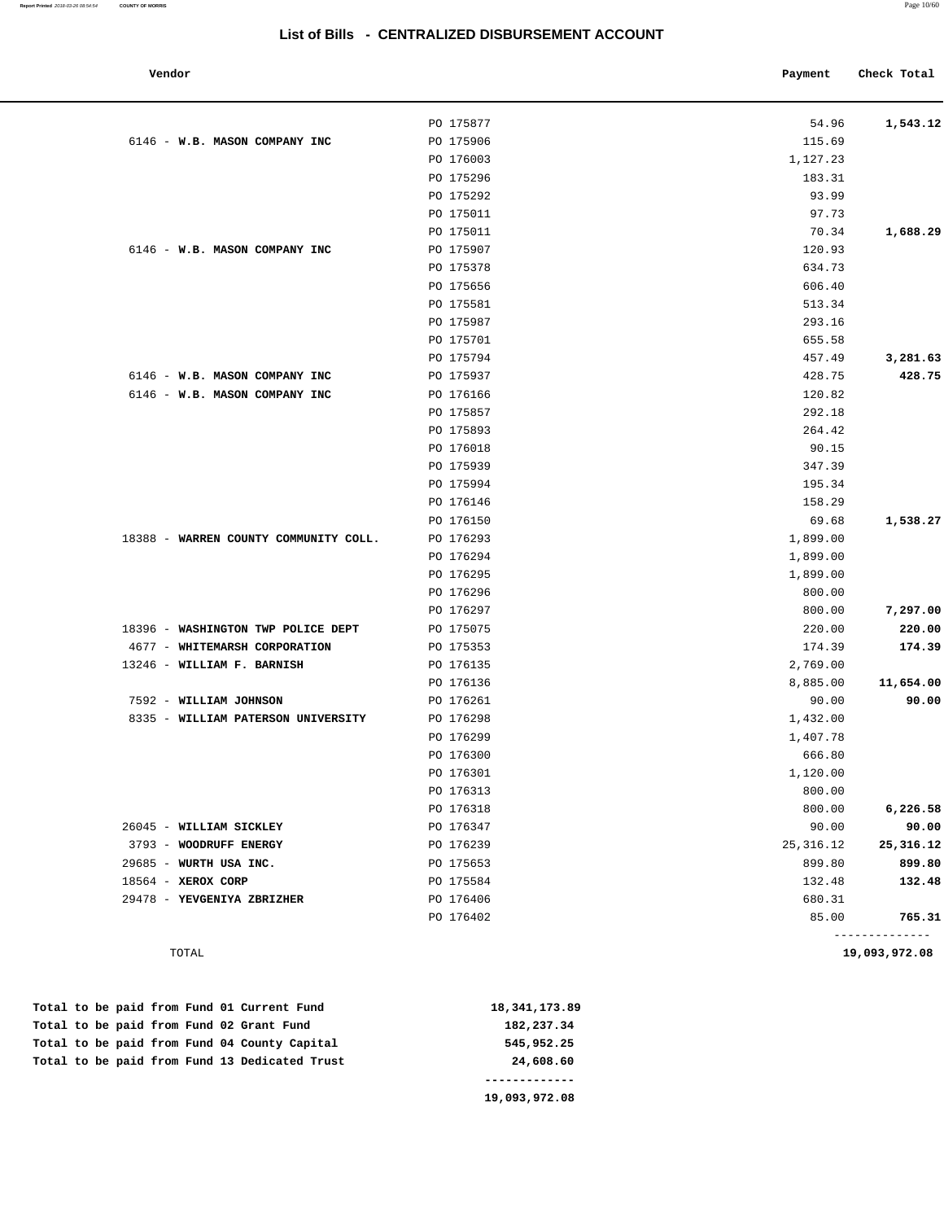## List of Bills - CENTRALIZED DISBURSEMENT ACCOUNT

| Vendor | | Payment | Check Total |
|---|---|---|---|
| | PO 175877 | 54.96 | **1,543.12** |
| 6146 - **W.B. MASON COMPANY INC** | PO 175906 | 115.69 | |
| | PO 176003 | 1,127.23 | |
| | PO 175296 | 183.31 | |
| | PO 175292 | 93.99 | |
| | PO 175011 | 97.73 | |
| | PO 175011 | 70.34 | **1,688.29** |
| 6146 - **W.B. MASON COMPANY INC** | PO 175907 | 120.93 | |
| | PO 175378 | 634.73 | |
| | PO 175656 | 606.40 | |
| | PO 175581 | 513.34 | |
| | PO 175987 | 293.16 | |
| | PO 175701 | 655.58 | |
| | PO 175794 | 457.49 | **3,281.63** |
| 6146 - **W.B. MASON COMPANY INC** | PO 175937 | 428.75 | **428.75** |
| 6146 - **W.B. MASON COMPANY INC** | PO 176166 | 120.82 | |
| | PO 175857 | 292.18 | |
| | PO 175893 | 264.42 | |
| | PO 176018 | 90.15 | |
| | PO 175939 | 347.39 | |
| | PO 175994 | 195.34 | |
| | PO 176146 | 158.29 | |
| | PO 176150 | 69.68 | **1,538.27** |
| 18388 - **WARREN COUNTY COMMUNITY COLL.** | PO 176293 | 1,899.00 | |
| | PO 176294 | 1,899.00 | |
| | PO 176295 | 1,899.00 | |
| | PO 176296 | 800.00 | |
| | PO 176297 | 800.00 | **7,297.00** |
| 18396 - **WASHINGTON TWP POLICE DEPT** | PO 175075 | 220.00 | **220.00** |
| 4677 - **WHITEMARSH CORPORATION** | PO 175353 | 174.39 | **174.39** |
| 13246 - **WILLIAM F. BARNISH** | PO 176135 | 2,769.00 | |
| | PO 176136 | 8,885.00 | **11,654.00** |
| 7592 - **WILLIAM JOHNSON** | PO 176261 | 90.00 | **90.00** |
| 8335 - **WILLIAM PATERSON UNIVERSITY** | PO 176298 | 1,432.00 | |
| | PO 176299 | 1,407.78 | |
| | PO 176300 | 666.80 | |
| | PO 176301 | 1,120.00 | |
| | PO 176313 | 800.00 | |
| | PO 176318 | 800.00 | **6,226.58** |
| 26045 - **WILLIAM SICKLEY** | PO 176347 | 90.00 | **90.00** |
| 3793 - **WOODRUFF ENERGY** | PO 176239 | 25,316.12 | **25,316.12** |
| 29685 - **WURTH USA INC.** | PO 175653 | 899.80 | **899.80** |
| 18564 - **XEROX CORP** | PO 175584 | 132.48 | **132.48** |
| 29478 - **YEVGENIYA ZBRIZHER** | PO 176406 | 680.31 | |
| | PO 176402 | 85.00 | **765.31** |
| TOTAL | | | **19,093,972.08** |

| | |
|---|---|
| **Total to be paid from Fund 01 Current Fund** | **18,341,173.89** |
| **Total to be paid from Fund 02 Grant Fund** | **182,237.34** |
| **Total to be paid from Fund 04 County Capital** | **545,952.25** |
| **Total to be paid from Fund 13 Dedicated Trust** | **24,608.60** |
| | **19,093,972.08** |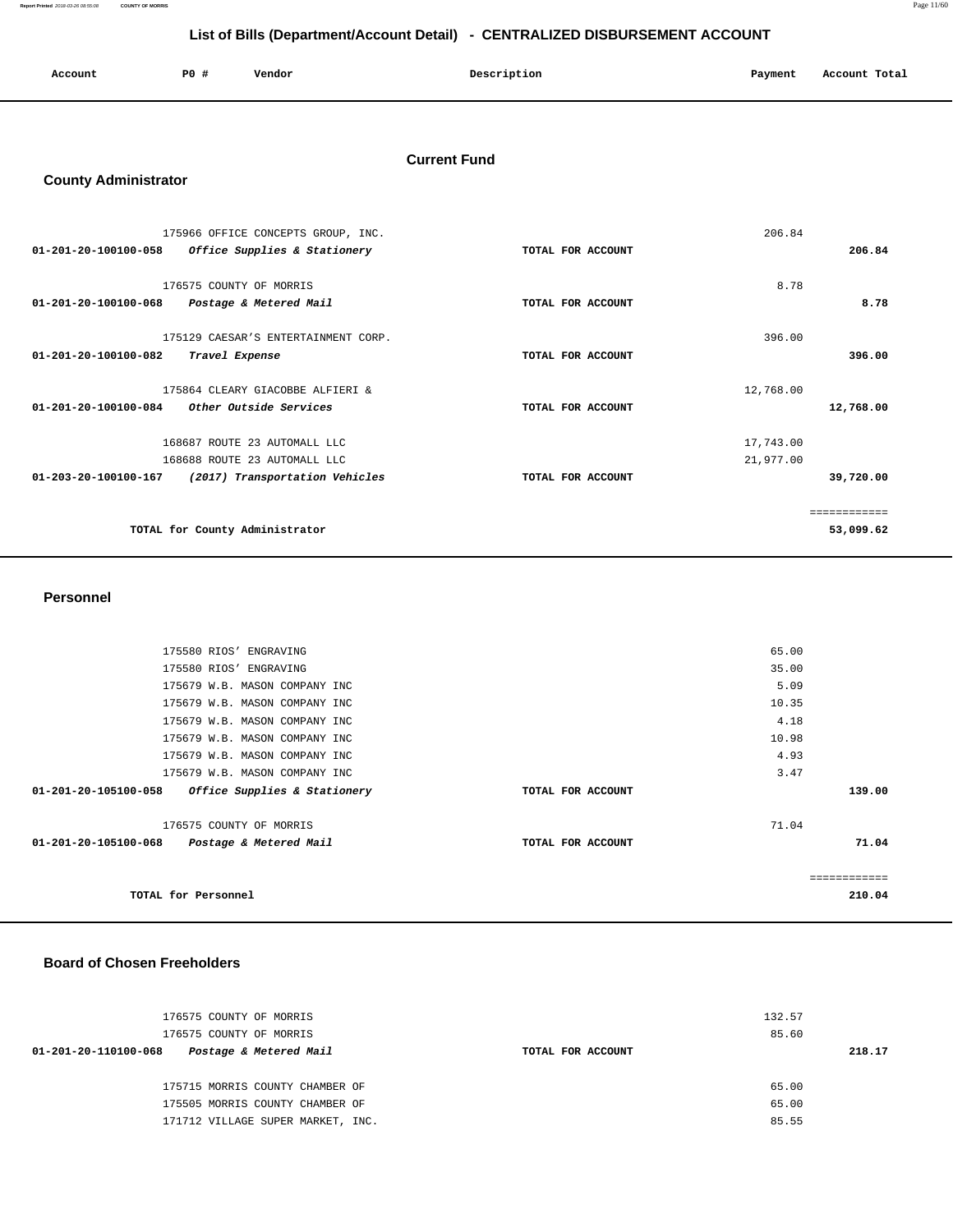# List of Bills (Department/Account Detail) - CENTRALIZED DISBURSEMENT ACCOUNT

| Account | PO # | Vendor | Description | Payment | Account Total |
|---|---|---|---|---|---|

## Current Fund

### County Administrator

| | | | | | |
|---|---|---|---|---|---|
| | 175966 | OFFICE CONCEPTS GROUP, INC. | | 206.84 | |
| 01-201-20-100100-058 | | *Office Supplies & Stationery* | TOTAL FOR ACCOUNT | | 206.84 |
| | 176575 | COUNTY OF MORRIS | | 8.78 | |
| 01-201-20-100100-068 | | *Postage & Metered Mail* | TOTAL FOR ACCOUNT | | 8.78 |
| | 175129 | CAESAR'S ENTERTAINMENT CORP. | | 396.00 | |
| 01-201-20-100100-082 | | *Travel Expense* | TOTAL FOR ACCOUNT | | 396.00 |
| | 175864 | CLEARY GIACOBBE ALFIERI & | | 12,768.00 | |
| 01-201-20-100100-084 | | *Other Outside Services* | TOTAL FOR ACCOUNT | | 12,768.00 |
| | 168687 | ROUTE 23 AUTOMALL LLC | | 17,743.00 | |
| | 168688 | ROUTE 23 AUTOMALL LLC | | 21,977.00 | |
| 01-203-20-100100-167 | | *(2017) Transportation Vehicles* | TOTAL FOR ACCOUNT | | 39,720.00 |
| | | | | | ============ |
| | | TOTAL for County Administrator | | | 53,099.62 |

### Personnel

| | | | | | |
|---|---|---|---|---|---|
| | 175580 | RIOS' ENGRAVING | | 65.00 | |
| | 175580 | RIOS' ENGRAVING | | 35.00 | |
| | 175679 | W.B. MASON COMPANY INC | | 5.09 | |
| | 175679 | W.B. MASON COMPANY INC | | 10.35 | |
| | 175679 | W.B. MASON COMPANY INC | | 4.18 | |
| | 175679 | W.B. MASON COMPANY INC | | 10.98 | |
| | 175679 | W.B. MASON COMPANY INC | | 4.93 | |
| | 175679 | W.B. MASON COMPANY INC | | 3.47 | |
| 01-201-20-105100-058 | | *Office Supplies & Stationery* | TOTAL FOR ACCOUNT | | 139.00 |
| | 176575 | COUNTY OF MORRIS | | 71.04 | |
| 01-201-20-105100-068 | | *Postage & Metered Mail* | TOTAL FOR ACCOUNT | | 71.04 |
| | | | | | ============ |
| | | TOTAL for Personnel | | | 210.04 |

### Board of Chosen Freeholders

| | | | | | |
|---|---|---|---|---|---|
| | 176575 | COUNTY OF MORRIS | | 132.57 | |
| | 176575 | COUNTY OF MORRIS | | 85.60 | |
| 01-201-20-110100-068 | | *Postage & Metered Mail* | TOTAL FOR ACCOUNT | | 218.17 |
| | 175715 | MORRIS COUNTY CHAMBER OF | | 65.00 | |
| | 175505 | MORRIS COUNTY CHAMBER OF | | 65.00 | |
| | 171712 | VILLAGE SUPER MARKET, INC. | | 85.55 | |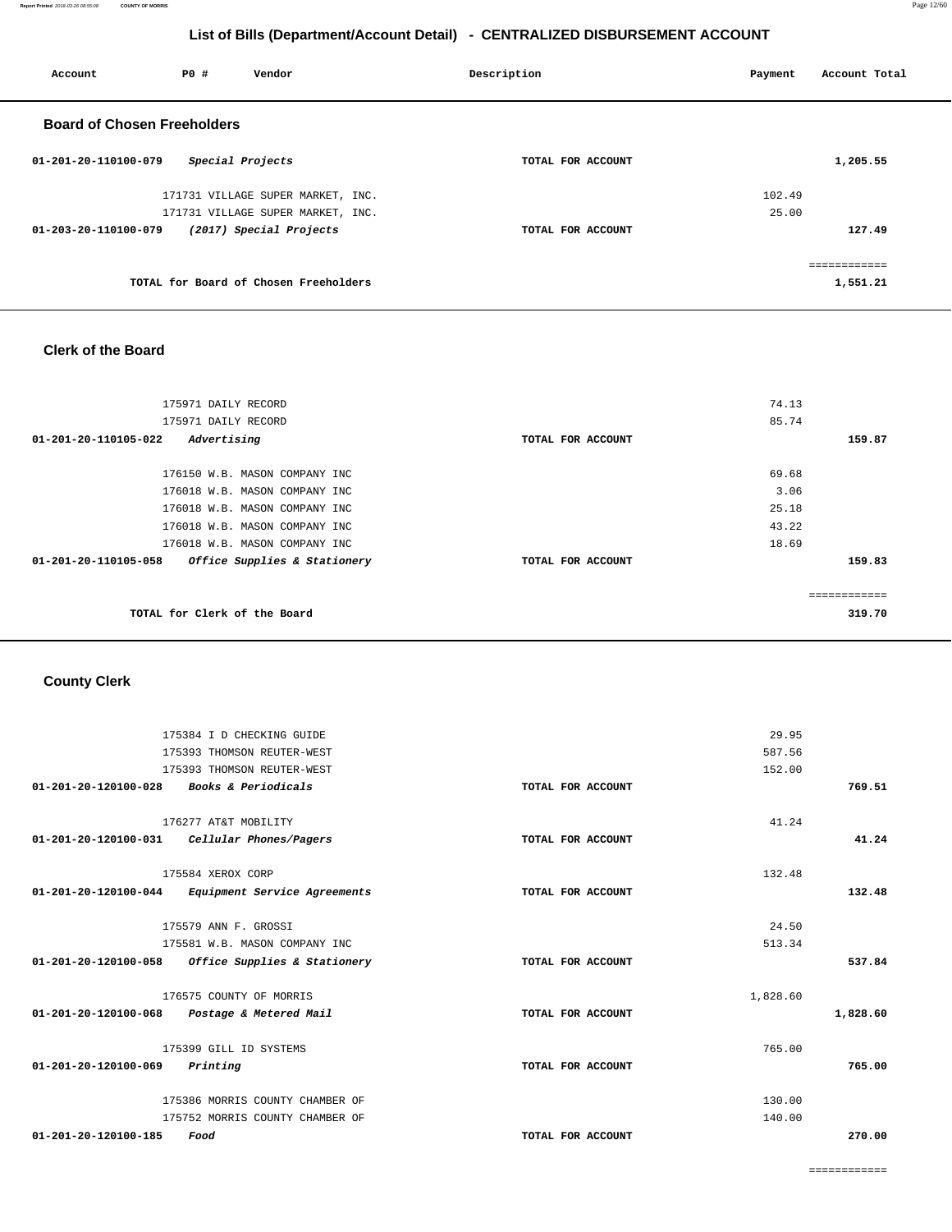# List of Bills (Department/Account Detail) - CENTRALIZED DISBURSEMENT ACCOUNT

| Account | PO # | Vendor | Description | Payment | Account Total |
|---|---|---|---|---|---|

## Board of Chosen Freeholders

| | | | | | |
|---|---|---|---|---|---|
| 01-201-20-110100-079 | | *Special Projects* | TOTAL FOR ACCOUNT | | 1,205.55 |
| | 171731 | VILLAGE SUPER MARKET, INC. | | 102.49 | |
| | 171731 | VILLAGE SUPER MARKET, INC. | | 25.00 | |
| 01-203-20-110100-079 | | *(2017) Special Projects* | TOTAL FOR ACCOUNT | | 127.49 |
| | | | | | ============ |
| | | TOTAL for Board of Chosen Freeholders | | | 1,551.21 |

## Clerk of the Board

| | | | | | |
|---|---|---|---|---|---|
| | 175971 | DAILY RECORD | | 74.13 | |
| | 175971 | DAILY RECORD | | 85.74 | |
| 01-201-20-110105-022 | | *Advertising* | TOTAL FOR ACCOUNT | | 159.87 |
| | 176150 | W.B. MASON COMPANY INC | | 69.68 | |
| | 176018 | W.B. MASON COMPANY INC | | 3.06 | |
| | 176018 | W.B. MASON COMPANY INC | | 25.18 | |
| | 176018 | W.B. MASON COMPANY INC | | 43.22 | |
| | 176018 | W.B. MASON COMPANY INC | | 18.69 | |
| 01-201-20-110105-058 | | *Office Supplies & Stationery* | TOTAL FOR ACCOUNT | | 159.83 |
| | | | | | ============ |
| | | TOTAL for Clerk of the Board | | | 319.70 |

## County Clerk

| | | | | | |
|---|---|---|---|---|---|
| | 175384 | I D CHECKING GUIDE | | 29.95 | |
| | 175393 | THOMSON REUTER-WEST | | 587.56 | |
| | 175393 | THOMSON REUTER-WEST | | 152.00 | |
| 01-201-20-120100-028 | | *Books & Periodicals* | TOTAL FOR ACCOUNT | | 769.51 |
| | 176277 | AT&T MOBILITY | | 41.24 | |
| 01-201-20-120100-031 | | *Cellular Phones/Pagers* | TOTAL FOR ACCOUNT | | 41.24 |
| | 175584 | XEROX CORP | | 132.48 | |
| 01-201-20-120100-044 | | *Equipment Service Agreements* | TOTAL FOR ACCOUNT | | 132.48 |
| | 175579 | ANN F. GROSSI | | 24.50 | |
| | 175581 | W.B. MASON COMPANY INC | | 513.34 | |
| 01-201-20-120100-058 | | *Office Supplies & Stationery* | TOTAL FOR ACCOUNT | | 537.84 |
| | 176575 | COUNTY OF MORRIS | | 1,828.60 | |
| 01-201-20-120100-068 | | *Postage & Metered Mail* | TOTAL FOR ACCOUNT | | 1,828.60 |
| | 175399 | GILL ID SYSTEMS | | 765.00 | |
| 01-201-20-120100-069 | | *Printing* | TOTAL FOR ACCOUNT | | 765.00 |
| | 175386 | MORRIS COUNTY CHAMBER OF | | 130.00 | |
| | 175752 | MORRIS COUNTY CHAMBER OF | | 140.00 | |
| 01-201-20-120100-185 | | *Food* | TOTAL FOR ACCOUNT | | 270.00 |
| | | | | | ============ |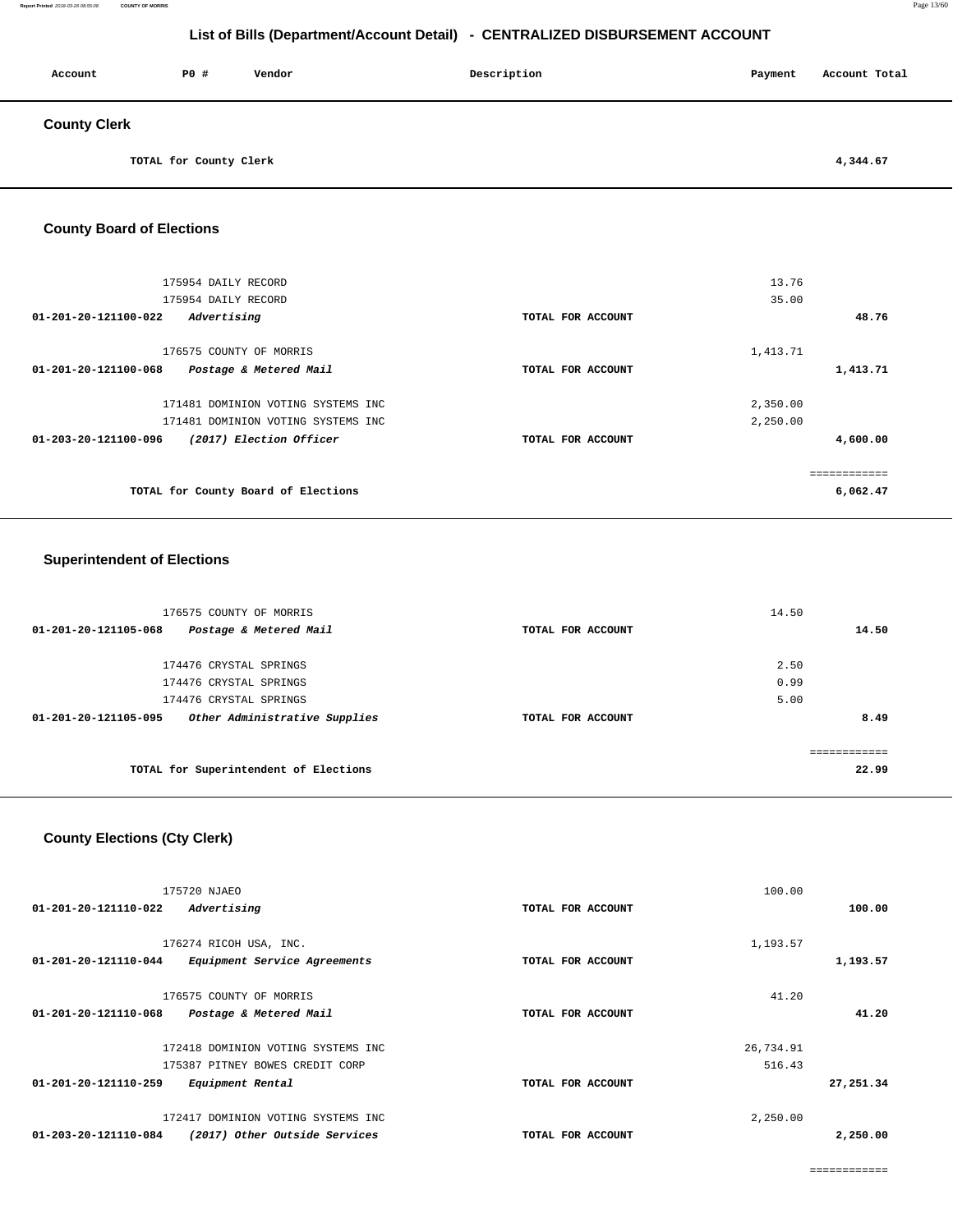## List of Bills (Department/Account Detail) - CENTRALIZED DISBURSEMENT ACCOUNT

| Account | PO # | Vendor | Description | Payment | Account Total |
|---|---|---|---|---|---|

### County Clerk

| | | | | | |
|---|---|---|---|---|---|
| | | TOTAL for County Clerk | | | 4,344.67 |

### County Board of Elections

| | | | | | |
|---|---|---|---|---|---|
| | 175954 | DAILY RECORD | | 13.76 | |
| | 175954 | DAILY RECORD | | 35.00 | |
| 01-201-20-121100-022 | | *Advertising* | TOTAL FOR ACCOUNT | | 48.76 |
| | 176575 | COUNTY OF MORRIS | | 1,413.71 | |
| 01-201-20-121100-068 | | *Postage & Metered Mail* | TOTAL FOR ACCOUNT | | 1,413.71 |
| | 171481 | DOMINION VOTING SYSTEMS INC | | 2,350.00 | |
| | 171481 | DOMINION VOTING SYSTEMS INC | | 2,250.00 | |
| 01-203-20-121100-096 | | *(2017) Election Officer* | TOTAL FOR ACCOUNT | | 4,600.00 |
| | | | | | ============ |
| | | TOTAL for County Board of Elections | | | 6,062.47 |

### Superintendent of Elections

| | | | | | |
|---|---|---|---|---|---|
| | 176575 | COUNTY OF MORRIS | | 14.50 | |
| 01-201-20-121105-068 | | *Postage & Metered Mail* | TOTAL FOR ACCOUNT | | 14.50 |
| | 174476 | CRYSTAL SPRINGS | | 2.50 | |
| | 174476 | CRYSTAL SPRINGS | | 0.99 | |
| | 174476 | CRYSTAL SPRINGS | | 5.00 | |
| 01-201-20-121105-095 | | *Other Administrative Supplies* | TOTAL FOR ACCOUNT | | 8.49 |
| | | | | | ============ |
| | | TOTAL for Superintendent of Elections | | | 22.99 |

### County Elections (Cty Clerk)

| | | | | | |
|---|---|---|---|---|---|
| | 175720 | NJAEO | | 100.00 | |
| 01-201-20-121110-022 | | *Advertising* | TOTAL FOR ACCOUNT | | 100.00 |
| | 176274 | RICOH USA, INC. | | 1,193.57 | |
| 01-201-20-121110-044 | | *Equipment Service Agreements* | TOTAL FOR ACCOUNT | | 1,193.57 |
| | 176575 | COUNTY OF MORRIS | | 41.20 | |
| 01-201-20-121110-068 | | *Postage & Metered Mail* | TOTAL FOR ACCOUNT | | 41.20 |
| | 172418 | DOMINION VOTING SYSTEMS INC | | 26,734.91 | |
| | 175387 | PITNEY BOWES CREDIT CORP | | 516.43 | |
| 01-201-20-121110-259 | | *Equipment Rental* | TOTAL FOR ACCOUNT | | 27,251.34 |
| | 172417 | DOMINION VOTING SYSTEMS INC | | 2,250.00 | |
| 01-203-20-121110-084 | | *(2017) Other Outside Services* | TOTAL FOR ACCOUNT | | 2,250.00 |
| | | | | | ============ |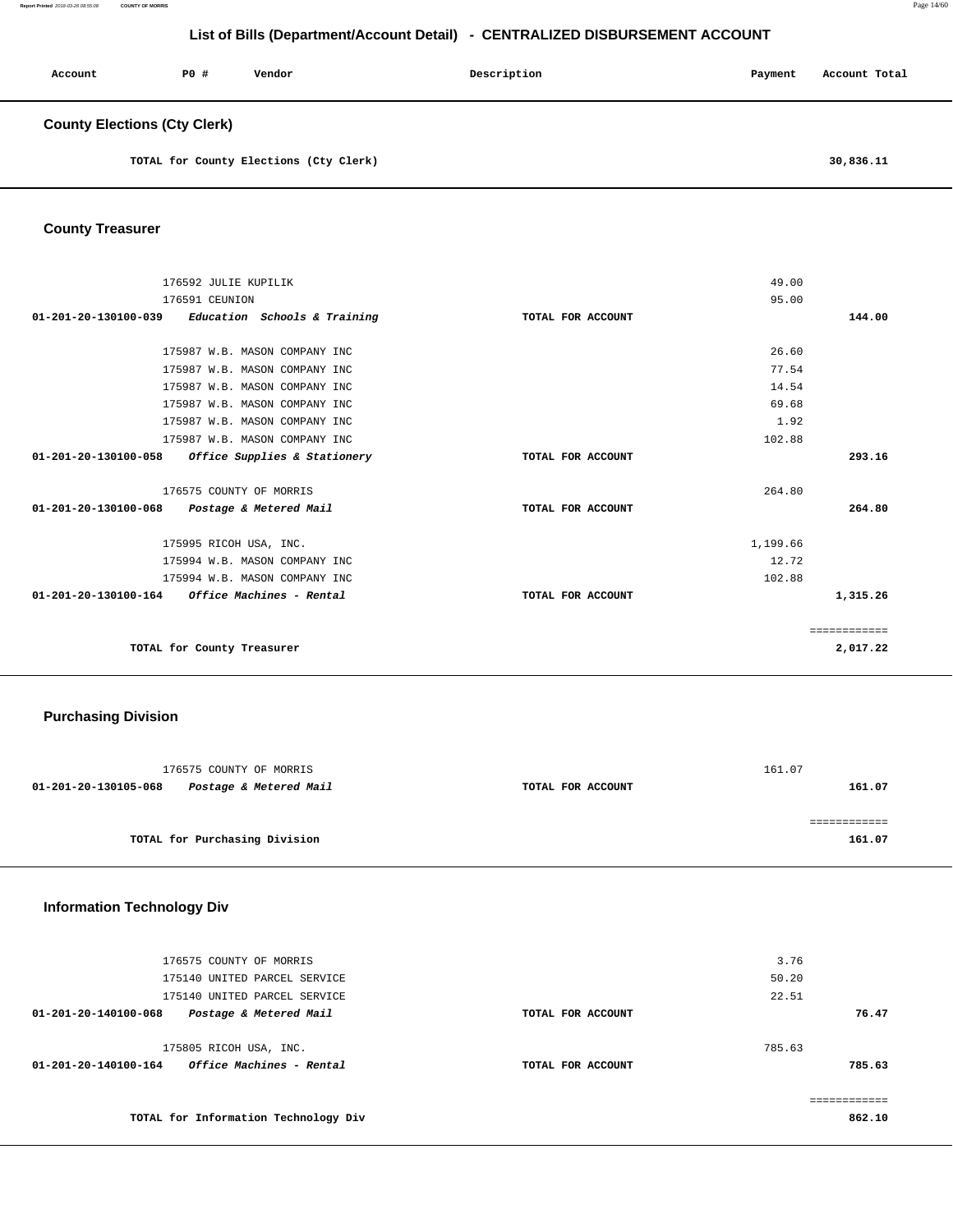## List of Bills (Department/Account Detail) - CENTRALIZED DISBURSEMENT ACCOUNT

| Account | PO # | Vendor | Description | Payment | Account Total |
|---|---|---|---|---|---|

### County Elections (Cty Clerk)

| | | | | | |
|---|---|---|---|---|---|
| | | TOTAL for County Elections (Cty Clerk) | | | 30,836.11 |

### County Treasurer

| Account | PO # | Vendor | Description | Payment | Account Total |
|---|---|---|---|---|---|
| | 176592 | JULIE KUPILIK | | 49.00 | |
| | 176591 | CEUNION | | 95.00 | |
| 01-201-20-130100-039 | | *Education Schools & Training* | TOTAL FOR ACCOUNT | | 144.00 |
| | 175987 | W.B. MASON COMPANY INC | | 26.60 | |
| | 175987 | W.B. MASON COMPANY INC | | 77.54 | |
| | 175987 | W.B. MASON COMPANY INC | | 14.54 | |
| | 175987 | W.B. MASON COMPANY INC | | 69.68 | |
| | 175987 | W.B. MASON COMPANY INC | | 1.92 | |
| | 175987 | W.B. MASON COMPANY INC | | 102.88 | |
| 01-201-20-130100-058 | | *Office Supplies & Stationery* | TOTAL FOR ACCOUNT | | 293.16 |
| | 176575 | COUNTY OF MORRIS | | 264.80 | |
| 01-201-20-130100-068 | | *Postage & Metered Mail* | TOTAL FOR ACCOUNT | | 264.80 |
| | 175995 | RICOH USA, INC. | | 1,199.66 | |
| | 175994 | W.B. MASON COMPANY INC | | 12.72 | |
| | 175994 | W.B. MASON COMPANY INC | | 102.88 | |
| 01-201-20-130100-164 | | *Office Machines - Rental* | TOTAL FOR ACCOUNT | | 1,315.26 |
| | | TOTAL for County Treasurer | | | 2,017.22 |

### Purchasing Division

| Account | PO # | Vendor | Description | Payment | Account Total |
|---|---|---|---|---|---|
| | 176575 | COUNTY OF MORRIS | | 161.07 | |
| 01-201-20-130105-068 | | *Postage & Metered Mail* | TOTAL FOR ACCOUNT | | 161.07 |
| | | TOTAL for Purchasing Division | | | 161.07 |

### Information Technology Div

| Account | PO # | Vendor | Description | Payment | Account Total |
|---|---|---|---|---|---|
| | 176575 | COUNTY OF MORRIS | | 3.76 | |
| | 175140 | UNITED PARCEL SERVICE | | 50.20 | |
| | 175140 | UNITED PARCEL SERVICE | | 22.51 | |
| 01-201-20-140100-068 | | *Postage & Metered Mail* | TOTAL FOR ACCOUNT | | 76.47 |
| | 175805 | RICOH USA, INC. | | 785.63 | |
| 01-201-20-140100-164 | | *Office Machines - Rental* | TOTAL FOR ACCOUNT | | 785.63 |
| | | TOTAL for Information Technology Div | | | 862.10 |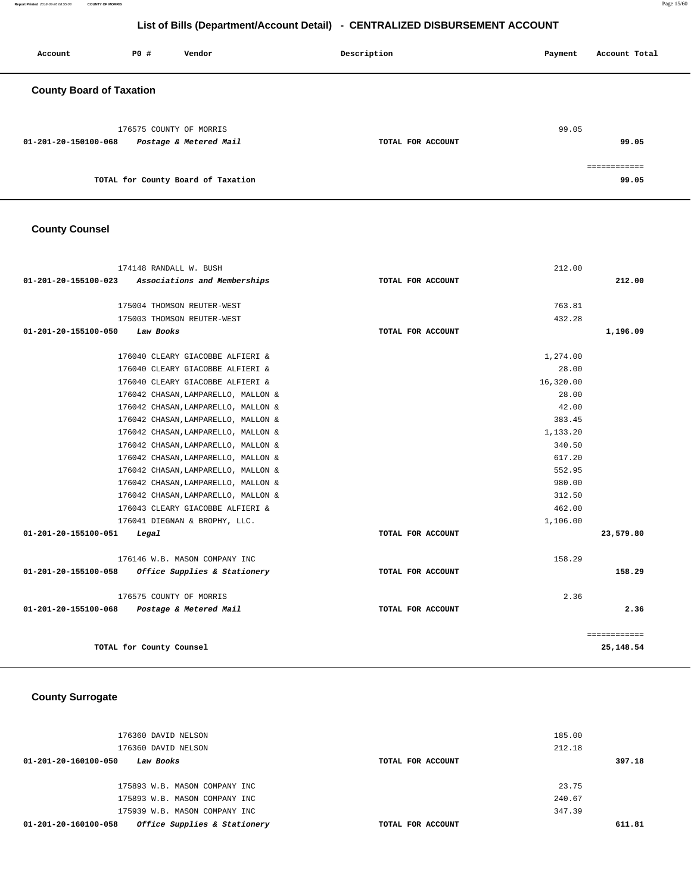# List of Bills (Department/Account Detail) - CENTRALIZED DISBURSEMENT ACCOUNT

| Account | PO # | Vendor | Description | Payment | Account Total |
|---|---|---|---|---|---|

## County Board of Taxation

| | | | | | |
|---|---|---|---|---|---|
| | 176575 | COUNTY OF MORRIS | | 99.05 | |
| 01-201-20-150100-068 | | *Postage & Metered Mail* | TOTAL FOR ACCOUNT | | 99.05 |
| | | | | | ============ |
| | | TOTAL for County Board of Taxation | | | 99.05 |

## County Counsel

| | | | | | |
|---|---|---|---|---|---|
| | 174148 | RANDALL W. BUSH | | 212.00 | |
| 01-201-20-155100-023 | | *Associations and Memberships* | TOTAL FOR ACCOUNT | | 212.00 |
| | 175004 | THOMSON REUTER-WEST | | 763.81 | |
| | 175003 | THOMSON REUTER-WEST | | 432.28 | |
| 01-201-20-155100-050 | | *Law Books* | TOTAL FOR ACCOUNT | | 1,196.09 |
| | 176040 | CLEARY GIACOBBE ALFIERI & | | 1,274.00 | |
| | 176040 | CLEARY GIACOBBE ALFIERI & | | 28.00 | |
| | 176040 | CLEARY GIACOBBE ALFIERI & | | 16,320.00 | |
| | 176042 | CHASAN,LAMPARELLO, MALLON & | | 28.00 | |
| | 176042 | CHASAN,LAMPARELLO, MALLON & | | 42.00 | |
| | 176042 | CHASAN,LAMPARELLO, MALLON & | | 383.45 | |
| | 176042 | CHASAN,LAMPARELLO, MALLON & | | 1,133.20 | |
| | 176042 | CHASAN,LAMPARELLO, MALLON & | | 340.50 | |
| | 176042 | CHASAN,LAMPARELLO, MALLON & | | 617.20 | |
| | 176042 | CHASAN,LAMPARELLO, MALLON & | | 552.95 | |
| | 176042 | CHASAN,LAMPARELLO, MALLON & | | 980.00 | |
| | 176042 | CHASAN,LAMPARELLO, MALLON & | | 312.50 | |
| | 176043 | CLEARY GIACOBBE ALFIERI & | | 462.00 | |
| | 176041 | DIEGNAN & BROPHY, LLC. | | 1,106.00 | |
| 01-201-20-155100-051 | | *Legal* | TOTAL FOR ACCOUNT | | 23,579.80 |
| | 176146 | W.B. MASON COMPANY INC | | 158.29 | |
| 01-201-20-155100-058 | | *Office Supplies & Stationery* | TOTAL FOR ACCOUNT | | 158.29 |
| | 176575 | COUNTY OF MORRIS | | 2.36 | |
| 01-201-20-155100-068 | | *Postage & Metered Mail* | TOTAL FOR ACCOUNT | | 2.36 |
| | | | | | ============ |
| | | TOTAL for County Counsel | | | 25,148.54 |

## County Surrogate

| | | | | | |
|---|---|---|---|---|---|
| | 176360 | DAVID NELSON | | 185.00 | |
| | 176360 | DAVID NELSON | | 212.18 | |
| 01-201-20-160100-050 | | *Law Books* | TOTAL FOR ACCOUNT | | 397.18 |
| | 175893 | W.B. MASON COMPANY INC | | 23.75 | |
| | 175893 | W.B. MASON COMPANY INC | | 240.67 | |
| | 175939 | W.B. MASON COMPANY INC | | 347.39 | |
| 01-201-20-160100-058 | | *Office Supplies & Stationery* | TOTAL FOR ACCOUNT | | 611.81 |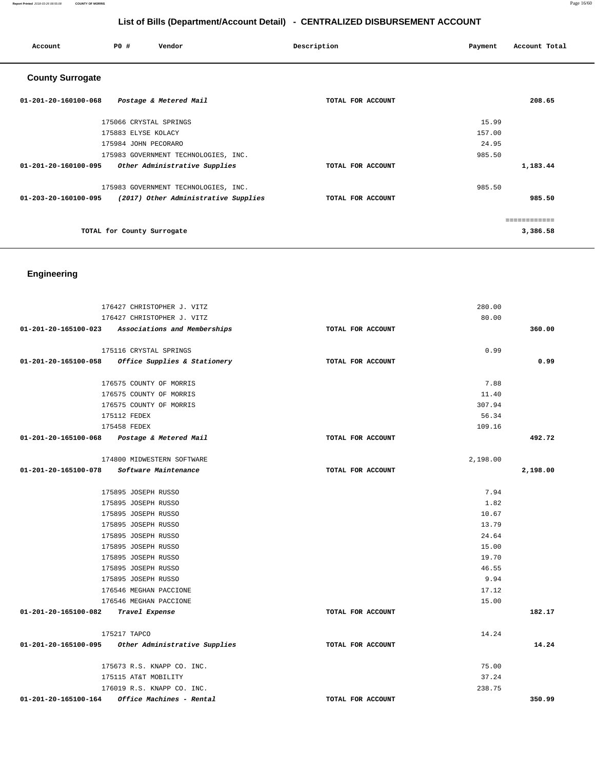## List of Bills (Department/Account Detail) - CENTRALIZED DISBURSEMENT ACCOUNT

| Account | PO # | Vendor | Description | Payment | Account Total |
|---|---|---|---|---|---|

### County Surrogate

| Account | PO # | Vendor | Description | Payment | Account Total |
|---|---|---|---|---|---|
| 01-201-20-160100-068 | | *Postage & Metered Mail* | TOTAL FOR ACCOUNT | | 208.65 |
| | 175066 | CRYSTAL SPRINGS | | 15.99 | |
| | 175883 | ELYSE KOLACY | | 157.00 | |
| | 175984 | JOHN PECORARO | | 24.95 | |
| | 175983 | GOVERNMENT TECHNOLOGIES, INC. | | 985.50 | |
| 01-201-20-160100-095 | | *Other Administrative Supplies* | TOTAL FOR ACCOUNT | | 1,183.44 |
| | 175983 | GOVERNMENT TECHNOLOGIES, INC. | | 985.50 | |
| 01-203-20-160100-095 | | *(2017) Other Administrative Supplies* | TOTAL FOR ACCOUNT | | 985.50 |
| | | | | | ============ |
| | | TOTAL for County Surrogate | | | 3,386.58 |

### Engineering

| Account | PO # | Vendor | Description | Payment | Account Total |
|---|---|---|---|---|---|
| | 176427 | CHRISTOPHER J. VITZ | | 280.00 | |
| | 176427 | CHRISTOPHER J. VITZ | | 80.00 | |
| 01-201-20-165100-023 | | *Associations and Memberships* | TOTAL FOR ACCOUNT | | 360.00 |
| | 175116 | CRYSTAL SPRINGS | | 0.99 | |
| 01-201-20-165100-058 | | *Office Supplies & Stationery* | TOTAL FOR ACCOUNT | | 0.99 |
| | 176575 | COUNTY OF MORRIS | | 7.88 | |
| | 176575 | COUNTY OF MORRIS | | 11.40 | |
| | 176575 | COUNTY OF MORRIS | | 307.94 | |
| | 175112 | FEDEX | | 56.34 | |
| | 175458 | FEDEX | | 109.16 | |
| 01-201-20-165100-068 | | *Postage & Metered Mail* | TOTAL FOR ACCOUNT | | 492.72 |
| | 174800 | MIDWESTERN SOFTWARE | | 2,198.00 | |
| 01-201-20-165100-078 | | *Software Maintenance* | TOTAL FOR ACCOUNT | | 2,198.00 |
| | 175895 | JOSEPH RUSSO | | 7.94 | |
| | 175895 | JOSEPH RUSSO | | 1.82 | |
| | 175895 | JOSEPH RUSSO | | 10.67 | |
| | 175895 | JOSEPH RUSSO | | 13.79 | |
| | 175895 | JOSEPH RUSSO | | 24.64 | |
| | 175895 | JOSEPH RUSSO | | 15.00 | |
| | 175895 | JOSEPH RUSSO | | 19.70 | |
| | 175895 | JOSEPH RUSSO | | 46.55 | |
| | 175895 | JOSEPH RUSSO | | 9.94 | |
| | 176546 | MEGHAN PACCIONE | | 17.12 | |
| | 176546 | MEGHAN PACCIONE | | 15.00 | |
| 01-201-20-165100-082 | | *Travel Expense* | TOTAL FOR ACCOUNT | | 182.17 |
| | 175217 | TAPCO | | 14.24 | |
| 01-201-20-165100-095 | | *Other Administrative Supplies* | TOTAL FOR ACCOUNT | | 14.24 |
| | 175673 | R.S. KNAPP CO. INC. | | 75.00 | |
| | 175115 | AT&T MOBILITY | | 37.24 | |
| | 176019 | R.S. KNAPP CO. INC. | | 238.75 | |
| 01-201-20-165100-164 | | *Office Machines - Rental* | TOTAL FOR ACCOUNT | | 350.99 |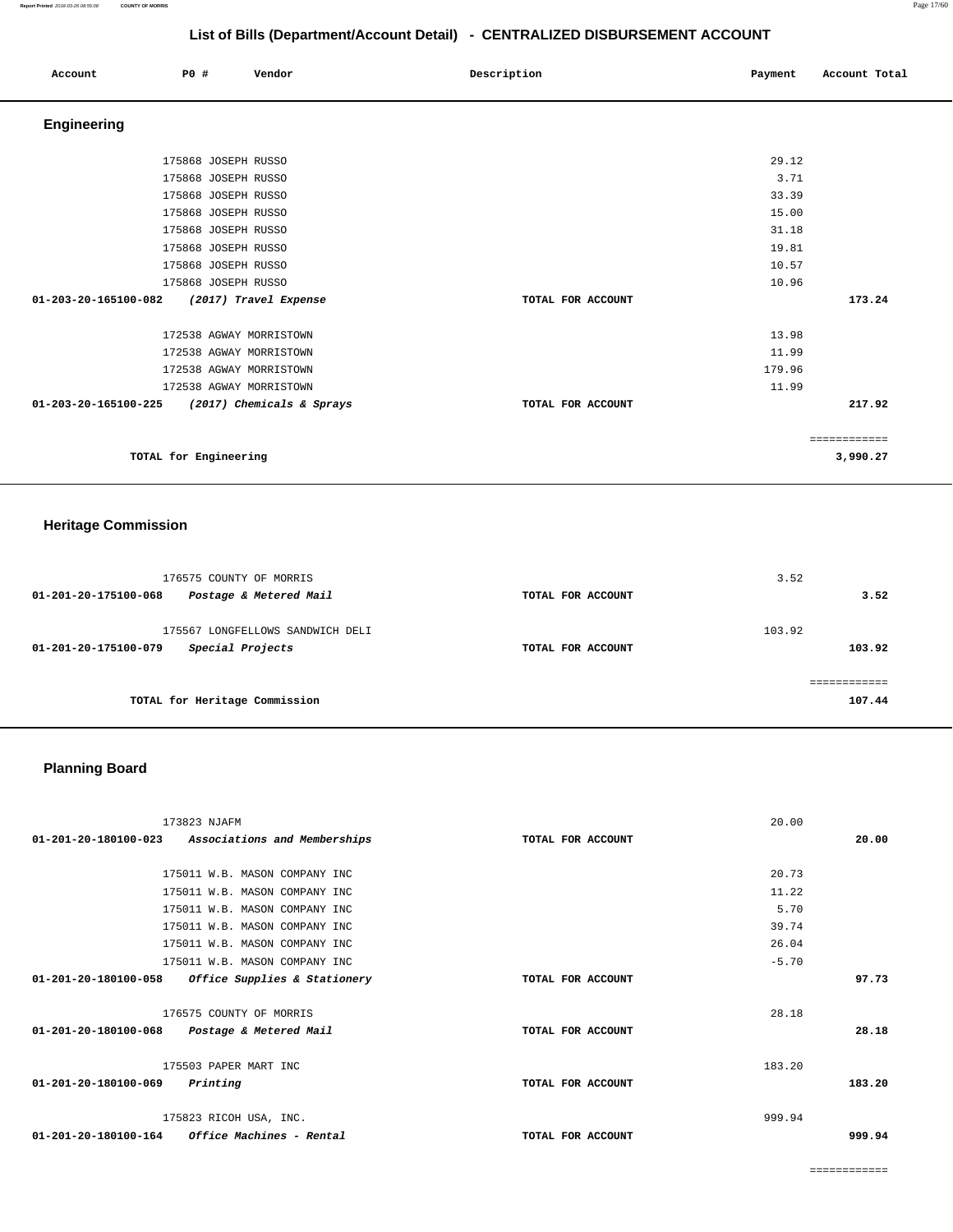## List of Bills (Department/Account Detail) - CENTRALIZED DISBURSEMENT ACCOUNT

| Account | PO # | Vendor | Description | Payment | Account Total |
|---|---|---|---|---|---|

### Engineering

| Account | PO # | Vendor | Description | Payment | Account Total |
|---|---|---|---|---|---|
| | 175868 | JOSEPH RUSSO | | 29.12 | |
| | 175868 | JOSEPH RUSSO | | 3.71 | |
| | 175868 | JOSEPH RUSSO | | 33.39 | |
| | 175868 | JOSEPH RUSSO | | 15.00 | |
| | 175868 | JOSEPH RUSSO | | 31.18 | |
| | 175868 | JOSEPH RUSSO | | 19.81 | |
| | 175868 | JOSEPH RUSSO | | 10.57 | |
| | 175868 | JOSEPH RUSSO | | 10.96 | |
| **01-203-20-165100-082** | *(2017) Travel Expense* | | TOTAL FOR ACCOUNT | | **173.24** |
| | 172538 | AGWAY MORRISTOWN | | 13.98 | |
| | 172538 | AGWAY MORRISTOWN | | 11.99 | |
| | 172538 | AGWAY MORRISTOWN | | 179.96 | |
| | 172538 | AGWAY MORRISTOWN | | 11.99 | |
| **01-203-20-165100-225** | *(2017) Chemicals & Sprays* | | TOTAL FOR ACCOUNT | | **217.92** |
| | | | | | ============ |
| | TOTAL for Engineering | | | | **3,990.27** |

### Heritage Commission

| Account | PO # | Vendor | Description | Payment | Account Total |
|---|---|---|---|---|---|
| | 176575 | COUNTY OF MORRIS | | 3.52 | |
| **01-201-20-175100-068** | *Postage & Metered Mail* | | TOTAL FOR ACCOUNT | | **3.52** |
| | 175567 | LONGFELLOWS SANDWICH DELI | | 103.92 | |
| **01-201-20-175100-079** | *Special Projects* | | TOTAL FOR ACCOUNT | | **103.92** |
| | | | | | ============ |
| | TOTAL for Heritage Commission | | | | **107.44** |

### Planning Board

| Account | PO # | Vendor | Description | Payment | Account Total |
|---|---|---|---|---|---|
| | 173823 | NJAFM | | 20.00 | |
| **01-201-20-180100-023** | *Associations and Memberships* | | TOTAL FOR ACCOUNT | | **20.00** |
| | 175011 | W.B. MASON COMPANY INC | | 20.73 | |
| | 175011 | W.B. MASON COMPANY INC | | 11.22 | |
| | 175011 | W.B. MASON COMPANY INC | | 5.70 | |
| | 175011 | W.B. MASON COMPANY INC | | 39.74 | |
| | 175011 | W.B. MASON COMPANY INC | | 26.04 | |
| | 175011 | W.B. MASON COMPANY INC | | -5.70 | |
| **01-201-20-180100-058** | *Office Supplies & Stationery* | | TOTAL FOR ACCOUNT | | **97.73** |
| | 176575 | COUNTY OF MORRIS | | 28.18 | |
| **01-201-20-180100-068** | *Postage & Metered Mail* | | TOTAL FOR ACCOUNT | | **28.18** |
| | 175503 | PAPER MART INC | | 183.20 | |
| **01-201-20-180100-069** | *Printing* | | TOTAL FOR ACCOUNT | | **183.20** |
| | 175823 | RICOH USA, INC. | | 999.94 | |
| **01-201-20-180100-164** | *Office Machines - Rental* | | TOTAL FOR ACCOUNT | | **999.94** |
| | | | | | ============ |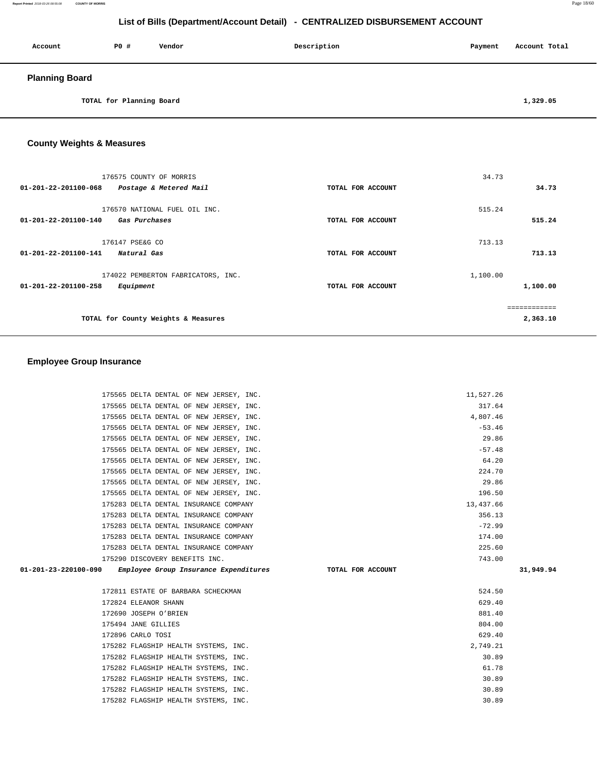# List of Bills (Department/Account Detail) - CENTRALIZED DISBURSEMENT ACCOUNT

| Account | PO # | Vendor | Description | Payment | Account Total |
|---|---|---|---|---|---|

## Planning Board

| | | |
|---|---|---|
| TOTAL for Planning Board | | 1,329.05 |

## County Weights & Measures

| Account | PO # / Vendor | Description | Payment | Account Total |
|---|---|---|---|---|
| | 176575 COUNTY OF MORRIS | | 34.73 | |
| 01-201-22-201100-068 | *Postage & Metered Mail* | TOTAL FOR ACCOUNT | | 34.73 |
| | 176570 NATIONAL FUEL OIL INC. | | 515.24 | |
| 01-201-22-201100-140 | *Gas Purchases* | TOTAL FOR ACCOUNT | | 515.24 |
| | 176147 PSE&G CO | | 713.13 | |
| 01-201-22-201100-141 | *Natural Gas* | TOTAL FOR ACCOUNT | | 713.13 |
| | 174022 PEMBERTON FABRICATORS, INC. | | 1,100.00 | |
| 01-201-22-201100-258 | *Equipment* | TOTAL FOR ACCOUNT | | 1,100.00 |
| | | | | ============ |
| | TOTAL for County Weights & Measures | | | 2,363.10 |

## Employee Group Insurance

| Account | PO # / Vendor | Description | Payment | Account Total |
|---|---|---|---|---|
| | 175565 DELTA DENTAL OF NEW JERSEY, INC. | | 11,527.26 | |
| | 175565 DELTA DENTAL OF NEW JERSEY, INC. | | 317.64 | |
| | 175565 DELTA DENTAL OF NEW JERSEY, INC. | | 4,807.46 | |
| | 175565 DELTA DENTAL OF NEW JERSEY, INC. | | -53.46 | |
| | 175565 DELTA DENTAL OF NEW JERSEY, INC. | | 29.86 | |
| | 175565 DELTA DENTAL OF NEW JERSEY, INC. | | -57.48 | |
| | 175565 DELTA DENTAL OF NEW JERSEY, INC. | | 64.20 | |
| | 175565 DELTA DENTAL OF NEW JERSEY, INC. | | 224.70 | |
| | 175565 DELTA DENTAL OF NEW JERSEY, INC. | | 29.86 | |
| | 175565 DELTA DENTAL OF NEW JERSEY, INC. | | 196.50 | |
| | 175283 DELTA DENTAL INSURANCE COMPANY | | 13,437.66 | |
| | 175283 DELTA DENTAL INSURANCE COMPANY | | 356.13 | |
| | 175283 DELTA DENTAL INSURANCE COMPANY | | -72.99 | |
| | 175283 DELTA DENTAL INSURANCE COMPANY | | 174.00 | |
| | 175283 DELTA DENTAL INSURANCE COMPANY | | 225.60 | |
| | 175290 DISCOVERY BENEFITS INC. | | 743.00 | |
| 01-201-23-220100-090 | *Employee Group Insurance Expenditures* | TOTAL FOR ACCOUNT | | 31,949.94 |
| | 172811 ESTATE OF BARBARA SCHECKMAN | | 524.50 | |
| | 172824 ELEANOR SHANN | | 629.40 | |
| | 172690 JOSEPH O'BRIEN | | 881.40 | |
| | 175494 JANE GILLIES | | 804.00 | |
| | 172896 CARLO TOSI | | 629.40 | |
| | 175282 FLAGSHIP HEALTH SYSTEMS, INC. | | 2,749.21 | |
| | 175282 FLAGSHIP HEALTH SYSTEMS, INC. | | 30.89 | |
| | 175282 FLAGSHIP HEALTH SYSTEMS, INC. | | 61.78 | |
| | 175282 FLAGSHIP HEALTH SYSTEMS, INC. | | 30.89 | |
| | 175282 FLAGSHIP HEALTH SYSTEMS, INC. | | 30.89 | |
| | 175282 FLAGSHIP HEALTH SYSTEMS, INC. | | 30.89 | |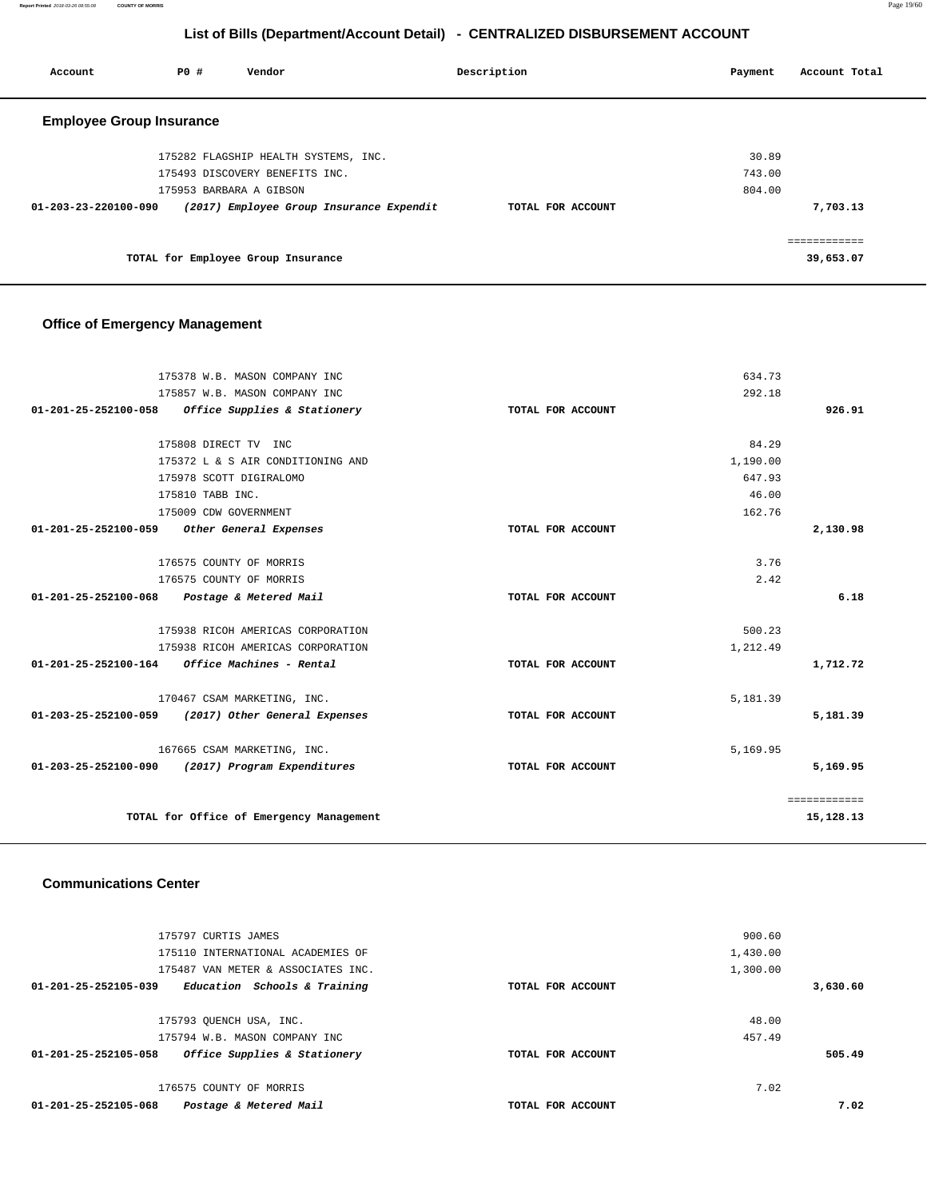## List of Bills (Department/Account Detail) - CENTRALIZED DISBURSEMENT ACCOUNT

| Account | PO # | Vendor | Description | Payment | Account Total |
|---|---|---|---|---|---|

### Employee Group Insurance

| Account | PO # | Vendor | Description | Payment | Account Total |
|---|---|---|---|---|---|
| | 175282 | FLAGSHIP HEALTH SYSTEMS, INC. | | 30.89 | |
| | 175493 | DISCOVERY BENEFITS INC. | | 743.00 | |
| | 175953 | BARBARA A GIBSON | | 804.00 | |
| **01-203-23-220100-090** | | ***(2017) Employee Group Insurance Expendit*** | **TOTAL FOR ACCOUNT** | | **7,703.13** |
| | | **TOTAL for Employee Group Insurance** | | | **39,653.07** |

### Office of Emergency Management

| Account | PO # | Vendor | Description | Payment | Account Total |
|---|---|---|---|---|---|
| | 175378 | W.B. MASON COMPANY INC | | 634.73 | |
| | 175857 | W.B. MASON COMPANY INC | | 292.18 | |
| **01-201-25-252100-058** | | ***Office Supplies & Stationery*** | **TOTAL FOR ACCOUNT** | | **926.91** |
| | 175808 | DIRECT TV INC | | 84.29 | |
| | 175372 | L & S AIR CONDITIONING AND | | 1,190.00 | |
| | 175978 | SCOTT DIGIRALOMO | | 647.93 | |
| | 175810 | TABB INC. | | 46.00 | |
| | 175009 | CDW GOVERNMENT | | 162.76 | |
| **01-201-25-252100-059** | | ***Other General Expenses*** | **TOTAL FOR ACCOUNT** | | **2,130.98** |
| | 176575 | COUNTY OF MORRIS | | 3.76 | |
| | 176575 | COUNTY OF MORRIS | | 2.42 | |
| **01-201-25-252100-068** | | ***Postage & Metered Mail*** | **TOTAL FOR ACCOUNT** | | **6.18** |
| | 175938 | RICOH AMERICAS CORPORATION | | 500.23 | |
| | 175938 | RICOH AMERICAS CORPORATION | | 1,212.49 | |
| **01-201-25-252100-164** | | ***Office Machines - Rental*** | **TOTAL FOR ACCOUNT** | | **1,712.72** |
| | 170467 | CSAM MARKETING, INC. | | 5,181.39 | |
| **01-203-25-252100-059** | | ***(2017) Other General Expenses*** | **TOTAL FOR ACCOUNT** | | **5,181.39** |
| | 167665 | CSAM MARKETING, INC. | | 5,169.95 | |
| **01-203-25-252100-090** | | ***(2017) Program Expenditures*** | **TOTAL FOR ACCOUNT** | | **5,169.95** |
| | | **TOTAL for Office of Emergency Management** | | | **15,128.13** |

### Communications Center

| Account | PO # | Vendor | Description | Payment | Account Total |
|---|---|---|---|---|---|
| | 175797 | CURTIS JAMES | | 900.60 | |
| | 175110 | INTERNATIONAL ACADEMIES OF | | 1,430.00 | |
| | 175487 | VAN METER & ASSOCIATES INC. | | 1,300.00 | |
| **01-201-25-252105-039** | | ***Education Schools & Training*** | **TOTAL FOR ACCOUNT** | | **3,630.60** |
| | 175793 | QUENCH USA, INC. | | 48.00 | |
| | 175794 | W.B. MASON COMPANY INC | | 457.49 | |
| **01-201-25-252105-058** | | ***Office Supplies & Stationery*** | **TOTAL FOR ACCOUNT** | | **505.49** |
| | 176575 | COUNTY OF MORRIS | | 7.02 | |
| **01-201-25-252105-068** | | ***Postage & Metered Mail*** | **TOTAL FOR ACCOUNT** | | **7.02** |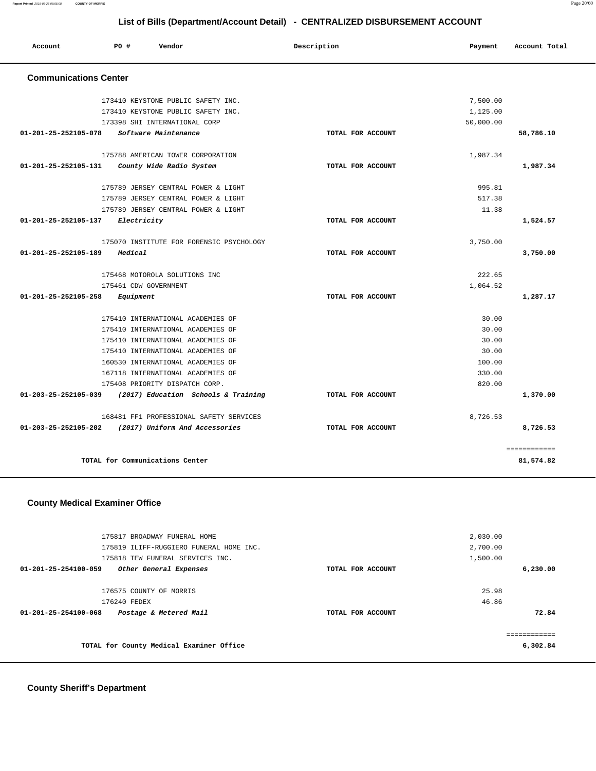## List of Bills (Department/Account Detail) - CENTRALIZED DISBURSEMENT ACCOUNT

| Account | PO # | Vendor | Description | Payment | Account Total |
|---|---|---|---|---|---|

### Communications Center

| Account | PO # | Vendor | Description | Payment | Account Total |
|---|---|---|---|---|---|
| | 173410 | KEYSTONE PUBLIC SAFETY INC. | | 7,500.00 | |
| | 173410 | KEYSTONE PUBLIC SAFETY INC. | | 1,125.00 | |
| | 173398 | SHI INTERNATIONAL CORP | | 50,000.00 | |
| **01-201-25-252105-078** | | ***Software Maintenance*** | **TOTAL FOR ACCOUNT** | | **58,786.10** |
| | 175788 | AMERICAN TOWER CORPORATION | | 1,987.34 | |
| **01-201-25-252105-131** | | ***County Wide Radio System*** | **TOTAL FOR ACCOUNT** | | **1,987.34** |
| | 175789 | JERSEY CENTRAL POWER & LIGHT | | 995.81 | |
| | 175789 | JERSEY CENTRAL POWER & LIGHT | | 517.38 | |
| | 175789 | JERSEY CENTRAL POWER & LIGHT | | 11.38 | |
| **01-201-25-252105-137** | | ***Electricity*** | **TOTAL FOR ACCOUNT** | | **1,524.57** |
| | 175070 | INSTITUTE FOR FORENSIC PSYCHOLOGY | | 3,750.00 | |
| **01-201-25-252105-189** | | ***Medical*** | **TOTAL FOR ACCOUNT** | | **3,750.00** |
| | 175468 | MOTOROLA SOLUTIONS INC | | 222.65 | |
| | 175461 | CDW GOVERNMENT | | 1,064.52 | |
| **01-201-25-252105-258** | | ***Equipment*** | **TOTAL FOR ACCOUNT** | | **1,287.17** |
| | 175410 | INTERNATIONAL ACADEMIES OF | | 30.00 | |
| | 175410 | INTERNATIONAL ACADEMIES OF | | 30.00 | |
| | 175410 | INTERNATIONAL ACADEMIES OF | | 30.00 | |
| | 175410 | INTERNATIONAL ACADEMIES OF | | 30.00 | |
| | 160530 | INTERNATIONAL ACADEMIES OF | | 100.00 | |
| | 167118 | INTERNATIONAL ACADEMIES OF | | 330.00 | |
| | 175408 | PRIORITY DISPATCH CORP. | | 820.00 | |
| **01-203-25-252105-039** | | ***(2017) Education Schools & Training*** | **TOTAL FOR ACCOUNT** | | **1,370.00** |
| | 168481 | FF1 PROFESSIONAL SAFETY SERVICES | | 8,726.53 | |
| **01-203-25-252105-202** | | ***(2017) Uniform And Accessories*** | **TOTAL FOR ACCOUNT** | | **8,726.53** |
| | | | | | ============ |
| | | **TOTAL for Communications Center** | | | **81,574.82** |

### County Medical Examiner Office

| Account | PO # | Vendor | Description | Payment | Account Total |
|---|---|---|---|---|---|
| | 175817 | BROADWAY FUNERAL HOME | | 2,030.00 | |
| | 175819 | ILIFF-RUGGIERO FUNERAL HOME INC. | | 2,700.00 | |
| | 175818 | TEW FUNERAL SERVICES INC. | | 1,500.00 | |
| **01-201-25-254100-059** | | ***Other General Expenses*** | **TOTAL FOR ACCOUNT** | | **6,230.00** |
| | 176575 | COUNTY OF MORRIS | | 25.98 | |
| | 176240 | FEDEX | | 46.86 | |
| **01-201-25-254100-068** | | ***Postage & Metered Mail*** | **TOTAL FOR ACCOUNT** | | **72.84** |
| | | | | | ============ |
| | | **TOTAL for County Medical Examiner Office** | | | **6,302.84** |

### County Sheriff's Department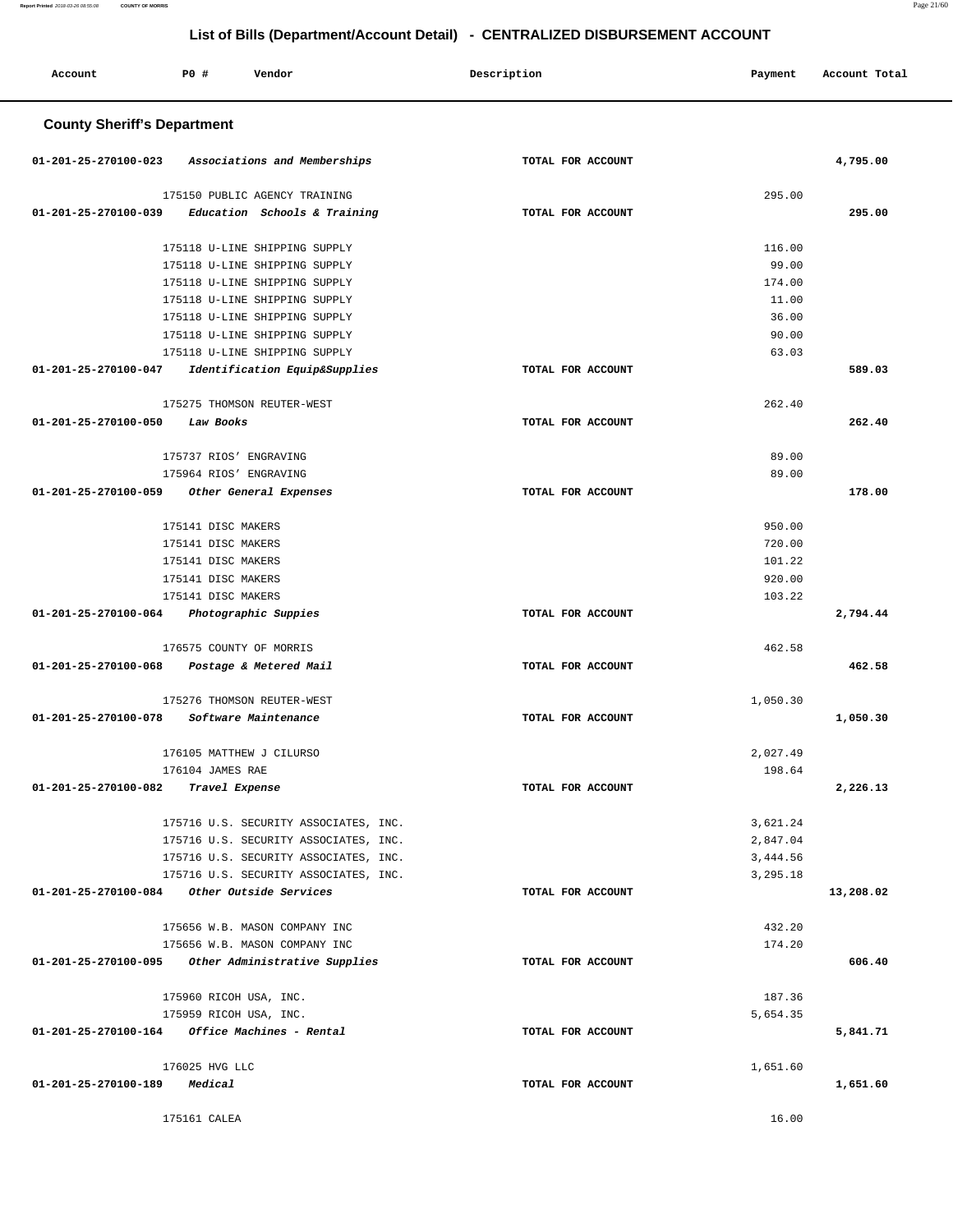## List of Bills (Department/Account Detail) - CENTRALIZED DISBURSEMENT ACCOUNT

| Account | PO # | Vendor | Description | Payment | Account Total |
|---|---|---|---|---|---|

### County Sheriff's Department

| Account | PO # | Vendor | Description | Payment | Account Total |
|---|---|---|---|---|---|
| 01-201-25-270100-023 | | *Associations and Memberships* | TOTAL FOR ACCOUNT | | 4,795.00 |
| | 175150 | PUBLIC AGENCY TRAINING | | 295.00 | |
| 01-201-25-270100-039 | | *Education Schools & Training* | TOTAL FOR ACCOUNT | | 295.00 |
| | 175118 | U-LINE SHIPPING SUPPLY | | 116.00 | |
| | 175118 | U-LINE SHIPPING SUPPLY | | 99.00 | |
| | 175118 | U-LINE SHIPPING SUPPLY | | 174.00 | |
| | 175118 | U-LINE SHIPPING SUPPLY | | 11.00 | |
| | 175118 | U-LINE SHIPPING SUPPLY | | 36.00 | |
| | 175118 | U-LINE SHIPPING SUPPLY | | 90.00 | |
| | 175118 | U-LINE SHIPPING SUPPLY | | 63.03 | |
| 01-201-25-270100-047 | | *Identification Equip&Supplies* | TOTAL FOR ACCOUNT | | 589.03 |
| | 175275 | THOMSON REUTER-WEST | | 262.40 | |
| 01-201-25-270100-050 | | *Law Books* | TOTAL FOR ACCOUNT | | 262.40 |
| | 175737 | RIOS' ENGRAVING | | 89.00 | |
| | 175964 | RIOS' ENGRAVING | | 89.00 | |
| 01-201-25-270100-059 | | *Other General Expenses* | TOTAL FOR ACCOUNT | | 178.00 |
| | 175141 | DISC MAKERS | | 950.00 | |
| | 175141 | DISC MAKERS | | 720.00 | |
| | 175141 | DISC MAKERS | | 101.22 | |
| | 175141 | DISC MAKERS | | 920.00 | |
| | 175141 | DISC MAKERS | | 103.22 | |
| 01-201-25-270100-064 | | *Photographic Suppies* | TOTAL FOR ACCOUNT | | 2,794.44 |
| | 176575 | COUNTY OF MORRIS | | 462.58 | |
| 01-201-25-270100-068 | | *Postage & Metered Mail* | TOTAL FOR ACCOUNT | | 462.58 |
| | 175276 | THOMSON REUTER-WEST | | 1,050.30 | |
| 01-201-25-270100-078 | | *Software Maintenance* | TOTAL FOR ACCOUNT | | 1,050.30 |
| | 176105 | MATTHEW J CILURSO | | 2,027.49 | |
| | 176104 | JAMES RAE | | 198.64 | |
| 01-201-25-270100-082 | | *Travel Expense* | TOTAL FOR ACCOUNT | | 2,226.13 |
| | 175716 | U.S. SECURITY ASSOCIATES, INC. | | 3,621.24 | |
| | 175716 | U.S. SECURITY ASSOCIATES, INC. | | 2,847.04 | |
| | 175716 | U.S. SECURITY ASSOCIATES, INC. | | 3,444.56 | |
| | 175716 | U.S. SECURITY ASSOCIATES, INC. | | 3,295.18 | |
| 01-201-25-270100-084 | | *Other Outside Services* | TOTAL FOR ACCOUNT | | 13,208.02 |
| | 175656 | W.B. MASON COMPANY INC | | 432.20 | |
| | 175656 | W.B. MASON COMPANY INC | | 174.20 | |
| 01-201-25-270100-095 | | *Other Administrative Supplies* | TOTAL FOR ACCOUNT | | 606.40 |
| | 175960 | RICOH USA, INC. | | 187.36 | |
| | 175959 | RICOH USA, INC. | | 5,654.35 | |
| 01-201-25-270100-164 | | *Office Machines - Rental* | TOTAL FOR ACCOUNT | | 5,841.71 |
| | 176025 | HVG LLC | | 1,651.60 | |
| 01-201-25-270100-189 | | *Medical* | TOTAL FOR ACCOUNT | | 1,651.60 |
| | 175161 | CALEA | | 16.00 | |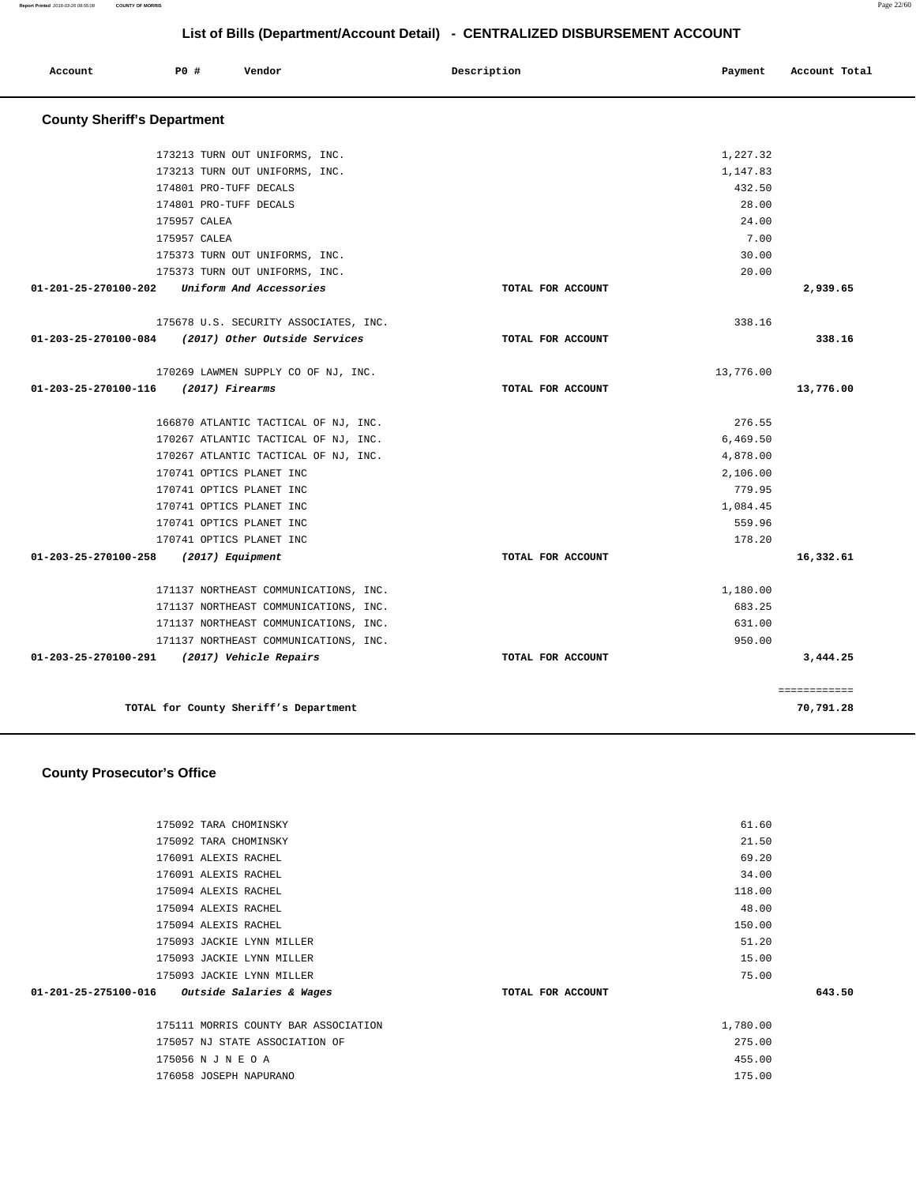## List of Bills (Department/Account Detail) - CENTRALIZED DISBURSEMENT ACCOUNT

| Account | PO # | Vendor | Description | Payment | Account Total |
|---|---|---|---|---|---|

### County Sheriff's Department

| Account | PO # | Vendor | Description | Payment | Account Total |
|---|---|---|---|---|---|
| | 173213 | TURN OUT UNIFORMS, INC. | | 1,227.32 | |
| | 173213 | TURN OUT UNIFORMS, INC. | | 1,147.83 | |
| | 174801 | PRO-TUFF DECALS | | 432.50 | |
| | 174801 | PRO-TUFF DECALS | | 28.00 | |
| | 175957 | CALEA | | 24.00 | |
| | 175957 | CALEA | | 7.00 | |
| | 175373 | TURN OUT UNIFORMS, INC. | | 30.00 | |
| | 175373 | TURN OUT UNIFORMS, INC. | | 20.00 | |
| 01-201-25-270100-202 | | *Uniform And Accessories* | TOTAL FOR ACCOUNT | | 2,939.65 |
| | 175678 | U.S. SECURITY ASSOCIATES, INC. | | 338.16 | |
| 01-203-25-270100-084 | | *(2017) Other Outside Services* | TOTAL FOR ACCOUNT | | 338.16 |
| | 170269 | LAWMEN SUPPLY CO OF NJ, INC. | | 13,776.00 | |
| 01-203-25-270100-116 | | *(2017) Firearms* | TOTAL FOR ACCOUNT | | 13,776.00 |
| | 166870 | ATLANTIC TACTICAL OF NJ, INC. | | 276.55 | |
| | 170267 | ATLANTIC TACTICAL OF NJ, INC. | | 6,469.50 | |
| | 170267 | ATLANTIC TACTICAL OF NJ, INC. | | 4,878.00 | |
| | 170741 | OPTICS PLANET INC | | 2,106.00 | |
| | 170741 | OPTICS PLANET INC | | 779.95 | |
| | 170741 | OPTICS PLANET INC | | 1,084.45 | |
| | 170741 | OPTICS PLANET INC | | 559.96 | |
| | 170741 | OPTICS PLANET INC | | 178.20 | |
| 01-203-25-270100-258 | | *(2017) Equipment* | TOTAL FOR ACCOUNT | | 16,332.61 |
| | 171137 | NORTHEAST COMMUNICATIONS, INC. | | 1,180.00 | |
| | 171137 | NORTHEAST COMMUNICATIONS, INC. | | 683.25 | |
| | 171137 | NORTHEAST COMMUNICATIONS, INC. | | 631.00 | |
| | 171137 | NORTHEAST COMMUNICATIONS, INC. | | 950.00 | |
| 01-203-25-270100-291 | | *(2017) Vehicle Repairs* | TOTAL FOR ACCOUNT | | 3,444.25 |
| | | | | | ============ |
| | | TOTAL for County Sheriff's Department | | | 70,791.28 |

### County Prosecutor's Office

| Account | PO # | Vendor | Description | Payment | Account Total |
|---|---|---|---|---|---|
| | 175092 | TARA CHOMINSKY | | 61.60 | |
| | 175092 | TARA CHOMINSKY | | 21.50 | |
| | 176091 | ALEXIS RACHEL | | 69.20 | |
| | 176091 | ALEXIS RACHEL | | 34.00 | |
| | 175094 | ALEXIS RACHEL | | 118.00 | |
| | 175094 | ALEXIS RACHEL | | 48.00 | |
| | 175094 | ALEXIS RACHEL | | 150.00 | |
| | 175093 | JACKIE LYNN MILLER | | 51.20 | |
| | 175093 | JACKIE LYNN MILLER | | 15.00 | |
| | 175093 | JACKIE LYNN MILLER | | 75.00 | |
| 01-201-25-275100-016 | | *Outside Salaries & Wages* | TOTAL FOR ACCOUNT | | 643.50 |
| | 175111 | MORRIS COUNTY BAR ASSOCIATION | | 1,780.00 | |
| | 175057 | NJ STATE ASSOCIATION OF | | 275.00 | |
| | 175056 | N J N E O A | | 455.00 | |
| | 176058 | JOSEPH NAPURANO | | 175.00 | |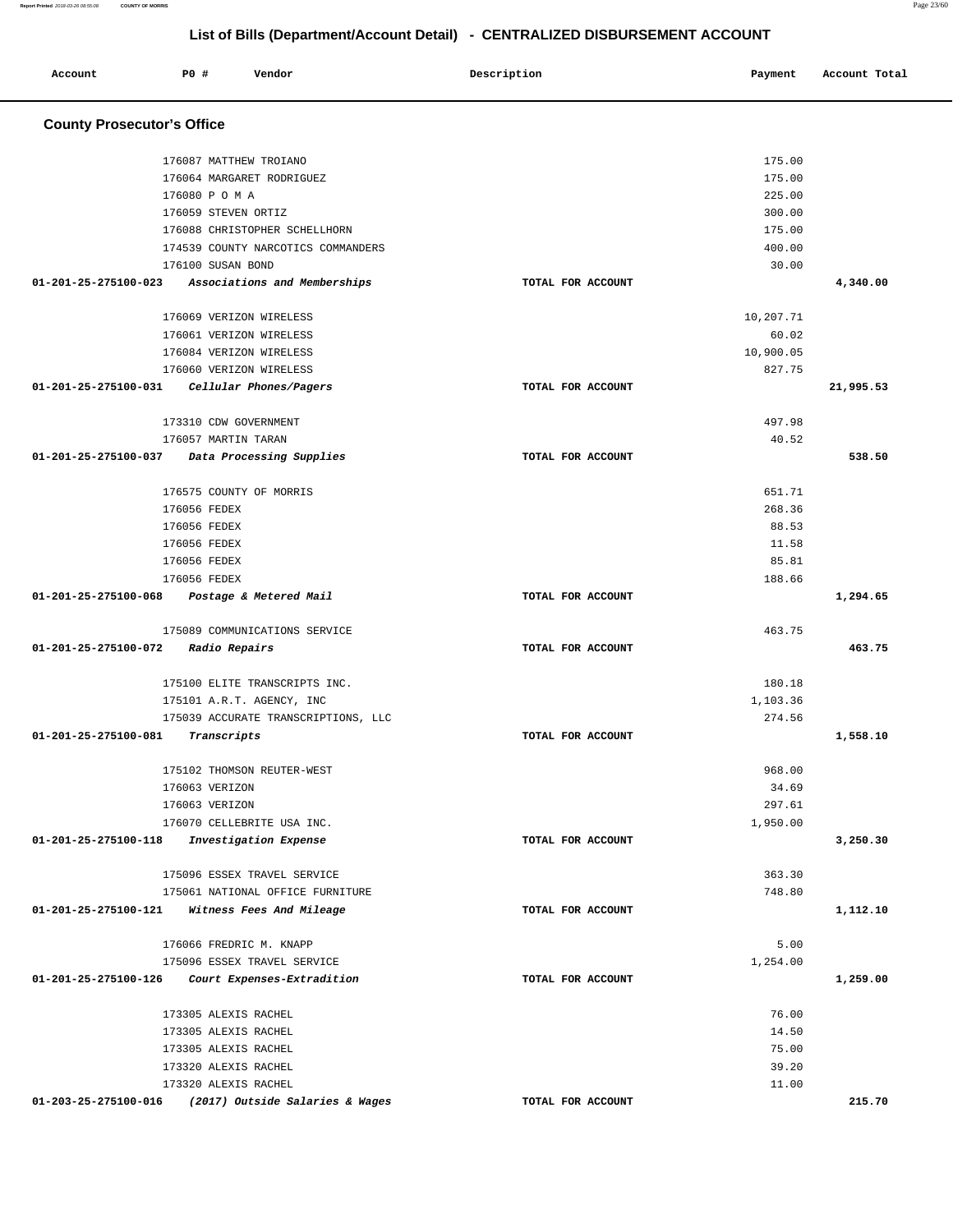## List of Bills (Department/Account Detail) - CENTRALIZED DISBURSEMENT ACCOUNT

### County Prosecutor's Office

| Account | P0 # | Vendor | Description | Payment | Account Total |
|---|---|---|---|---|---|
| | 176087 | MATTHEW TROIANO | | 175.00 | |
| | 176064 | MARGARET RODRIGUEZ | | 175.00 | |
| | 176080 | P O M A | | 225.00 | |
| | 176059 | STEVEN ORTIZ | | 300.00 | |
| | 176088 | CHRISTOPHER SCHELLHORN | | 175.00 | |
| | 174539 | COUNTY NARCOTICS COMMANDERS | | 400.00 | |
| | 176100 | SUSAN BOND | | 30.00 | |
| 01-201-25-275100-023 | | *Associations and Memberships* | TOTAL FOR ACCOUNT | | 4,340.00 |
| | 176069 | VERIZON WIRELESS | | 10,207.71 | |
| | 176061 | VERIZON WIRELESS | | 60.02 | |
| | 176084 | VERIZON WIRELESS | | 10,900.05 | |
| | 176060 | VERIZON WIRELESS | | 827.75 | |
| 01-201-25-275100-031 | | *Cellular Phones/Pagers* | TOTAL FOR ACCOUNT | | 21,995.53 |
| | 173310 | CDW GOVERNMENT | | 497.98 | |
| | 176057 | MARTIN TARAN | | 40.52 | |
| 01-201-25-275100-037 | | *Data Processing Supplies* | TOTAL FOR ACCOUNT | | 538.50 |
| | 176575 | COUNTY OF MORRIS | | 651.71 | |
| | 176056 | FEDEX | | 268.36 | |
| | 176056 | FEDEX | | 88.53 | |
| | 176056 | FEDEX | | 11.58 | |
| | 176056 | FEDEX | | 85.81 | |
| | 176056 | FEDEX | | 188.66 | |
| 01-201-25-275100-068 | | *Postage & Metered Mail* | TOTAL FOR ACCOUNT | | 1,294.65 |
| | 175089 | COMMUNICATIONS SERVICE | | 463.75 | |
| 01-201-25-275100-072 | | *Radio Repairs* | TOTAL FOR ACCOUNT | | 463.75 |
| | 175100 | ELITE TRANSCRIPTS INC. | | 180.18 | |
| | 175101 | A.R.T. AGENCY, INC | | 1,103.36 | |
| | 175039 | ACCURATE TRANSCRIPTIONS, LLC | | 274.56 | |
| 01-201-25-275100-081 | | *Transcripts* | TOTAL FOR ACCOUNT | | 1,558.10 |
| | 175102 | THOMSON REUTER-WEST | | 968.00 | |
| | 176063 | VERIZON | | 34.69 | |
| | 176063 | VERIZON | | 297.61 | |
| | 176070 | CELLEBRITE USA INC. | | 1,950.00 | |
| 01-201-25-275100-118 | | *Investigation Expense* | TOTAL FOR ACCOUNT | | 3,250.30 |
| | 175096 | ESSEX TRAVEL SERVICE | | 363.30 | |
| | 175061 | NATIONAL OFFICE FURNITURE | | 748.80 | |
| 01-201-25-275100-121 | | *Witness Fees And Mileage* | TOTAL FOR ACCOUNT | | 1,112.10 |
| | 176066 | FREDRIC M. KNAPP | | 5.00 | |
| | 175096 | ESSEX TRAVEL SERVICE | | 1,254.00 | |
| 01-201-25-275100-126 | | *Court Expenses-Extradition* | TOTAL FOR ACCOUNT | | 1,259.00 |
| | 173305 | ALEXIS RACHEL | | 76.00 | |
| | 173305 | ALEXIS RACHEL | | 14.50 | |
| | 173305 | ALEXIS RACHEL | | 75.00 | |
| | 173320 | ALEXIS RACHEL | | 39.20 | |
| | 173320 | ALEXIS RACHEL | | 11.00 | |
| 01-203-25-275100-016 | | *(2017) Outside Salaries & Wages* | TOTAL FOR ACCOUNT | | 215.70 |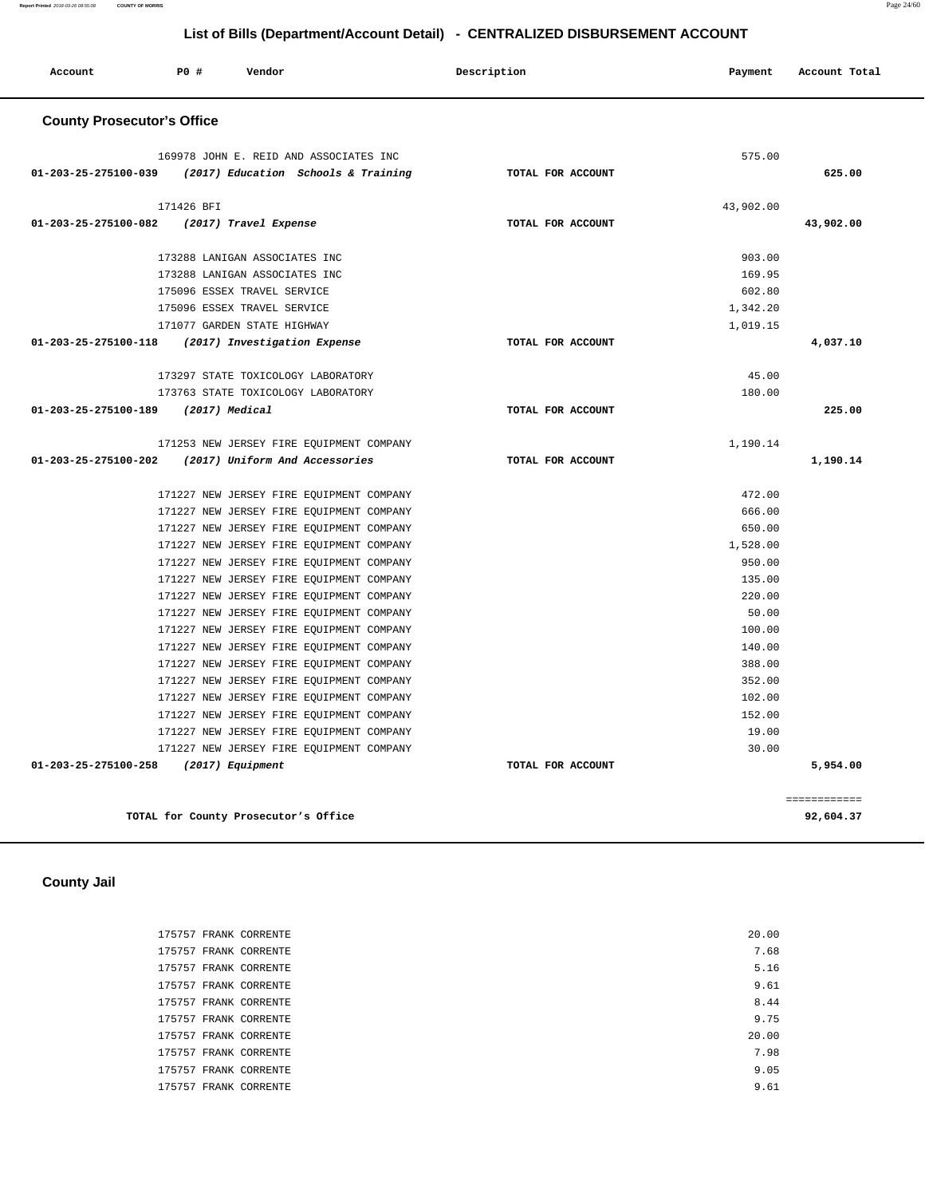# List of Bills (Department/Account Detail) - CENTRALIZED DISBURSEMENT ACCOUNT

| Account | PO # | Vendor | Description | Payment | Account Total |
|---|---|---|---|---|---|

## County Prosecutor's Office

| Account | PO # | Vendor | Description | Payment | Account Total |
|---|---|---|---|---|---|
| | 169978 | JOHN E. REID AND ASSOCIATES INC | | 575.00 | |
| 01-203-25-275100-039 | | *(2017) Education Schools & Training* | TOTAL FOR ACCOUNT | | 625.00 |
| | 171426 | BFI | | 43,902.00 | |
| 01-203-25-275100-082 | | *(2017) Travel Expense* | TOTAL FOR ACCOUNT | | 43,902.00 |
| | 173288 | LANIGAN ASSOCIATES INC | | 903.00 | |
| | 173288 | LANIGAN ASSOCIATES INC | | 169.95 | |
| | 175096 | ESSEX TRAVEL SERVICE | | 602.80 | |
| | 175096 | ESSEX TRAVEL SERVICE | | 1,342.20 | |
| | 171077 | GARDEN STATE HIGHWAY | | 1,019.15 | |
| 01-203-25-275100-118 | | *(2017) Investigation Expense* | TOTAL FOR ACCOUNT | | 4,037.10 |
| | 173297 | STATE TOXICOLOGY LABORATORY | | 45.00 | |
| | 173763 | STATE TOXICOLOGY LABORATORY | | 180.00 | |
| 01-203-25-275100-189 | | *(2017) Medical* | TOTAL FOR ACCOUNT | | 225.00 |
| | 171253 | NEW JERSEY FIRE EQUIPMENT COMPANY | | 1,190.14 | |
| 01-203-25-275100-202 | | *(2017) Uniform And Accessories* | TOTAL FOR ACCOUNT | | 1,190.14 |
| | 171227 | NEW JERSEY FIRE EQUIPMENT COMPANY | | 472.00 | |
| | 171227 | NEW JERSEY FIRE EQUIPMENT COMPANY | | 666.00 | |
| | 171227 | NEW JERSEY FIRE EQUIPMENT COMPANY | | 650.00 | |
| | 171227 | NEW JERSEY FIRE EQUIPMENT COMPANY | | 1,528.00 | |
| | 171227 | NEW JERSEY FIRE EQUIPMENT COMPANY | | 950.00 | |
| | 171227 | NEW JERSEY FIRE EQUIPMENT COMPANY | | 135.00 | |
| | 171227 | NEW JERSEY FIRE EQUIPMENT COMPANY | | 220.00 | |
| | 171227 | NEW JERSEY FIRE EQUIPMENT COMPANY | | 50.00 | |
| | 171227 | NEW JERSEY FIRE EQUIPMENT COMPANY | | 100.00 | |
| | 171227 | NEW JERSEY FIRE EQUIPMENT COMPANY | | 140.00 | |
| | 171227 | NEW JERSEY FIRE EQUIPMENT COMPANY | | 388.00 | |
| | 171227 | NEW JERSEY FIRE EQUIPMENT COMPANY | | 352.00 | |
| | 171227 | NEW JERSEY FIRE EQUIPMENT COMPANY | | 102.00 | |
| | 171227 | NEW JERSEY FIRE EQUIPMENT COMPANY | | 152.00 | |
| | 171227 | NEW JERSEY FIRE EQUIPMENT COMPANY | | 19.00 | |
| | 171227 | NEW JERSEY FIRE EQUIPMENT COMPANY | | 30.00 | |
| 01-203-25-275100-258 | | *(2017) Equipment* | TOTAL FOR ACCOUNT | | 5,954.00 |
| | | | | | ============ |
| | | TOTAL for County Prosecutor's Office | | | 92,604.37 |

## County Jail

| Account | PO # | Vendor | Description | Payment | Account Total |
|---|---|---|---|---|---|
| | 175757 | FRANK CORRENTE | | 20.00 | |
| | 175757 | FRANK CORRENTE | | 7.68 | |
| | 175757 | FRANK CORRENTE | | 5.16 | |
| | 175757 | FRANK CORRENTE | | 9.61 | |
| | 175757 | FRANK CORRENTE | | 8.44 | |
| | 175757 | FRANK CORRENTE | | 9.75 | |
| | 175757 | FRANK CORRENTE | | 20.00 | |
| | 175757 | FRANK CORRENTE | | 7.98 | |
| | 175757 | FRANK CORRENTE | | 9.05 | |
| | 175757 | FRANK CORRENTE | | 9.61 | |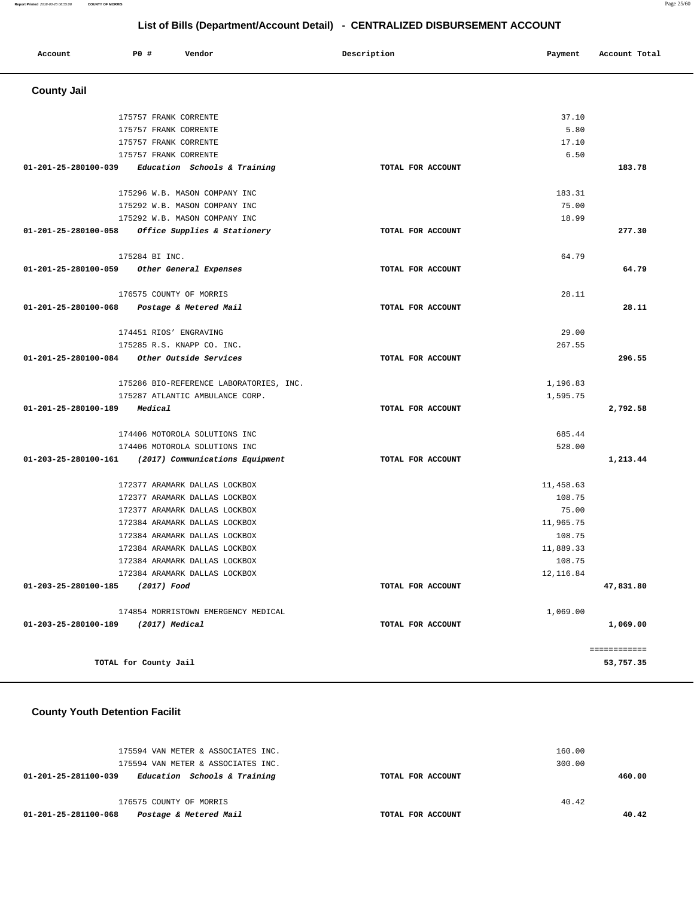## List of Bills (Department/Account Detail) - CENTRALIZED DISBURSEMENT ACCOUNT

| Account | PO # | Vendor | Description | Payment | Account Total |
|---|---|---|---|---|---|

### County Jail

| Account | PO # Vendor | Description | Payment | Account Total |
|---|---|---|---|---|
| | 175757 FRANK CORRENTE | | 37.10 | |
| | 175757 FRANK CORRENTE | | 5.80 | |
| | 175757 FRANK CORRENTE | | 17.10 | |
| | 175757 FRANK CORRENTE | | 6.50 | |
| 01-201-25-280100-039 *Education Schools & Training* | | TOTAL FOR ACCOUNT | | 183.78 |
| | 175296 W.B. MASON COMPANY INC | | 183.31 | |
| | 175292 W.B. MASON COMPANY INC | | 75.00 | |
| | 175292 W.B. MASON COMPANY INC | | 18.99 | |
| 01-201-25-280100-058 *Office Supplies & Stationery* | | TOTAL FOR ACCOUNT | | 277.30 |
| | 175284 BI INC. | | 64.79 | |
| 01-201-25-280100-059 *Other General Expenses* | | TOTAL FOR ACCOUNT | | 64.79 |
| | 176575 COUNTY OF MORRIS | | 28.11 | |
| 01-201-25-280100-068 *Postage & Metered Mail* | | TOTAL FOR ACCOUNT | | 28.11 |
| | 174451 RIOS' ENGRAVING | | 29.00 | |
| | 175285 R.S. KNAPP CO. INC. | | 267.55 | |
| 01-201-25-280100-084 *Other Outside Services* | | TOTAL FOR ACCOUNT | | 296.55 |
| | 175286 BIO-REFERENCE LABORATORIES, INC. | | 1,196.83 | |
| | 175287 ATLANTIC AMBULANCE CORP. | | 1,595.75 | |
| 01-201-25-280100-189 *Medical* | | TOTAL FOR ACCOUNT | | 2,792.58 |
| | 174406 MOTOROLA SOLUTIONS INC | | 685.44 | |
| | 174406 MOTOROLA SOLUTIONS INC | | 528.00 | |
| 01-203-25-280100-161 *(2017) Communications Equipment* | | TOTAL FOR ACCOUNT | | 1,213.44 |
| | 172377 ARAMARK DALLAS LOCKBOX | | 11,458.63 | |
| | 172377 ARAMARK DALLAS LOCKBOX | | 108.75 | |
| | 172377 ARAMARK DALLAS LOCKBOX | | 75.00 | |
| | 172384 ARAMARK DALLAS LOCKBOX | | 11,965.75 | |
| | 172384 ARAMARK DALLAS LOCKBOX | | 108.75 | |
| | 172384 ARAMARK DALLAS LOCKBOX | | 11,889.33 | |
| | 172384 ARAMARK DALLAS LOCKBOX | | 108.75 | |
| | 172384 ARAMARK DALLAS LOCKBOX | | 12,116.84 | |
| 01-203-25-280100-185 *(2017) Food* | | TOTAL FOR ACCOUNT | | 47,831.80 |
| | 174854 MORRISTOWN EMERGENCY MEDICAL | | 1,069.00 | |
| 01-203-25-280100-189 *(2017) Medical* | | TOTAL FOR ACCOUNT | | 1,069.00 |
| | | | | ============ |
| | TOTAL for County Jail | | | 53,757.35 |

### County Youth Detention Facilit

| Account | PO # Vendor | Description | Payment | Account Total |
|---|---|---|---|---|
| | 175594 VAN METER & ASSOCIATES INC. | | 160.00 | |
| | 175594 VAN METER & ASSOCIATES INC. | | 300.00 | |
| 01-201-25-281100-039 *Education Schools & Training* | | TOTAL FOR ACCOUNT | | 460.00 |
| | 176575 COUNTY OF MORRIS | | 40.42 | |
| 01-201-25-281100-068 *Postage & Metered Mail* | | TOTAL FOR ACCOUNT | | 40.42 |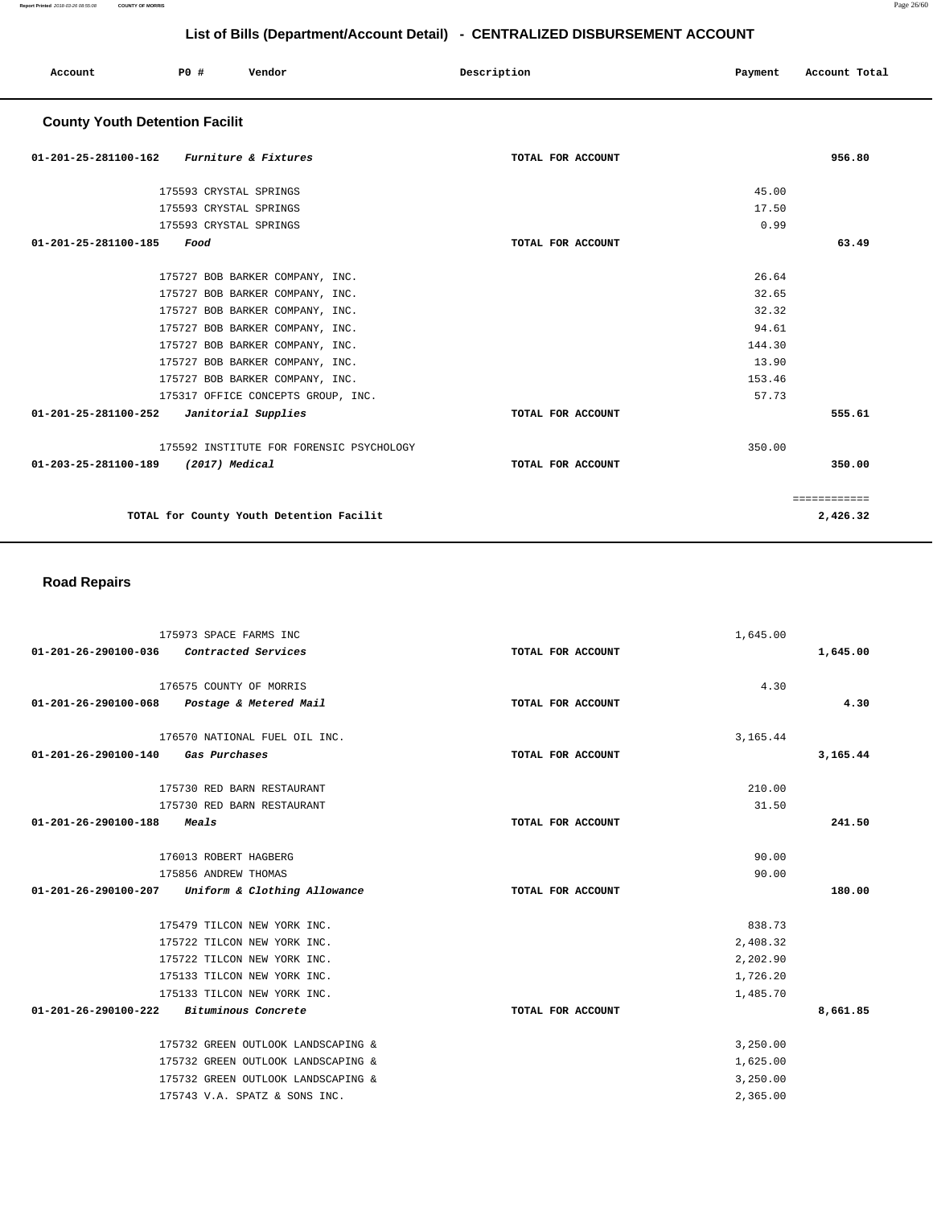## List of Bills (Department/Account Detail) - CENTRALIZED DISBURSEMENT ACCOUNT

| Account | PO # | Vendor | Description | Payment | Account Total |
|---|---|---|---|---|---|

### County Youth Detention Facilit

| Account | PO # | Vendor | Description | Payment | Account Total |
|---|---|---|---|---|---|
| 01-201-25-281100-162 | | *Furniture & Fixtures* | TOTAL FOR ACCOUNT | | 956.80 |
| | 175593 | CRYSTAL SPRINGS | | 45.00 | |
| | 175593 | CRYSTAL SPRINGS | | 17.50 | |
| | 175593 | CRYSTAL SPRINGS | | 0.99 | |
| 01-201-25-281100-185 | | *Food* | TOTAL FOR ACCOUNT | | 63.49 |
| | 175727 | BOB BARKER COMPANY, INC. | | 26.64 | |
| | 175727 | BOB BARKER COMPANY, INC. | | 32.65 | |
| | 175727 | BOB BARKER COMPANY, INC. | | 32.32 | |
| | 175727 | BOB BARKER COMPANY, INC. | | 94.61 | |
| | 175727 | BOB BARKER COMPANY, INC. | | 144.30 | |
| | 175727 | BOB BARKER COMPANY, INC. | | 13.90 | |
| | 175727 | BOB BARKER COMPANY, INC. | | 153.46 | |
| | 175317 | OFFICE CONCEPTS GROUP, INC. | | 57.73 | |
| 01-201-25-281100-252 | | *Janitorial Supplies* | TOTAL FOR ACCOUNT | | 555.61 |
| | 175592 | INSTITUTE FOR FORENSIC PSYCHOLOGY | | 350.00 | |
| 01-203-25-281100-189 | | *(2017) Medical* | TOTAL FOR ACCOUNT | | 350.00 |
| | | | | | ============ |
| | | TOTAL for County Youth Detention Facilit | | | 2,426.32 |

### Road Repairs

| Account | PO # | Vendor | Description | Payment | Account Total |
|---|---|---|---|---|---|
| | 175973 | SPACE FARMS INC | | 1,645.00 | |
| 01-201-26-290100-036 | | *Contracted Services* | TOTAL FOR ACCOUNT | | 1,645.00 |
| | 176575 | COUNTY OF MORRIS | | 4.30 | |
| 01-201-26-290100-068 | | *Postage & Metered Mail* | TOTAL FOR ACCOUNT | | 4.30 |
| | 176570 | NATIONAL FUEL OIL INC. | | 3,165.44 | |
| 01-201-26-290100-140 | | *Gas Purchases* | TOTAL FOR ACCOUNT | | 3,165.44 |
| | 175730 | RED BARN RESTAURANT | | 210.00 | |
| | 175730 | RED BARN RESTAURANT | | 31.50 | |
| 01-201-26-290100-188 | | *Meals* | TOTAL FOR ACCOUNT | | 241.50 |
| | 176013 | ROBERT HAGBERG | | 90.00 | |
| | 175856 | ANDREW THOMAS | | 90.00 | |
| 01-201-26-290100-207 | | *Uniform & Clothing Allowance* | TOTAL FOR ACCOUNT | | 180.00 |
| | 175479 | TILCON NEW YORK INC. | | 838.73 | |
| | 175722 | TILCON NEW YORK INC. | | 2,408.32 | |
| | 175722 | TILCON NEW YORK INC. | | 2,202.90 | |
| | 175133 | TILCON NEW YORK INC. | | 1,726.20 | |
| | 175133 | TILCON NEW YORK INC. | | 1,485.70 | |
| 01-201-26-290100-222 | | *Bituminous Concrete* | TOTAL FOR ACCOUNT | | 8,661.85 |
| | 175732 | GREEN OUTLOOK LANDSCAPING & | | 3,250.00 | |
| | 175732 | GREEN OUTLOOK LANDSCAPING & | | 1,625.00 | |
| | 175732 | GREEN OUTLOOK LANDSCAPING & | | 3,250.00 | |
| | 175743 | V.A. SPATZ & SONS INC. | | 2,365.00 | |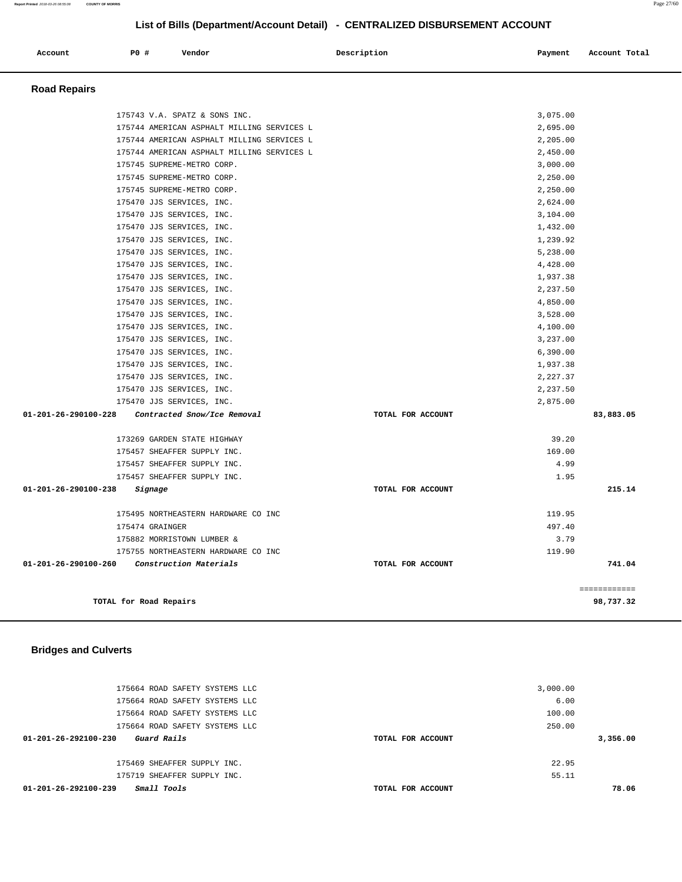# List of Bills (Department/Account Detail) - CENTRALIZED DISBURSEMENT ACCOUNT

| Account | PO # | Vendor | Description | Payment | Account Total |
|---|---|---|---|---|---|

## Road Repairs

| Account | PO # | Vendor | Description | Payment | Account Total |
|---|---|---|---|---|---|
| | 175743 | V.A. SPATZ & SONS INC. | | 3,075.00 | |
| | 175744 | AMERICAN ASPHALT MILLING SERVICES L | | 2,695.00 | |
| | 175744 | AMERICAN ASPHALT MILLING SERVICES L | | 2,205.00 | |
| | 175744 | AMERICAN ASPHALT MILLING SERVICES L | | 2,450.00 | |
| | 175745 | SUPREME-METRO CORP. | | 3,000.00 | |
| | 175745 | SUPREME-METRO CORP. | | 2,250.00 | |
| | 175745 | SUPREME-METRO CORP. | | 2,250.00 | |
| | 175470 | JJS SERVICES, INC. | | 2,624.00 | |
| | 175470 | JJS SERVICES, INC. | | 3,104.00 | |
| | 175470 | JJS SERVICES, INC. | | 1,432.00 | |
| | 175470 | JJS SERVICES, INC. | | 1,239.92 | |
| | 175470 | JJS SERVICES, INC. | | 5,238.00 | |
| | 175470 | JJS SERVICES, INC. | | 4,428.00 | |
| | 175470 | JJS SERVICES, INC. | | 1,937.38 | |
| | 175470 | JJS SERVICES, INC. | | 2,237.50 | |
| | 175470 | JJS SERVICES, INC. | | 4,850.00 | |
| | 175470 | JJS SERVICES, INC. | | 3,528.00 | |
| | 175470 | JJS SERVICES, INC. | | 4,100.00 | |
| | 175470 | JJS SERVICES, INC. | | 3,237.00 | |
| | 175470 | JJS SERVICES, INC. | | 6,390.00 | |
| | 175470 | JJS SERVICES, INC. | | 1,937.38 | |
| | 175470 | JJS SERVICES, INC. | | 2,227.37 | |
| | 175470 | JJS SERVICES, INC. | | 2,237.50 | |
| | 175470 | JJS SERVICES, INC. | | 2,875.00 | |
| **01-201-26-290100-228** | | ***Contracted Snow/Ice Removal*** | **TOTAL FOR ACCOUNT** | | **83,883.05** |
| | 173269 | GARDEN STATE HIGHWAY | | 39.20 | |
| | 175457 | SHEAFFER SUPPLY INC. | | 169.00 | |
| | 175457 | SHEAFFER SUPPLY INC. | | 4.99 | |
| | 175457 | SHEAFFER SUPPLY INC. | | 1.95 | |
| **01-201-26-290100-238** | | ***Signage*** | **TOTAL FOR ACCOUNT** | | **215.14** |
| | 175495 | NORTHEASTERN HARDWARE CO INC | | 119.95 | |
| | 175474 | GRAINGER | | 497.40 | |
| | 175882 | MORRISTOWN LUMBER & | | 3.79 | |
| | 175755 | NORTHEASTERN HARDWARE CO INC | | 119.90 | |
| **01-201-26-290100-260** | | ***Construction Materials*** | **TOTAL FOR ACCOUNT** | | **741.04** |
| | | | | | ============ |
| | **TOTAL for Road Repairs** | | | | **98,737.32** |

## Bridges and Culverts

| Account | PO # | Vendor | Description | Payment | Account Total |
|---|---|---|---|---|---|
| | 175664 | ROAD SAFETY SYSTEMS LLC | | 3,000.00 | |
| | 175664 | ROAD SAFETY SYSTEMS LLC | | 6.00 | |
| | 175664 | ROAD SAFETY SYSTEMS LLC | | 100.00 | |
| | 175664 | ROAD SAFETY SYSTEMS LLC | | 250.00 | |
| **01-201-26-292100-230** | | ***Guard Rails*** | **TOTAL FOR ACCOUNT** | | **3,356.00** |
| | 175469 | SHEAFFER SUPPLY INC. | | 22.95 | |
| | 175719 | SHEAFFER SUPPLY INC. | | 55.11 | |
| **01-201-26-292100-239** | | ***Small Tools*** | **TOTAL FOR ACCOUNT** | | **78.06** |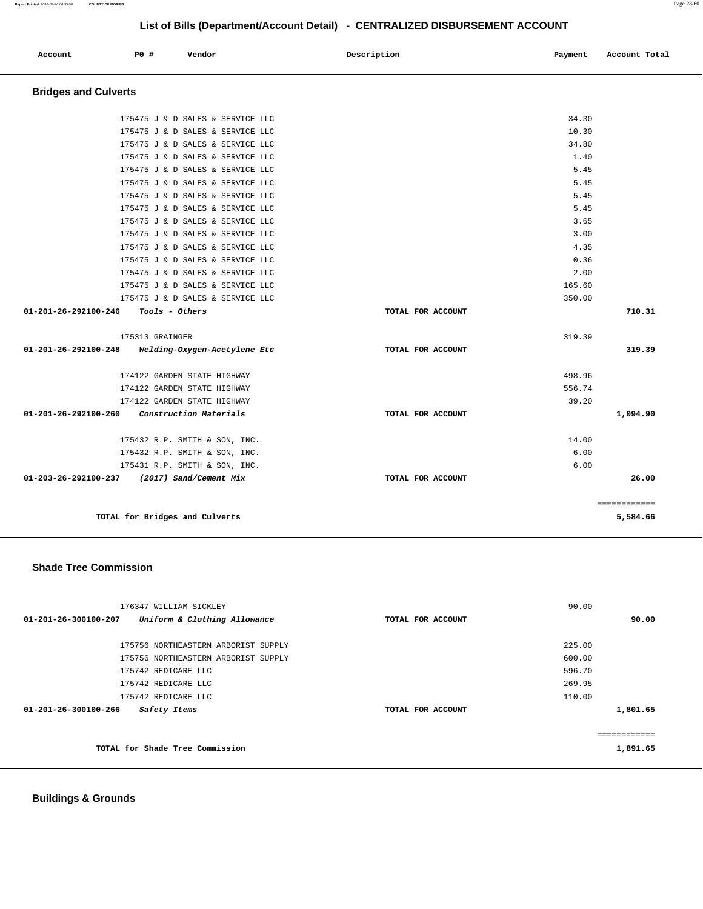# List of Bills (Department/Account Detail) - CENTRALIZED DISBURSEMENT ACCOUNT

| Account | PO # | Vendor | Description | Payment | Account Total |
|---|---|---|---|---|---|

## Bridges and Culverts

| Account | PO # | Vendor | Description | Payment | Account Total |
|---|---|---|---|---|---|
| | 175475 | J & D SALES & SERVICE LLC | | 34.30 | |
| | 175475 | J & D SALES & SERVICE LLC | | 10.30 | |
| | 175475 | J & D SALES & SERVICE LLC | | 34.80 | |
| | 175475 | J & D SALES & SERVICE LLC | | 1.40 | |
| | 175475 | J & D SALES & SERVICE LLC | | 5.45 | |
| | 175475 | J & D SALES & SERVICE LLC | | 5.45 | |
| | 175475 | J & D SALES & SERVICE LLC | | 5.45 | |
| | 175475 | J & D SALES & SERVICE LLC | | 5.45 | |
| | 175475 | J & D SALES & SERVICE LLC | | 3.65 | |
| | 175475 | J & D SALES & SERVICE LLC | | 3.00 | |
| | 175475 | J & D SALES & SERVICE LLC | | 4.35 | |
| | 175475 | J & D SALES & SERVICE LLC | | 0.36 | |
| | 175475 | J & D SALES & SERVICE LLC | | 2.00 | |
| | 175475 | J & D SALES & SERVICE LLC | | 165.60 | |
| | 175475 | J & D SALES & SERVICE LLC | | 350.00 | |
| **01-201-26-292100-246** | | ***Tools - Others*** | **TOTAL FOR ACCOUNT** | | **710.31** |
| | 175313 | GRAINGER | | 319.39 | |
| **01-201-26-292100-248** | | ***Welding-Oxygen-Acetylene Etc*** | **TOTAL FOR ACCOUNT** | | **319.39** |
| | 174122 | GARDEN STATE HIGHWAY | | 498.96 | |
| | 174122 | GARDEN STATE HIGHWAY | | 556.74 | |
| | 174122 | GARDEN STATE HIGHWAY | | 39.20 | |
| **01-201-26-292100-260** | | ***Construction Materials*** | **TOTAL FOR ACCOUNT** | | **1,094.90** |
| | 175432 | R.P. SMITH & SON, INC. | | 14.00 | |
| | 175432 | R.P. SMITH & SON, INC. | | 6.00 | |
| | 175431 | R.P. SMITH & SON, INC. | | 6.00 | |
| **01-203-26-292100-237** | | ***(2017) Sand/Cement Mix*** | **TOTAL FOR ACCOUNT** | | **26.00** |
| | | | | | ============ |
| | | **TOTAL for Bridges and Culverts** | | | **5,584.66** |

## Shade Tree Commission

| Account | PO # | Vendor | Description | Payment | Account Total |
|---|---|---|---|---|---|
| | 176347 | WILLIAM SICKLEY | | 90.00 | |
| **01-201-26-300100-207** | | ***Uniform & Clothing Allowance*** | **TOTAL FOR ACCOUNT** | | **90.00** |
| | 175756 | NORTHEASTERN ARBORIST SUPPLY | | 225.00 | |
| | 175756 | NORTHEASTERN ARBORIST SUPPLY | | 600.00 | |
| | 175742 | REDICARE LLC | | 596.70 | |
| | 175742 | REDICARE LLC | | 269.95 | |
| | 175742 | REDICARE LLC | | 110.00 | |
| **01-201-26-300100-266** | | ***Safety Items*** | **TOTAL FOR ACCOUNT** | | **1,801.65** |
| | | | | | ============ |
| | | **TOTAL for Shade Tree Commission** | | | **1,891.65** |

## Buildings & Grounds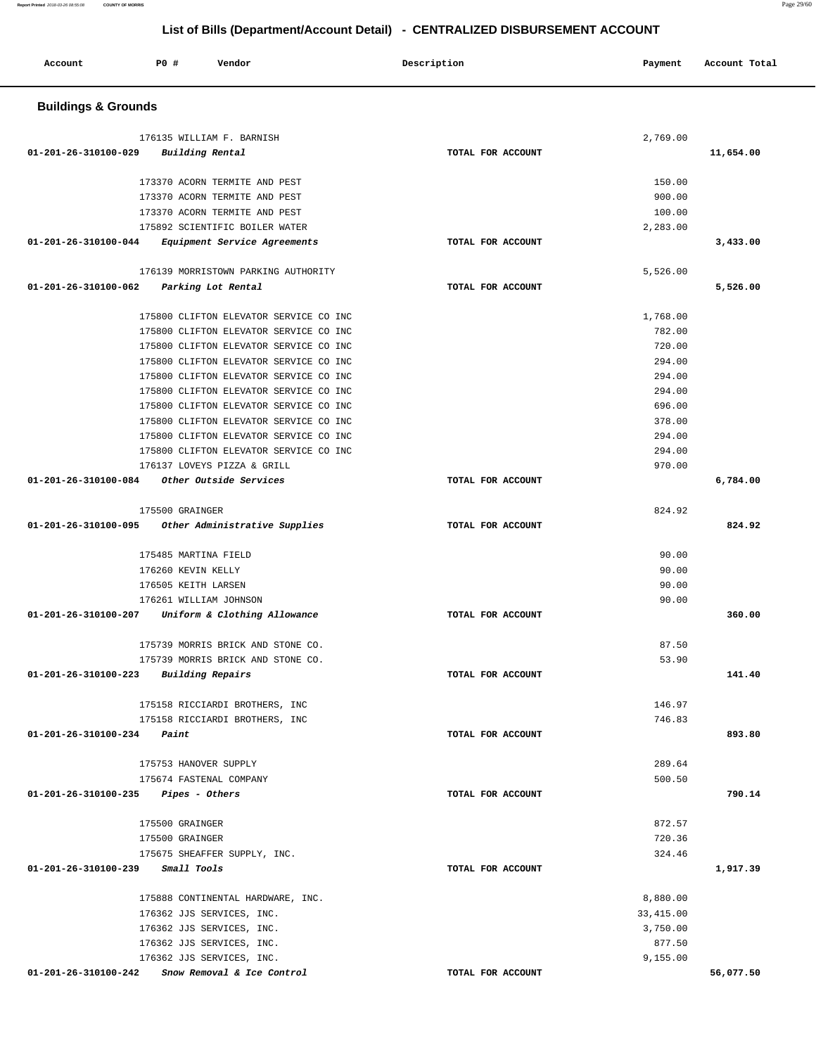# List of Bills (Department/Account Detail) - CENTRALIZED DISBURSEMENT ACCOUNT

| Account | PO # | Vendor | Description | Payment | Account Total |
|---|---|---|---|---|---|

## Buildings & Grounds

| Account | PO # | Vendor | Description | Payment | Account Total |
|---|---|---|---|---|---|
| | 176135 | WILLIAM F. BARNISH | | 2,769.00 | |
| 01-201-26-310100-029 | | *Building Rental* | TOTAL FOR ACCOUNT | | 11,654.00 |
| | 173370 | ACORN TERMITE AND PEST | | 150.00 | |
| | 173370 | ACORN TERMITE AND PEST | | 900.00 | |
| | 173370 | ACORN TERMITE AND PEST | | 100.00 | |
| | 175892 | SCIENTIFIC BOILER WATER | | 2,283.00 | |
| 01-201-26-310100-044 | | *Equipment Service Agreements* | TOTAL FOR ACCOUNT | | 3,433.00 |
| | 176139 | MORRISTOWN PARKING AUTHORITY | | 5,526.00 | |
| 01-201-26-310100-062 | | *Parking Lot Rental* | TOTAL FOR ACCOUNT | | 5,526.00 |
| | 175800 | CLIFTON ELEVATOR SERVICE CO INC | | 1,768.00 | |
| | 175800 | CLIFTON ELEVATOR SERVICE CO INC | | 782.00 | |
| | 175800 | CLIFTON ELEVATOR SERVICE CO INC | | 720.00 | |
| | 175800 | CLIFTON ELEVATOR SERVICE CO INC | | 294.00 | |
| | 175800 | CLIFTON ELEVATOR SERVICE CO INC | | 294.00 | |
| | 175800 | CLIFTON ELEVATOR SERVICE CO INC | | 294.00 | |
| | 175800 | CLIFTON ELEVATOR SERVICE CO INC | | 696.00 | |
| | 175800 | CLIFTON ELEVATOR SERVICE CO INC | | 378.00 | |
| | 175800 | CLIFTON ELEVATOR SERVICE CO INC | | 294.00 | |
| | 175800 | CLIFTON ELEVATOR SERVICE CO INC | | 294.00 | |
| | 176137 | LOVEYS PIZZA & GRILL | | 970.00 | |
| 01-201-26-310100-084 | | *Other Outside Services* | TOTAL FOR ACCOUNT | | 6,784.00 |
| | 175500 | GRAINGER | | 824.92 | |
| 01-201-26-310100-095 | | *Other Administrative Supplies* | TOTAL FOR ACCOUNT | | 824.92 |
| | 175485 | MARTINA FIELD | | 90.00 | |
| | 176260 | KEVIN KELLY | | 90.00 | |
| | 176505 | KEITH LARSEN | | 90.00 | |
| | 176261 | WILLIAM JOHNSON | | 90.00 | |
| 01-201-26-310100-207 | | *Uniform & Clothing Allowance* | TOTAL FOR ACCOUNT | | 360.00 |
| | 175739 | MORRIS BRICK AND STONE CO. | | 87.50 | |
| | 175739 | MORRIS BRICK AND STONE CO. | | 53.90 | |
| 01-201-26-310100-223 | | *Building Repairs* | TOTAL FOR ACCOUNT | | 141.40 |
| | 175158 | RICCIARDI BROTHERS, INC | | 146.97 | |
| | 175158 | RICCIARDI BROTHERS, INC | | 746.83 | |
| 01-201-26-310100-234 | | *Paint* | TOTAL FOR ACCOUNT | | 893.80 |
| | 175753 | HANOVER SUPPLY | | 289.64 | |
| | 175674 | FASTENAL COMPANY | | 500.50 | |
| 01-201-26-310100-235 | | *Pipes - Others* | TOTAL FOR ACCOUNT | | 790.14 |
| | 175500 | GRAINGER | | 872.57 | |
| | 175500 | GRAINGER | | 720.36 | |
| | 175675 | SHEAFFER SUPPLY, INC. | | 324.46 | |
| 01-201-26-310100-239 | | *Small Tools* | TOTAL FOR ACCOUNT | | 1,917.39 |
| | 175888 | CONTINENTAL HARDWARE, INC. | | 8,880.00 | |
| | 176362 | JJS SERVICES, INC. | | 33,415.00 | |
| | 176362 | JJS SERVICES, INC. | | 3,750.00 | |
| | 176362 | JJS SERVICES, INC. | | 877.50 | |
| | 176362 | JJS SERVICES, INC. | | 9,155.00 | |
| 01-201-26-310100-242 | | *Snow Removal & Ice Control* | TOTAL FOR ACCOUNT | | 56,077.50 |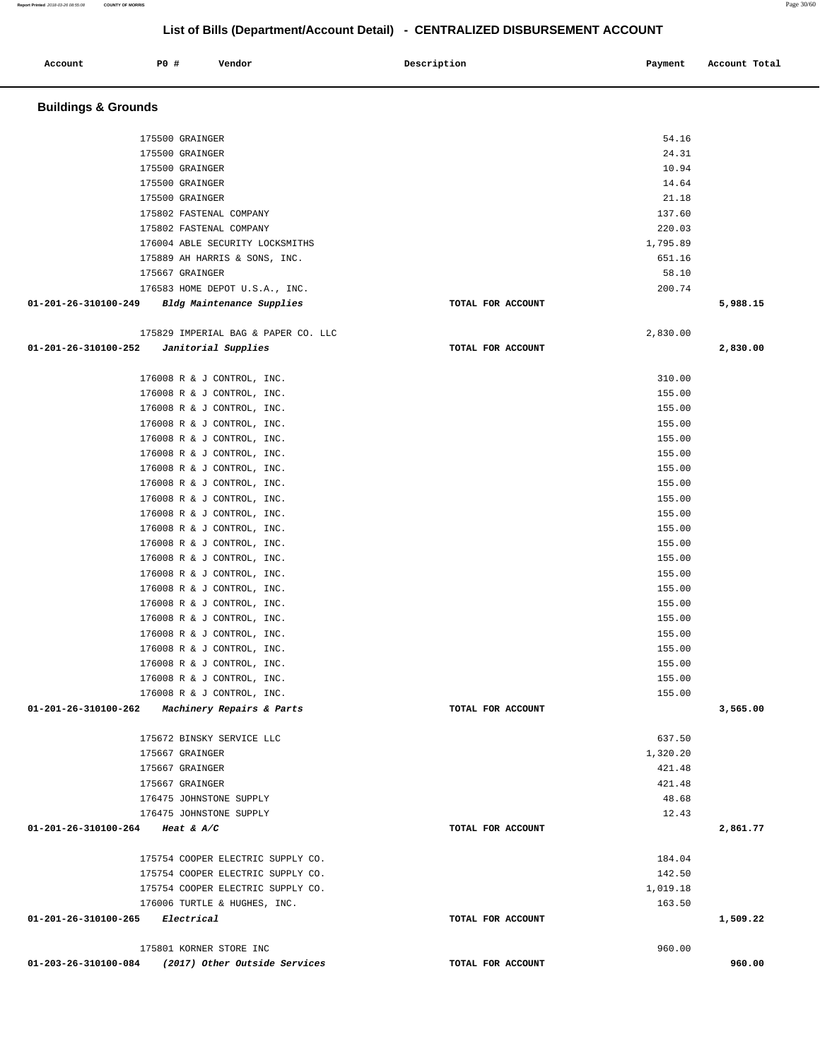# List of Bills (Department/Account Detail) - CENTRALIZED DISBURSEMENT ACCOUNT

| Account | PO # | Vendor | Description | Payment | Account Total |
|---|---|---|---|---|---|

## Buildings & Grounds

| Account | PO # | Vendor | Description | Payment | Account Total |
|---|---|---|---|---|---|
| | 175500 | GRAINGER | | 54.16 | |
| | 175500 | GRAINGER | | 24.31 | |
| | 175500 | GRAINGER | | 10.94 | |
| | 175500 | GRAINGER | | 14.64 | |
| | 175500 | GRAINGER | | 21.18 | |
| | 175802 | FASTENAL COMPANY | | 137.60 | |
| | 175802 | FASTENAL COMPANY | | 220.03 | |
| | 176004 | ABLE SECURITY LOCKSMITHS | | 1,795.89 | |
| | 175889 | AH HARRIS & SONS, INC. | | 651.16 | |
| | 175667 | GRAINGER | | 58.10 | |
| | 176583 | HOME DEPOT U.S.A., INC. | | 200.74 | |
| **01-201-26-310100-249** | | ***Bldg Maintenance Supplies*** | TOTAL FOR ACCOUNT | | **5,988.15** |
| | 175829 | IMPERIAL BAG & PAPER CO. LLC | | 2,830.00 | |
| **01-201-26-310100-252** | | ***Janitorial Supplies*** | TOTAL FOR ACCOUNT | | **2,830.00** |
| | 176008 | R & J CONTROL, INC. | | 310.00 | |
| | 176008 | R & J CONTROL, INC. | | 155.00 | |
| | 176008 | R & J CONTROL, INC. | | 155.00 | |
| | 176008 | R & J CONTROL, INC. | | 155.00 | |
| | 176008 | R & J CONTROL, INC. | | 155.00 | |
| | 176008 | R & J CONTROL, INC. | | 155.00 | |
| | 176008 | R & J CONTROL, INC. | | 155.00 | |
| | 176008 | R & J CONTROL, INC. | | 155.00 | |
| | 176008 | R & J CONTROL, INC. | | 155.00 | |
| | 176008 | R & J CONTROL, INC. | | 155.00 | |
| | 176008 | R & J CONTROL, INC. | | 155.00 | |
| | 176008 | R & J CONTROL, INC. | | 155.00 | |
| | 176008 | R & J CONTROL, INC. | | 155.00 | |
| | 176008 | R & J CONTROL, INC. | | 155.00 | |
| | 176008 | R & J CONTROL, INC. | | 155.00 | |
| | 176008 | R & J CONTROL, INC. | | 155.00 | |
| | 176008 | R & J CONTROL, INC. | | 155.00 | |
| | 176008 | R & J CONTROL, INC. | | 155.00 | |
| | 176008 | R & J CONTROL, INC. | | 155.00 | |
| | 176008 | R & J CONTROL, INC. | | 155.00 | |
| | 176008 | R & J CONTROL, INC. | | 155.00 | |
| | 176008 | R & J CONTROL, INC. | | 155.00 | |
| **01-201-26-310100-262** | | ***Machinery Repairs & Parts*** | TOTAL FOR ACCOUNT | | **3,565.00** |
| | 175672 | BINSKY SERVICE LLC | | 637.50 | |
| | 175667 | GRAINGER | | 1,320.20 | |
| | 175667 | GRAINGER | | 421.48 | |
| | 175667 | GRAINGER | | 421.48 | |
| | 176475 | JOHNSTONE SUPPLY | | 48.68 | |
| | 176475 | JOHNSTONE SUPPLY | | 12.43 | |
| **01-201-26-310100-264** | | ***Heat & A/C*** | TOTAL FOR ACCOUNT | | **2,861.77** |
| | 175754 | COOPER ELECTRIC SUPPLY CO. | | 184.04 | |
| | 175754 | COOPER ELECTRIC SUPPLY CO. | | 142.50 | |
| | 175754 | COOPER ELECTRIC SUPPLY CO. | | 1,019.18 | |
| | 176006 | TURTLE & HUGHES, INC. | | 163.50 | |
| **01-201-26-310100-265** | | ***Electrical*** | TOTAL FOR ACCOUNT | | **1,509.22** |
| | 175801 | KORNER STORE INC | | 960.00 | |
| **01-203-26-310100-084** | | ***(2017) Other Outside Services*** | TOTAL FOR ACCOUNT | | **960.00** |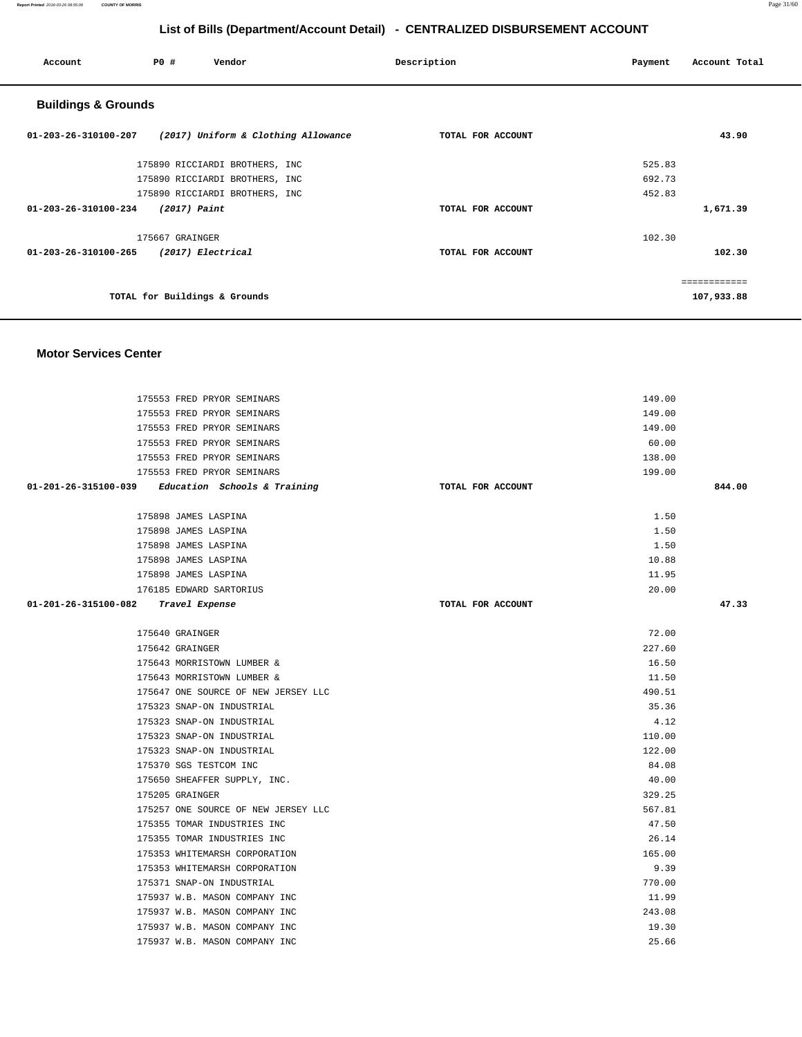## List of Bills (Department/Account Detail) - CENTRALIZED DISBURSEMENT ACCOUNT

| Account | PO # | Vendor | Description | Payment | Account Total |
|---|---|---|---|---|---|

### Buildings & Grounds

| Account | PO # | Vendor | Description | Payment | Account Total |
|---|---|---|---|---|---|
| 01-203-26-310100-207 | | *(2017) Uniform & Clothing Allowance* | TOTAL FOR ACCOUNT | | 43.90 |
| | 175890 | RICCIARDI BROTHERS, INC | | 525.83 | |
| | 175890 | RICCIARDI BROTHERS, INC | | 692.73 | |
| | 175890 | RICCIARDI BROTHERS, INC | | 452.83 | |
| 01-203-26-310100-234 | | *(2017) Paint* | TOTAL FOR ACCOUNT | | 1,671.39 |
| | 175667 | GRAINGER | | 102.30 | |
| 01-203-26-310100-265 | | *(2017) Electrical* | TOTAL FOR ACCOUNT | | 102.30 |
| | | | | | ============ |
| | | TOTAL for Buildings & Grounds | | | 107,933.88 |

### Motor Services Center

| Account | PO # | Vendor | Description | Payment | Account Total |
|---|---|---|---|---|---|
| | 175553 | FRED PRYOR SEMINARS | | 149.00 | |
| | 175553 | FRED PRYOR SEMINARS | | 149.00 | |
| | 175553 | FRED PRYOR SEMINARS | | 149.00 | |
| | 175553 | FRED PRYOR SEMINARS | | 60.00 | |
| | 175553 | FRED PRYOR SEMINARS | | 138.00 | |
| | 175553 | FRED PRYOR SEMINARS | | 199.00 | |
| 01-201-26-315100-039 | | *Education Schools & Training* | TOTAL FOR ACCOUNT | | 844.00 |
| | 175898 | JAMES LASPINA | | 1.50 | |
| | 175898 | JAMES LASPINA | | 1.50 | |
| | 175898 | JAMES LASPINA | | 1.50 | |
| | 175898 | JAMES LASPINA | | 10.88 | |
| | 175898 | JAMES LASPINA | | 11.95 | |
| | 176185 | EDWARD SARTORIUS | | 20.00 | |
| 01-201-26-315100-082 | | *Travel Expense* | TOTAL FOR ACCOUNT | | 47.33 |
| | 175640 | GRAINGER | | 72.00 | |
| | 175642 | GRAINGER | | 227.60 | |
| | 175643 | MORRISTOWN LUMBER & | | 16.50 | |
| | 175643 | MORRISTOWN LUMBER & | | 11.50 | |
| | 175647 | ONE SOURCE OF NEW JERSEY LLC | | 490.51 | |
| | 175323 | SNAP-ON INDUSTRIAL | | 35.36 | |
| | 175323 | SNAP-ON INDUSTRIAL | | 4.12 | |
| | 175323 | SNAP-ON INDUSTRIAL | | 110.00 | |
| | 175323 | SNAP-ON INDUSTRIAL | | 122.00 | |
| | 175370 | SGS TESTCOM INC | | 84.08 | |
| | 175650 | SHEAFFER SUPPLY, INC. | | 40.00 | |
| | 175205 | GRAINGER | | 329.25 | |
| | 175257 | ONE SOURCE OF NEW JERSEY LLC | | 567.81 | |
| | 175355 | TOMAR INDUSTRIES INC | | 47.50 | |
| | 175355 | TOMAR INDUSTRIES INC | | 26.14 | |
| | 175353 | WHITEMARSH CORPORATION | | 165.00 | |
| | 175353 | WHITEMARSH CORPORATION | | 9.39 | |
| | 175371 | SNAP-ON INDUSTRIAL | | 770.00 | |
| | 175937 | W.B. MASON COMPANY INC | | 11.99 | |
| | 175937 | W.B. MASON COMPANY INC | | 243.08 | |
| | 175937 | W.B. MASON COMPANY INC | | 19.30 | |
| | 175937 | W.B. MASON COMPANY INC | | 25.66 | |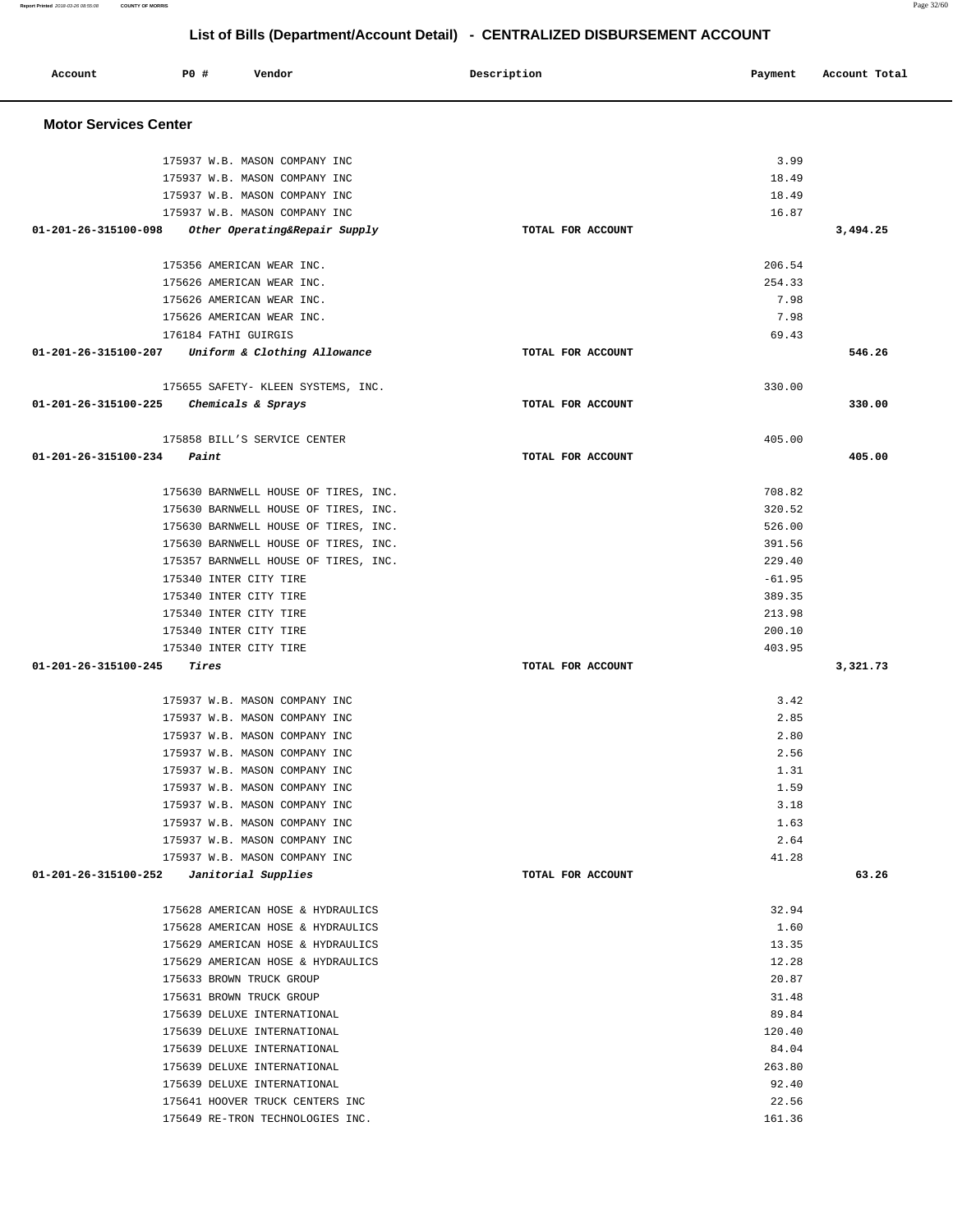## List of Bills (Department/Account Detail) - CENTRALIZED DISBURSEMENT ACCOUNT

| Account | PO # | Vendor | Description | Payment | Account Total |
|---|---|---|---|---|---|

### Motor Services Center

| Account | PO # | Vendor | Description | Payment | Account Total |
|---|---|---|---|---|---|
| | 175937 | W.B. MASON COMPANY INC | | 3.99 | |
| | 175937 | W.B. MASON COMPANY INC | | 18.49 | |
| | 175937 | W.B. MASON COMPANY INC | | 18.49 | |
| | 175937 | W.B. MASON COMPANY INC | | 16.87 | |
| 01-201-26-315100-098 | | *Other Operating&Repair Supply* | TOTAL FOR ACCOUNT | | 3,494.25 |
| | 175356 | AMERICAN WEAR INC. | | 206.54 | |
| | 175626 | AMERICAN WEAR INC. | | 254.33 | |
| | 175626 | AMERICAN WEAR INC. | | 7.98 | |
| | 175626 | AMERICAN WEAR INC. | | 7.98 | |
| | 176184 | FATHI GUIRGIS | | 69.43 | |
| 01-201-26-315100-207 | | *Uniform & Clothing Allowance* | TOTAL FOR ACCOUNT | | 546.26 |
| | 175655 | SAFETY- KLEEN SYSTEMS, INC. | | 330.00 | |
| 01-201-26-315100-225 | | *Chemicals & Sprays* | TOTAL FOR ACCOUNT | | 330.00 |
| | 175858 | BILL'S SERVICE CENTER | | 405.00 | |
| 01-201-26-315100-234 | | *Paint* | TOTAL FOR ACCOUNT | | 405.00 |
| | 175630 | BARNWELL HOUSE OF TIRES, INC. | | 708.82 | |
| | 175630 | BARNWELL HOUSE OF TIRES, INC. | | 320.52 | |
| | 175630 | BARNWELL HOUSE OF TIRES, INC. | | 526.00 | |
| | 175630 | BARNWELL HOUSE OF TIRES, INC. | | 391.56 | |
| | 175357 | BARNWELL HOUSE OF TIRES, INC. | | 229.40 | |
| | 175340 | INTER CITY TIRE | | -61.95 | |
| | 175340 | INTER CITY TIRE | | 389.35 | |
| | 175340 | INTER CITY TIRE | | 213.98 | |
| | 175340 | INTER CITY TIRE | | 200.10 | |
| | 175340 | INTER CITY TIRE | | 403.95 | |
| 01-201-26-315100-245 | | *Tires* | TOTAL FOR ACCOUNT | | 3,321.73 |
| | 175937 | W.B. MASON COMPANY INC | | 3.42 | |
| | 175937 | W.B. MASON COMPANY INC | | 2.85 | |
| | 175937 | W.B. MASON COMPANY INC | | 2.80 | |
| | 175937 | W.B. MASON COMPANY INC | | 2.56 | |
| | 175937 | W.B. MASON COMPANY INC | | 1.31 | |
| | 175937 | W.B. MASON COMPANY INC | | 1.59 | |
| | 175937 | W.B. MASON COMPANY INC | | 3.18 | |
| | 175937 | W.B. MASON COMPANY INC | | 1.63 | |
| | 175937 | W.B. MASON COMPANY INC | | 2.64 | |
| | 175937 | W.B. MASON COMPANY INC | | 41.28 | |
| 01-201-26-315100-252 | | *Janitorial Supplies* | TOTAL FOR ACCOUNT | | 63.26 |
| | 175628 | AMERICAN HOSE & HYDRAULICS | | 32.94 | |
| | 175628 | AMERICAN HOSE & HYDRAULICS | | 1.60 | |
| | 175629 | AMERICAN HOSE & HYDRAULICS | | 13.35 | |
| | 175629 | AMERICAN HOSE & HYDRAULICS | | 12.28 | |
| | 175633 | BROWN TRUCK GROUP | | 20.87 | |
| | 175631 | BROWN TRUCK GROUP | | 31.48 | |
| | 175639 | DELUXE INTERNATIONAL | | 89.84 | |
| | 175639 | DELUXE INTERNATIONAL | | 120.40 | |
| | 175639 | DELUXE INTERNATIONAL | | 84.04 | |
| | 175639 | DELUXE INTERNATIONAL | | 263.80 | |
| | 175639 | DELUXE INTERNATIONAL | | 92.40 | |
| | 175641 | HOOVER TRUCK CENTERS INC | | 22.56 | |
| | 175649 | RE-TRON TECHNOLOGIES INC. | | 161.36 | |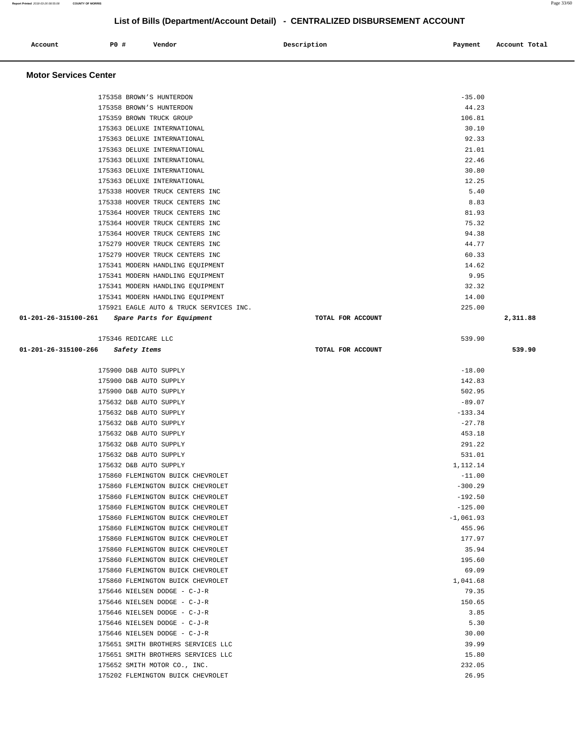# List of Bills (Department/Account Detail) - CENTRALIZED DISBURSEMENT ACCOUNT

| Account | PO # | Vendor | Description | Payment | Account Total |
|---|---|---|---|---|---|

## Motor Services Center

| Account | PO # | Vendor | Description | Payment | Account Total |
|---|---|---|---|---|---|
| | 175358 | BROWN'S HUNTERDON | | -35.00 | |
| | 175358 | BROWN'S HUNTERDON | | 44.23 | |
| | 175359 | BROWN TRUCK GROUP | | 106.81 | |
| | 175363 | DELUXE INTERNATIONAL | | 30.10 | |
| | 175363 | DELUXE INTERNATIONAL | | 92.33 | |
| | 175363 | DELUXE INTERNATIONAL | | 21.01 | |
| | 175363 | DELUXE INTERNATIONAL | | 22.46 | |
| | 175363 | DELUXE INTERNATIONAL | | 30.80 | |
| | 175363 | DELUXE INTERNATIONAL | | 12.25 | |
| | 175338 | HOOVER TRUCK CENTERS INC | | 5.40 | |
| | 175338 | HOOVER TRUCK CENTERS INC | | 8.83 | |
| | 175364 | HOOVER TRUCK CENTERS INC | | 81.93 | |
| | 175364 | HOOVER TRUCK CENTERS INC | | 75.32 | |
| | 175364 | HOOVER TRUCK CENTERS INC | | 94.38 | |
| | 175279 | HOOVER TRUCK CENTERS INC | | 44.77 | |
| | 175279 | HOOVER TRUCK CENTERS INC | | 60.33 | |
| | 175341 | MODERN HANDLING EQUIPMENT | | 14.62 | |
| | 175341 | MODERN HANDLING EQUIPMENT | | 9.95 | |
| | 175341 | MODERN HANDLING EQUIPMENT | | 32.32 | |
| | 175341 | MODERN HANDLING EQUIPMENT | | 14.00 | |
| | 175921 | EAGLE AUTO & TRUCK SERVICES INC. | | 225.00 | |
| **01-201-26-315100-261** | | *Spare Parts for Equipment* | **TOTAL FOR ACCOUNT** | | **2,311.88** |
| | 175346 | REDICARE LLC | | 539.90 | |
| **01-201-26-315100-266** | | *Safety Items* | **TOTAL FOR ACCOUNT** | | **539.90** |
| | 175900 | D&B AUTO SUPPLY | | -18.00 | |
| | 175900 | D&B AUTO SUPPLY | | 142.83 | |
| | 175900 | D&B AUTO SUPPLY | | 502.95 | |
| | 175632 | D&B AUTO SUPPLY | | -89.07 | |
| | 175632 | D&B AUTO SUPPLY | | -133.34 | |
| | 175632 | D&B AUTO SUPPLY | | -27.78 | |
| | 175632 | D&B AUTO SUPPLY | | 453.18 | |
| | 175632 | D&B AUTO SUPPLY | | 291.22 | |
| | 175632 | D&B AUTO SUPPLY | | 531.01 | |
| | 175632 | D&B AUTO SUPPLY | | 1,112.14 | |
| | 175860 | FLEMINGTON BUICK CHEVROLET | | -11.00 | |
| | 175860 | FLEMINGTON BUICK CHEVROLET | | -300.29 | |
| | 175860 | FLEMINGTON BUICK CHEVROLET | | -192.50 | |
| | 175860 | FLEMINGTON BUICK CHEVROLET | | -125.00 | |
| | 175860 | FLEMINGTON BUICK CHEVROLET | | -1,061.93 | |
| | 175860 | FLEMINGTON BUICK CHEVROLET | | 455.96 | |
| | 175860 | FLEMINGTON BUICK CHEVROLET | | 177.97 | |
| | 175860 | FLEMINGTON BUICK CHEVROLET | | 35.94 | |
| | 175860 | FLEMINGTON BUICK CHEVROLET | | 195.60 | |
| | 175860 | FLEMINGTON BUICK CHEVROLET | | 69.09 | |
| | 175860 | FLEMINGTON BUICK CHEVROLET | | 1,041.68 | |
| | 175646 | NIELSEN DODGE - C-J-R | | 79.35 | |
| | 175646 | NIELSEN DODGE - C-J-R | | 150.65 | |
| | 175646 | NIELSEN DODGE - C-J-R | | 3.85 | |
| | 175646 | NIELSEN DODGE - C-J-R | | 5.30 | |
| | 175646 | NIELSEN DODGE - C-J-R | | 30.00 | |
| | 175651 | SMITH BROTHERS SERVICES LLC | | 39.99 | |
| | 175651 | SMITH BROTHERS SERVICES LLC | | 15.80 | |
| | 175652 | SMITH MOTOR CO., INC. | | 232.05 | |
| | 175202 | FLEMINGTON BUICK CHEVROLET | | 26.95 | |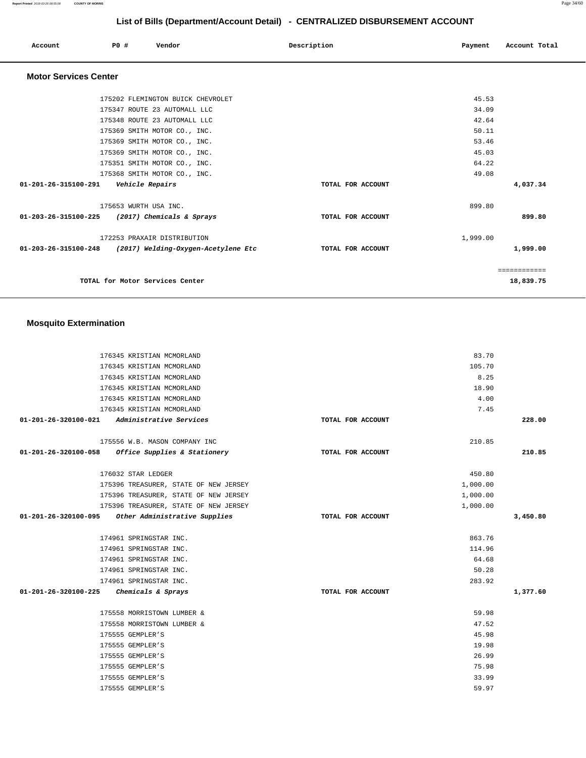# List of Bills (Department/Account Detail) - CENTRALIZED DISBURSEMENT ACCOUNT

| Account | PO # | Vendor | Description | Payment | Account Total |
|---|---|---|---|---|---|

## Motor Services Center

| | | | | | |
|---|---|---|---|---|---|
| | 175202 | FLEMINGTON BUICK CHEVROLET | | 45.53 | |
| | 175347 | ROUTE 23 AUTOMALL LLC | | 34.09 | |
| | 175348 | ROUTE 23 AUTOMALL LLC | | 42.64 | |
| | 175369 | SMITH MOTOR CO., INC. | | 50.11 | |
| | 175369 | SMITH MOTOR CO., INC. | | 53.46 | |
| | 175369 | SMITH MOTOR CO., INC. | | 45.03 | |
| | 175351 | SMITH MOTOR CO., INC. | | 64.22 | |
| | 175368 | SMITH MOTOR CO., INC. | | 49.08 | |
| **01-201-26-315100-291** | | ***Vehicle Repairs*** | **TOTAL FOR ACCOUNT** | | **4,037.34** |
| | 175653 | WURTH USA INC. | | 899.80 | |
| **01-203-26-315100-225** | | ***(2017) Chemicals & Sprays*** | **TOTAL FOR ACCOUNT** | | **899.80** |
| | 172253 | PRAXAIR DISTRIBUTION | | 1,999.00 | |
| **01-203-26-315100-248** | | ***(2017) Welding-Oxygen-Acetylene Etc*** | **TOTAL FOR ACCOUNT** | | **1,999.00** |
| | | | | | ============ |
| | | **TOTAL for Motor Services Center** | | | **18,839.75** |

## Mosquito Extermination

| | | | | | |
|---|---|---|---|---|---|
| | 176345 | KRISTIAN MCMORLAND | | 83.70 | |
| | 176345 | KRISTIAN MCMORLAND | | 105.70 | |
| | 176345 | KRISTIAN MCMORLAND | | 8.25 | |
| | 176345 | KRISTIAN MCMORLAND | | 18.90 | |
| | 176345 | KRISTIAN MCMORLAND | | 4.00 | |
| | 176345 | KRISTIAN MCMORLAND | | 7.45 | |
| **01-201-26-320100-021** | | ***Administrative Services*** | **TOTAL FOR ACCOUNT** | | **228.00** |
| | 175556 | W.B. MASON COMPANY INC | | 210.85 | |
| **01-201-26-320100-058** | | ***Office Supplies & Stationery*** | **TOTAL FOR ACCOUNT** | | **210.85** |
| | 176032 | STAR LEDGER | | 450.80 | |
| | 175396 | TREASURER, STATE OF NEW JERSEY | | 1,000.00 | |
| | 175396 | TREASURER, STATE OF NEW JERSEY | | 1,000.00 | |
| | 175396 | TREASURER, STATE OF NEW JERSEY | | 1,000.00 | |
| **01-201-26-320100-095** | | ***Other Administrative Supplies*** | **TOTAL FOR ACCOUNT** | | **3,450.80** |
| | 174961 | SPRINGSTAR INC. | | 863.76 | |
| | 174961 | SPRINGSTAR INC. | | 114.96 | |
| | 174961 | SPRINGSTAR INC. | | 64.68 | |
| | 174961 | SPRINGSTAR INC. | | 50.28 | |
| | 174961 | SPRINGSTAR INC. | | 283.92 | |
| **01-201-26-320100-225** | | ***Chemicals & Sprays*** | **TOTAL FOR ACCOUNT** | | **1,377.60** |
| | 175558 | MORRISTOWN LUMBER & | | 59.98 | |
| | 175558 | MORRISTOWN LUMBER & | | 47.52 | |
| | 175555 | GEMPLER'S | | 45.98 | |
| | 175555 | GEMPLER'S | | 19.98 | |
| | 175555 | GEMPLER'S | | 26.99 | |
| | 175555 | GEMPLER'S | | 75.98 | |
| | 175555 | GEMPLER'S | | 33.99 | |
| | 175555 | GEMPLER'S | | 59.97 | |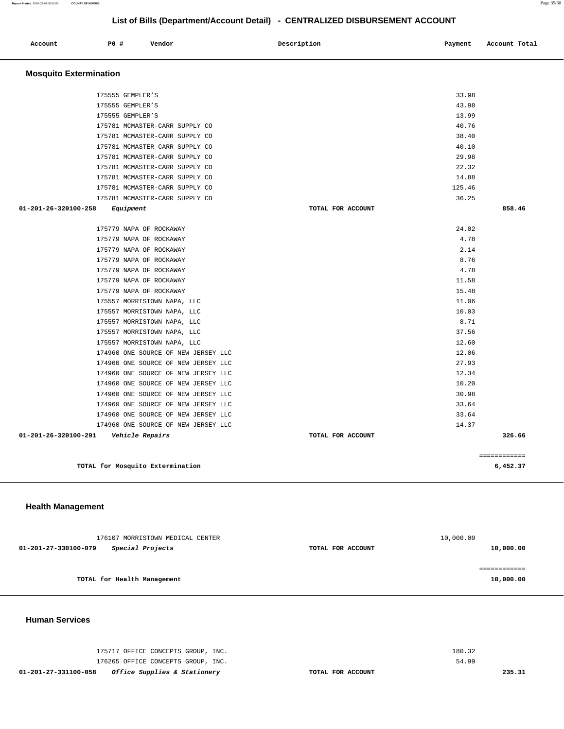## List of Bills (Department/Account Detail) - CENTRALIZED DISBURSEMENT ACCOUNT

### Mosquito Extermination

| Account | PO # | Vendor | Description | Payment | Account Total |
|---|---|---|---|---|---|
| | 175555 | GEMPLER'S | | 33.98 | |
| | 175555 | GEMPLER'S | | 43.98 | |
| | 175555 | GEMPLER'S | | 13.99 | |
| | 175781 | MCMASTER-CARR SUPPLY CO | | 40.76 | |
| | 175781 | MCMASTER-CARR SUPPLY CO | | 38.40 | |
| | 175781 | MCMASTER-CARR SUPPLY CO | | 40.10 | |
| | 175781 | MCMASTER-CARR SUPPLY CO | | 29.98 | |
| | 175781 | MCMASTER-CARR SUPPLY CO | | 22.32 | |
| | 175781 | MCMASTER-CARR SUPPLY CO | | 14.88 | |
| | 175781 | MCMASTER-CARR SUPPLY CO | | 125.46 | |
| | 175781 | MCMASTER-CARR SUPPLY CO | | 36.25 | |
| **01-201-26-320100-258** | | ***Equipment*** | **TOTAL FOR ACCOUNT** | | **858.46** |
| | 175779 | NAPA OF ROCKAWAY | | 24.02 | |
| | 175779 | NAPA OF ROCKAWAY | | 4.78 | |
| | 175779 | NAPA OF ROCKAWAY | | 2.14 | |
| | 175779 | NAPA OF ROCKAWAY | | 8.76 | |
| | 175779 | NAPA OF ROCKAWAY | | 4.78 | |
| | 175779 | NAPA OF ROCKAWAY | | 11.58 | |
| | 175779 | NAPA OF ROCKAWAY | | 15.48 | |
| | 175557 | MORRISTOWN NAPA, LLC | | 11.06 | |
| | 175557 | MORRISTOWN NAPA, LLC | | 10.03 | |
| | 175557 | MORRISTOWN NAPA, LLC | | 8.71 | |
| | 175557 | MORRISTOWN NAPA, LLC | | 37.56 | |
| | 175557 | MORRISTOWN NAPA, LLC | | 12.60 | |
| | 174960 | ONE SOURCE OF NEW JERSEY LLC | | 12.06 | |
| | 174960 | ONE SOURCE OF NEW JERSEY LLC | | 27.93 | |
| | 174960 | ONE SOURCE OF NEW JERSEY LLC | | 12.34 | |
| | 174960 | ONE SOURCE OF NEW JERSEY LLC | | 10.20 | |
| | 174960 | ONE SOURCE OF NEW JERSEY LLC | | 30.98 | |
| | 174960 | ONE SOURCE OF NEW JERSEY LLC | | 33.64 | |
| | 174960 | ONE SOURCE OF NEW JERSEY LLC | | 33.64 | |
| | 174960 | ONE SOURCE OF NEW JERSEY LLC | | 14.37 | |
| **01-201-26-320100-291** | | ***Vehicle Repairs*** | **TOTAL FOR ACCOUNT** | | **326.66** |
| | | **TOTAL for Mosquito Extermination** | | | **6,452.37** |

### Health Management

| Account | PO # | Vendor | Description | Payment | Account Total |
|---|---|---|---|---|---|
| | 176107 | MORRISTOWN MEDICAL CENTER | | 10,000.00 | |
| **01-201-27-330100-079** | | ***Special Projects*** | **TOTAL FOR ACCOUNT** | | **10,000.00** |
| | | **TOTAL for Health Management** | | | **10,000.00** |

### Human Services

| Account | PO # | Vendor | Description | Payment | Account Total |
|---|---|---|---|---|---|
| | 175717 | OFFICE CONCEPTS GROUP, INC. | | 180.32 | |
| | 176265 | OFFICE CONCEPTS GROUP, INC. | | 54.99 | |
| **01-201-27-331100-058** | | ***Office Supplies & Stationery*** | **TOTAL FOR ACCOUNT** | | **235.31** |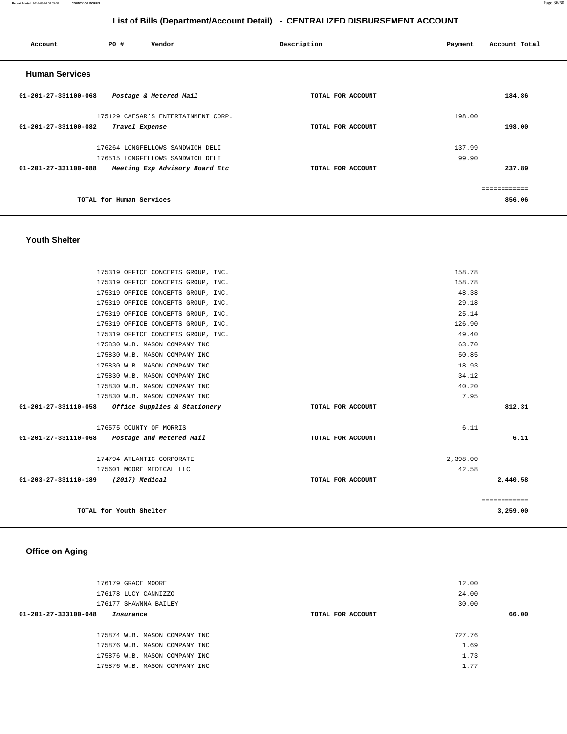## List of Bills (Department/Account Detail) - CENTRALIZED DISBURSEMENT ACCOUNT

| Account | PO # | Vendor | Description | Payment | Account Total |
|---|---|---|---|---|---|

### Human Services

| | | | | | |
|---|---|---|---|---|---|
| 01-201-27-331100-068 | | *Postage & Metered Mail* | TOTAL FOR ACCOUNT | | 184.86 |
| | 175129 | CAESAR'S ENTERTAINMENT CORP. | | 198.00 | |
| 01-201-27-331100-082 | | *Travel Expense* | TOTAL FOR ACCOUNT | | 198.00 |
| | 176264 | LONGFELLOWS SANDWICH DELI | | 137.99 | |
| | 176515 | LONGFELLOWS SANDWICH DELI | | 99.90 | |
| 01-201-27-331100-088 | | *Meeting Exp Advisory Board Etc* | TOTAL FOR ACCOUNT | | 237.89 |
| | | | | | ============ |
| | | TOTAL for Human Services | | | 856.06 |

### Youth Shelter

| | | | | | |
|---|---|---|---|---|---|
| | 175319 | OFFICE CONCEPTS GROUP, INC. | | 158.78 | |
| | 175319 | OFFICE CONCEPTS GROUP, INC. | | 158.78 | |
| | 175319 | OFFICE CONCEPTS GROUP, INC. | | 48.38 | |
| | 175319 | OFFICE CONCEPTS GROUP, INC. | | 29.18 | |
| | 175319 | OFFICE CONCEPTS GROUP, INC. | | 25.14 | |
| | 175319 | OFFICE CONCEPTS GROUP, INC. | | 126.90 | |
| | 175319 | OFFICE CONCEPTS GROUP, INC. | | 49.40 | |
| | 175830 | W.B. MASON COMPANY INC | | 63.70 | |
| | 175830 | W.B. MASON COMPANY INC | | 50.85 | |
| | 175830 | W.B. MASON COMPANY INC | | 18.93 | |
| | 175830 | W.B. MASON COMPANY INC | | 34.12 | |
| | 175830 | W.B. MASON COMPANY INC | | 40.20 | |
| | 175830 | W.B. MASON COMPANY INC | | 7.95 | |
| 01-201-27-331110-058 | | *Office Supplies & Stationery* | TOTAL FOR ACCOUNT | | 812.31 |
| | 176575 | COUNTY OF MORRIS | | 6.11 | |
| 01-201-27-331110-068 | | *Postage and Metered Mail* | TOTAL FOR ACCOUNT | | 6.11 |
| | 174794 | ATLANTIC CORPORATE | | 2,398.00 | |
| | 175601 | MOORE MEDICAL LLC | | 42.58 | |
| 01-203-27-331110-189 | | *(2017) Medical* | TOTAL FOR ACCOUNT | | 2,440.58 |
| | | | | | ============ |
| | | TOTAL for Youth Shelter | | | 3,259.00 |

### Office on Aging

| | | | | | |
|---|---|---|---|---|---|
| | 176179 | GRACE MOORE | | 12.00 | |
| | 176178 | LUCY CANNIZZO | | 24.00 | |
| | 176177 | SHAWNNA BAILEY | | 30.00 | |
| 01-201-27-333100-048 | | *Insurance* | TOTAL FOR ACCOUNT | | 66.00 |
| | 175874 | W.B. MASON COMPANY INC | | 727.76 | |
| | 175876 | W.B. MASON COMPANY INC | | 1.69 | |
| | 175876 | W.B. MASON COMPANY INC | | 1.73 | |
| | 175876 | W.B. MASON COMPANY INC | | 1.77 | |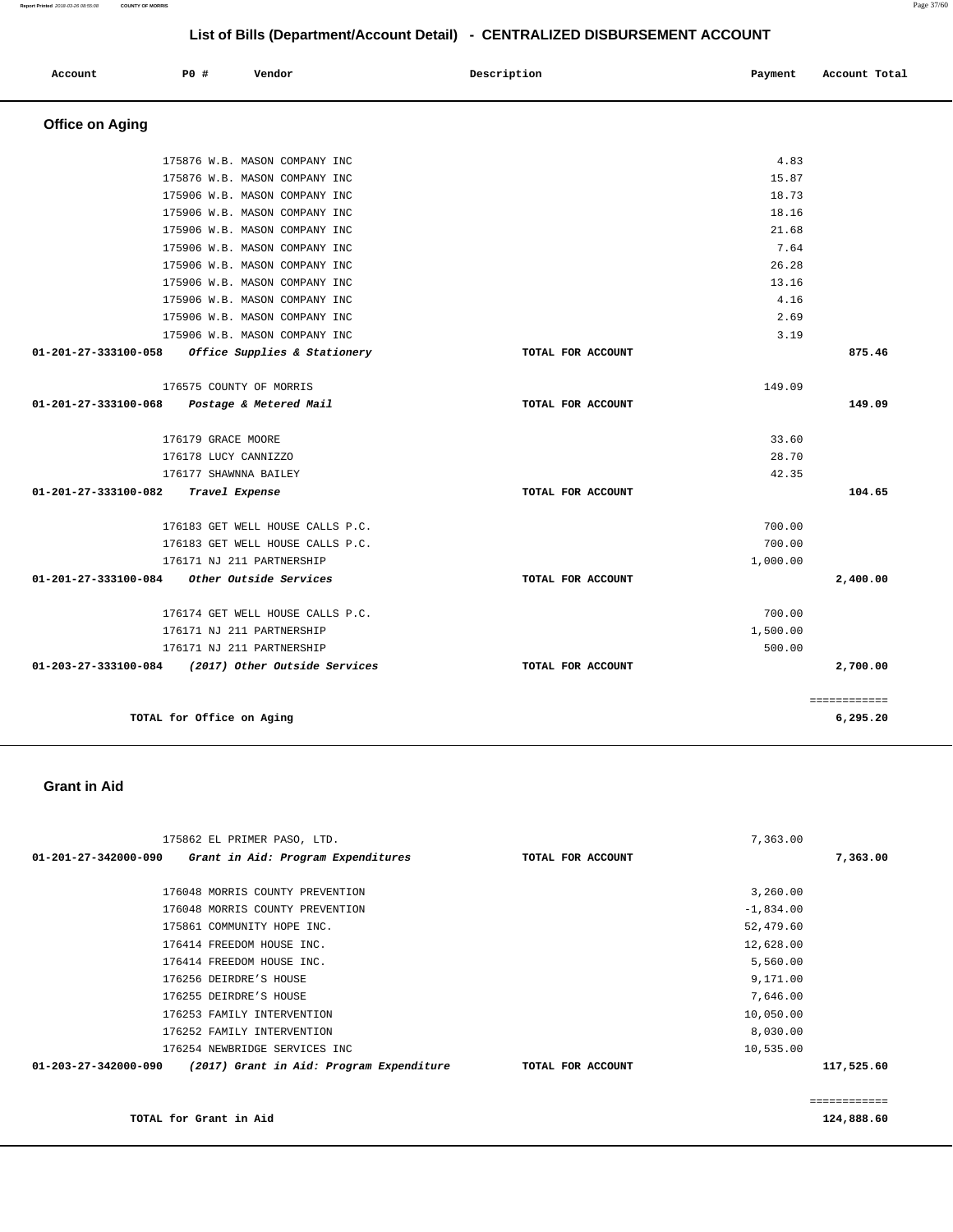# List of Bills (Department/Account Detail) - CENTRALIZED DISBURSEMENT ACCOUNT

| Account | PO # | Vendor | Description | Payment | Account Total |
|---|---|---|---|---|---|

## Office on Aging

| Account | PO # | Vendor | Description | Payment | Account Total |
|---|---|---|---|---|---|
| | 175876 | W.B. MASON COMPANY INC | | 4.83 | |
| | 175876 | W.B. MASON COMPANY INC | | 15.87 | |
| | 175906 | W.B. MASON COMPANY INC | | 18.73 | |
| | 175906 | W.B. MASON COMPANY INC | | 18.16 | |
| | 175906 | W.B. MASON COMPANY INC | | 21.68 | |
| | 175906 | W.B. MASON COMPANY INC | | 7.64 | |
| | 175906 | W.B. MASON COMPANY INC | | 26.28 | |
| | 175906 | W.B. MASON COMPANY INC | | 13.16 | |
| | 175906 | W.B. MASON COMPANY INC | | 4.16 | |
| | 175906 | W.B. MASON COMPANY INC | | 2.69 | |
| | 175906 | W.B. MASON COMPANY INC | | 3.19 | |
| **01-201-27-333100-058** | | ***Office Supplies & Stationery*** | **TOTAL FOR ACCOUNT** | | **875.46** |
| | 176575 | COUNTY OF MORRIS | | 149.09 | |
| **01-201-27-333100-068** | | ***Postage & Metered Mail*** | **TOTAL FOR ACCOUNT** | | **149.09** |
| | 176179 | GRACE MOORE | | 33.60 | |
| | 176178 | LUCY CANNIZZO | | 28.70 | |
| | 176177 | SHAWNNA BAILEY | | 42.35 | |
| **01-201-27-333100-082** | | ***Travel Expense*** | **TOTAL FOR ACCOUNT** | | **104.65** |
| | 176183 | GET WELL HOUSE CALLS P.C. | | 700.00 | |
| | 176183 | GET WELL HOUSE CALLS P.C. | | 700.00 | |
| | 176171 | NJ 211 PARTNERSHIP | | 1,000.00 | |
| **01-201-27-333100-084** | | ***Other Outside Services*** | **TOTAL FOR ACCOUNT** | | **2,400.00** |
| | 176174 | GET WELL HOUSE CALLS P.C. | | 700.00 | |
| | 176171 | NJ 211 PARTNERSHIP | | 1,500.00 | |
| | 176171 | NJ 211 PARTNERSHIP | | 500.00 | |
| **01-203-27-333100-084** | | ***(2017) Other Outside Services*** | **TOTAL FOR ACCOUNT** | | **2,700.00** |
| | | | | | ============ |
| | **TOTAL for Office on Aging** | | | | **6,295.20** |

## Grant in Aid

| Account | PO # | Vendor | Description | Payment | Account Total |
|---|---|---|---|---|---|
| | 175862 | EL PRIMER PASO, LTD. | | 7,363.00 | |
| **01-201-27-342000-090** | | ***Grant in Aid: Program Expenditures*** | **TOTAL FOR ACCOUNT** | | **7,363.00** |
| | 176048 | MORRIS COUNTY PREVENTION | | 3,260.00 | |
| | 176048 | MORRIS COUNTY PREVENTION | | -1,834.00 | |
| | 175861 | COMMUNITY HOPE INC. | | 52,479.60 | |
| | 176414 | FREEDOM HOUSE INC. | | 12,628.00 | |
| | 176414 | FREEDOM HOUSE INC. | | 5,560.00 | |
| | 176256 | DEIRDRE'S HOUSE | | 9,171.00 | |
| | 176255 | DEIRDRE'S HOUSE | | 7,646.00 | |
| | 176253 | FAMILY INTERVENTION | | 10,050.00 | |
| | 176252 | FAMILY INTERVENTION | | 8,030.00 | |
| | 176254 | NEWBRIDGE SERVICES INC | | 10,535.00 | |
| **01-203-27-342000-090** | | ***(2017) Grant in Aid: Program Expenditure*** | **TOTAL FOR ACCOUNT** | | **117,525.60** |
| | | | | | ============ |
| | **TOTAL for Grant in Aid** | | | | **124,888.60** |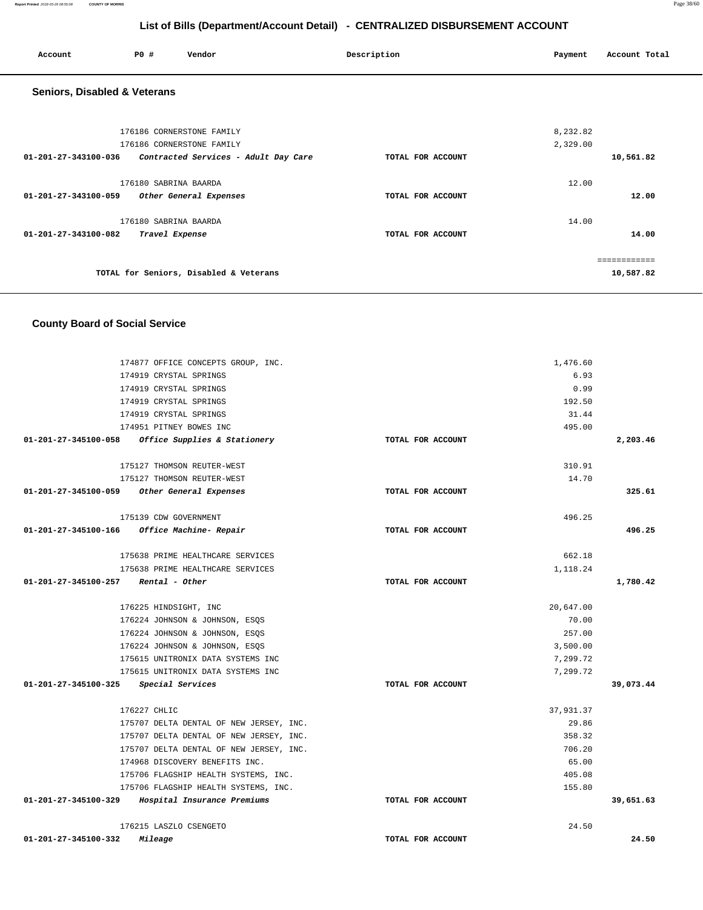# List of Bills (Department/Account Detail) - CENTRALIZED DISBURSEMENT ACCOUNT

| Account | PO # | Vendor | Description | Payment | Account Total |
|---|---|---|---|---|---|

## Seniors, Disabled & Veterans

| Account | PO # | Vendor | Description | Payment | Account Total |
|---|---|---|---|---|---|
| | 176186 | CORNERSTONE FAMILY | | 8,232.82 | |
| | 176186 | CORNERSTONE FAMILY | | 2,329.00 | |
| 01-201-27-343100-036 | | *Contracted Services - Adult Day Care* | TOTAL FOR ACCOUNT | | 10,561.82 |
| | 176180 | SABRINA BAARDA | | 12.00 | |
| 01-201-27-343100-059 | | *Other General Expenses* | TOTAL FOR ACCOUNT | | 12.00 |
| | 176180 | SABRINA BAARDA | | 14.00 | |
| 01-201-27-343100-082 | | *Travel Expense* | TOTAL FOR ACCOUNT | | 14.00 |
| | | TOTAL for Seniors, Disabled & Veterans | | | 10,587.82 |

## County Board of Social Service

| Account | PO # | Vendor | Description | Payment | Account Total |
|---|---|---|---|---|---|
| | 174877 | OFFICE CONCEPTS GROUP, INC. | | 1,476.60 | |
| | 174919 | CRYSTAL SPRINGS | | 6.93 | |
| | 174919 | CRYSTAL SPRINGS | | 0.99 | |
| | 174919 | CRYSTAL SPRINGS | | 192.50 | |
| | 174919 | CRYSTAL SPRINGS | | 31.44 | |
| | 174951 | PITNEY BOWES INC | | 495.00 | |
| 01-201-27-345100-058 | | *Office Supplies & Stationery* | TOTAL FOR ACCOUNT | | 2,203.46 |
| | 175127 | THOMSON REUTER-WEST | | 310.91 | |
| | 175127 | THOMSON REUTER-WEST | | 14.70 | |
| 01-201-27-345100-059 | | *Other General Expenses* | TOTAL FOR ACCOUNT | | 325.61 |
| | 175139 | CDW GOVERNMENT | | 496.25 | |
| 01-201-27-345100-166 | | *Office Machine- Repair* | TOTAL FOR ACCOUNT | | 496.25 |
| | 175638 | PRIME HEALTHCARE SERVICES | | 662.18 | |
| | 175638 | PRIME HEALTHCARE SERVICES | | 1,118.24 | |
| 01-201-27-345100-257 | | *Rental - Other* | TOTAL FOR ACCOUNT | | 1,780.42 |
| | 176225 | HINDSIGHT, INC | | 20,647.00 | |
| | 176224 | JOHNSON & JOHNSON, ESQS | | 70.00 | |
| | 176224 | JOHNSON & JOHNSON, ESQS | | 257.00 | |
| | 176224 | JOHNSON & JOHNSON, ESQS | | 3,500.00 | |
| | 175615 | UNITRONIX DATA SYSTEMS INC | | 7,299.72 | |
| | 175615 | UNITRONIX DATA SYSTEMS INC | | 7,299.72 | |
| 01-201-27-345100-325 | | *Special Services* | TOTAL FOR ACCOUNT | | 39,073.44 |
| | 176227 | CHLIC | | 37,931.37 | |
| | 175707 | DELTA DENTAL OF NEW JERSEY, INC. | | 29.86 | |
| | 175707 | DELTA DENTAL OF NEW JERSEY, INC. | | 358.32 | |
| | 175707 | DELTA DENTAL OF NEW JERSEY, INC. | | 706.20 | |
| | 174968 | DISCOVERY BENEFITS INC. | | 65.00 | |
| | 175706 | FLAGSHIP HEALTH SYSTEMS, INC. | | 405.08 | |
| | 175706 | FLAGSHIP HEALTH SYSTEMS, INC. | | 155.80 | |
| 01-201-27-345100-329 | | *Hospital Insurance Premiums* | TOTAL FOR ACCOUNT | | 39,651.63 |
| | 176215 | LASZLO CSENGETO | | 24.50 | |
| 01-201-27-345100-332 | | *Mileage* | TOTAL FOR ACCOUNT | | 24.50 |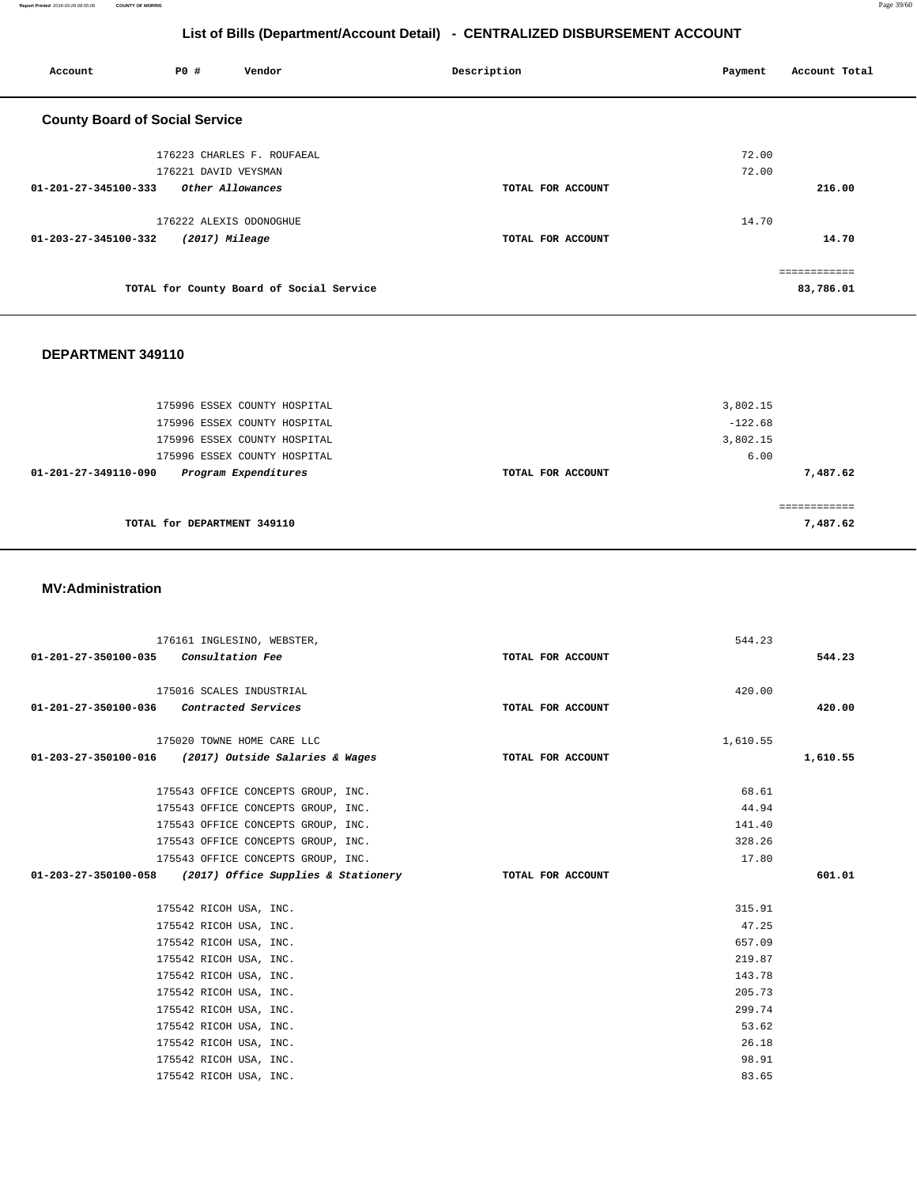## List of Bills (Department/Account Detail) - CENTRALIZED DISBURSEMENT ACCOUNT

| Account | PO # | Vendor | Description | Payment | Account Total |
|---|---|---|---|---|---|

### County Board of Social Service

| Account | PO # | Vendor | Description | Payment | Account Total |
|---|---|---|---|---|---|
| | 176223 | CHARLES F. ROUFAEAL | | 72.00 | |
| | 176221 | DAVID VEYSMAN | | 72.00 | |
| **01-201-27-345100-333** | | *Other Allowances* | **TOTAL FOR ACCOUNT** | | **216.00** |
| | 176222 | ALEXIS ODONOGHUE | | 14.70 | |
| **01-203-27-345100-332** | | *(2017) Mileage* | **TOTAL FOR ACCOUNT** | | **14.70** |
| | | | | | ============ |
| | | **TOTAL for County Board of Social Service** | | | **83,786.01** |

### DEPARTMENT 349110

| Account | PO # | Vendor | Description | Payment | Account Total |
|---|---|---|---|---|---|
| | 175996 | ESSEX COUNTY HOSPITAL | | 3,802.15 | |
| | 175996 | ESSEX COUNTY HOSPITAL | | -122.68 | |
| | 175996 | ESSEX COUNTY HOSPITAL | | 3,802.15 | |
| | 175996 | ESSEX COUNTY HOSPITAL | | 6.00 | |
| **01-201-27-349110-090** | | *Program Expenditures* | **TOTAL FOR ACCOUNT** | | **7,487.62** |
| | | | | | ============ |
| | | **TOTAL for DEPARTMENT 349110** | | | **7,487.62** |

### MV:Administration

| Account | PO # | Vendor | Description | Payment | Account Total |
|---|---|---|---|---|---|
| | 176161 | INGLESINO, WEBSTER, | | 544.23 | |
| **01-201-27-350100-035** | | *Consultation Fee* | **TOTAL FOR ACCOUNT** | | **544.23** |
| | 175016 | SCALES INDUSTRIAL | | 420.00 | |
| **01-201-27-350100-036** | | *Contracted Services* | **TOTAL FOR ACCOUNT** | | **420.00** |
| | 175020 | TOWNE HOME CARE LLC | | 1,610.55 | |
| **01-203-27-350100-016** | | *(2017) Outside Salaries & Wages* | **TOTAL FOR ACCOUNT** | | **1,610.55** |
| | 175543 | OFFICE CONCEPTS GROUP, INC. | | 68.61 | |
| | 175543 | OFFICE CONCEPTS GROUP, INC. | | 44.94 | |
| | 175543 | OFFICE CONCEPTS GROUP, INC. | | 141.40 | |
| | 175543 | OFFICE CONCEPTS GROUP, INC. | | 328.26 | |
| | 175543 | OFFICE CONCEPTS GROUP, INC. | | 17.80 | |
| **01-203-27-350100-058** | | *(2017) Office Supplies & Stationery* | **TOTAL FOR ACCOUNT** | | **601.01** |
| | 175542 | RICOH USA, INC. | | 315.91 | |
| | 175542 | RICOH USA, INC. | | 47.25 | |
| | 175542 | RICOH USA, INC. | | 657.09 | |
| | 175542 | RICOH USA, INC. | | 219.87 | |
| | 175542 | RICOH USA, INC. | | 143.78 | |
| | 175542 | RICOH USA, INC. | | 205.73 | |
| | 175542 | RICOH USA, INC. | | 299.74 | |
| | 175542 | RICOH USA, INC. | | 53.62 | |
| | 175542 | RICOH USA, INC. | | 26.18 | |
| | 175542 | RICOH USA, INC. | | 98.91 | |
| | 175542 | RICOH USA, INC. | | 83.65 | |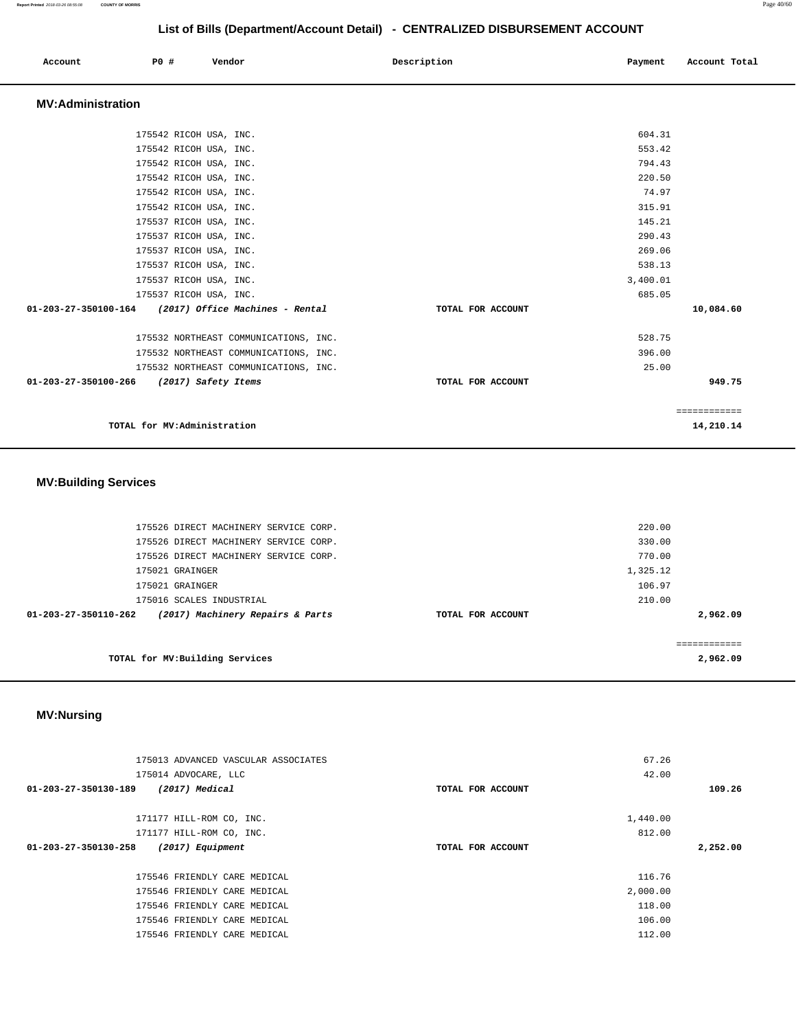# List of Bills (Department/Account Detail) - CENTRALIZED DISBURSEMENT ACCOUNT

| Account | PO # | Vendor | Description | Payment | Account Total |
|---|---|---|---|---|---|

## MV:Administration

| Account | PO # | Vendor | Description | Payment | Account Total |
|---|---|---|---|---|---|
| | 175542 | RICOH USA, INC. | | 604.31 | |
| | 175542 | RICOH USA, INC. | | 553.42 | |
| | 175542 | RICOH USA, INC. | | 794.43 | |
| | 175542 | RICOH USA, INC. | | 220.50 | |
| | 175542 | RICOH USA, INC. | | 74.97 | |
| | 175542 | RICOH USA, INC. | | 315.91 | |
| | 175537 | RICOH USA, INC. | | 145.21 | |
| | 175537 | RICOH USA, INC. | | 290.43 | |
| | 175537 | RICOH USA, INC. | | 269.06 | |
| | 175537 | RICOH USA, INC. | | 538.13 | |
| | 175537 | RICOH USA, INC. | | 3,400.01 | |
| | 175537 | RICOH USA, INC. | | 685.05 | |
| **01-203-27-350100-164** | | ***(2017) Office Machines - Rental*** | **TOTAL FOR ACCOUNT** | | **10,084.60** |
| | 175532 | NORTHEAST COMMUNICATIONS, INC. | | 528.75 | |
| | 175532 | NORTHEAST COMMUNICATIONS, INC. | | 396.00 | |
| | 175532 | NORTHEAST COMMUNICATIONS, INC. | | 25.00 | |
| **01-203-27-350100-266** | | ***(2017) Safety Items*** | **TOTAL FOR ACCOUNT** | | **949.75** |
| | | | | | ============ |
| | **TOTAL for MV:Administration** | | | | **14,210.14** |

## MV:Building Services

| Account | PO # | Vendor | Description | Payment | Account Total |
|---|---|---|---|---|---|
| | 175526 | DIRECT MACHINERY SERVICE CORP. | | 220.00 | |
| | 175526 | DIRECT MACHINERY SERVICE CORP. | | 330.00 | |
| | 175526 | DIRECT MACHINERY SERVICE CORP. | | 770.00 | |
| | 175021 | GRAINGER | | 1,325.12 | |
| | 175021 | GRAINGER | | 106.97 | |
| | 175016 | SCALES INDUSTRIAL | | 210.00 | |
| **01-203-27-350110-262** | | ***(2017) Machinery Repairs & Parts*** | **TOTAL FOR ACCOUNT** | | **2,962.09** |
| | | | | | ============ |
| | **TOTAL for MV:Building Services** | | | | **2,962.09** |

## MV:Nursing

| Account | PO # | Vendor | Description | Payment | Account Total |
|---|---|---|---|---|---|
| | 175013 | ADVANCED VASCULAR ASSOCIATES | | 67.26 | |
| | 175014 | ADVOCARE, LLC | | 42.00 | |
| **01-203-27-350130-189** | | ***(2017) Medical*** | **TOTAL FOR ACCOUNT** | | **109.26** |
| | 171177 | HILL-ROM CO, INC. | | 1,440.00 | |
| | 171177 | HILL-ROM CO, INC. | | 812.00 | |
| **01-203-27-350130-258** | | ***(2017) Equipment*** | **TOTAL FOR ACCOUNT** | | **2,252.00** |
| | 175546 | FRIENDLY CARE MEDICAL | | 116.76 | |
| | 175546 | FRIENDLY CARE MEDICAL | | 2,000.00 | |
| | 175546 | FRIENDLY CARE MEDICAL | | 118.00 | |
| | 175546 | FRIENDLY CARE MEDICAL | | 106.00 | |
| | 175546 | FRIENDLY CARE MEDICAL | | 112.00 | |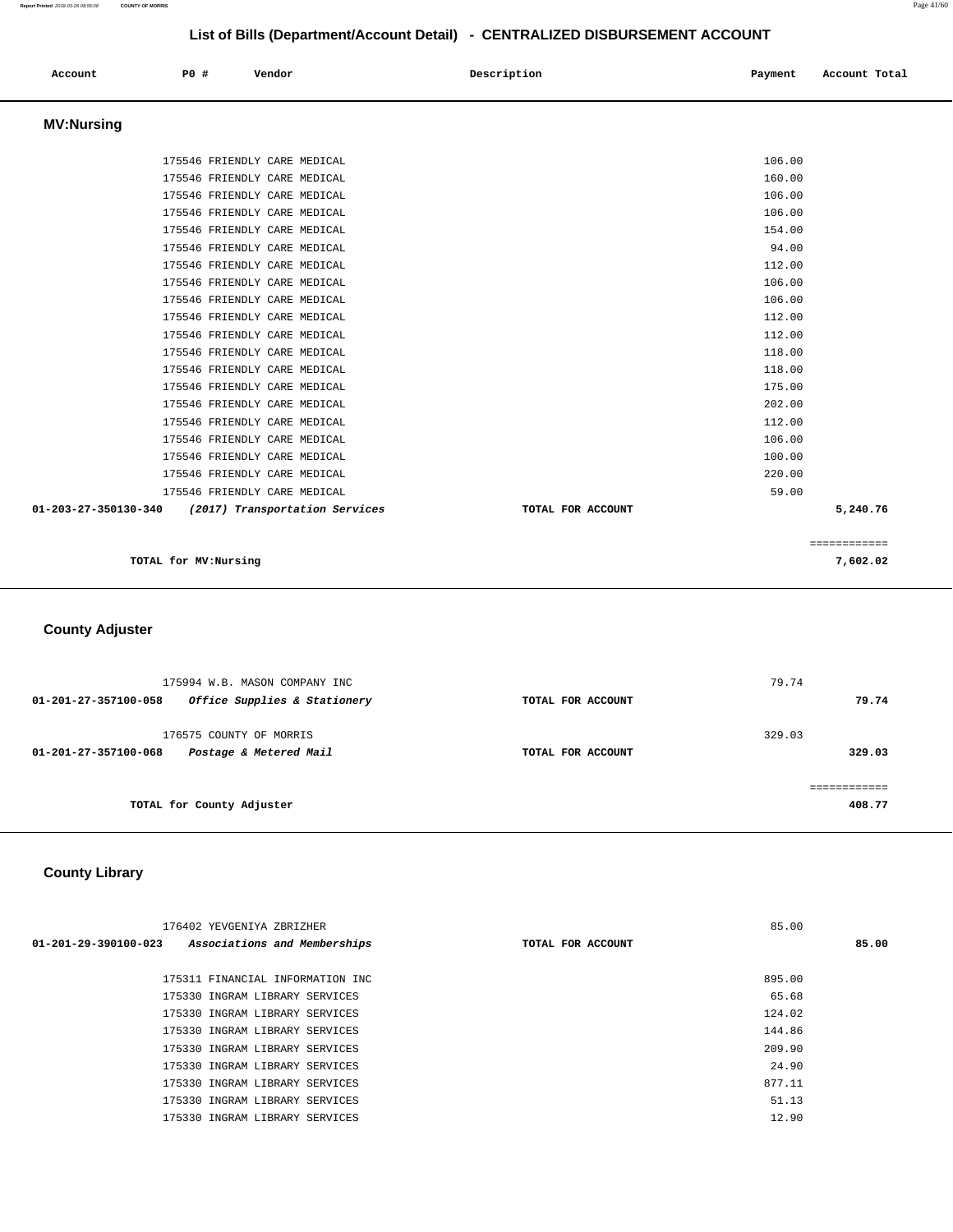## List of Bills (Department/Account Detail) - CENTRALIZED DISBURSEMENT ACCOUNT

| Account | PO # | Vendor | Description | Payment | Account Total |
|---|---|---|---|---|---|

### MV:Nursing

| Account | PO # | Vendor | Description | Payment | Account Total |
|---|---|---|---|---|---|
| | 175546 | FRIENDLY CARE MEDICAL | | 106.00 | |
| | 175546 | FRIENDLY CARE MEDICAL | | 160.00 | |
| | 175546 | FRIENDLY CARE MEDICAL | | 106.00 | |
| | 175546 | FRIENDLY CARE MEDICAL | | 106.00 | |
| | 175546 | FRIENDLY CARE MEDICAL | | 154.00 | |
| | 175546 | FRIENDLY CARE MEDICAL | | 94.00 | |
| | 175546 | FRIENDLY CARE MEDICAL | | 112.00 | |
| | 175546 | FRIENDLY CARE MEDICAL | | 106.00 | |
| | 175546 | FRIENDLY CARE MEDICAL | | 106.00 | |
| | 175546 | FRIENDLY CARE MEDICAL | | 112.00 | |
| | 175546 | FRIENDLY CARE MEDICAL | | 112.00 | |
| | 175546 | FRIENDLY CARE MEDICAL | | 118.00 | |
| | 175546 | FRIENDLY CARE MEDICAL | | 118.00 | |
| | 175546 | FRIENDLY CARE MEDICAL | | 175.00 | |
| | 175546 | FRIENDLY CARE MEDICAL | | 202.00 | |
| | 175546 | FRIENDLY CARE MEDICAL | | 112.00 | |
| | 175546 | FRIENDLY CARE MEDICAL | | 106.00 | |
| | 175546 | FRIENDLY CARE MEDICAL | | 100.00 | |
| | 175546 | FRIENDLY CARE MEDICAL | | 220.00 | |
| | 175546 | FRIENDLY CARE MEDICAL | | 59.00 | |
| **01-203-27-350130-340** | | ***(2017) Transportation Services*** | **TOTAL FOR ACCOUNT** | | **5,240.76** |

============

**TOTAL for MV:Nursing** **7,602.02**

### County Adjuster

| Account | PO # | Vendor | Description | Payment | Account Total |
|---|---|---|---|---|---|
| | 175994 | W.B. MASON COMPANY INC | | 79.74 | |
| **01-201-27-357100-058** | | ***Office Supplies & Stationery*** | **TOTAL FOR ACCOUNT** | | **79.74** |
| | 176575 | COUNTY OF MORRIS | | 329.03 | |
| **01-201-27-357100-068** | | ***Postage & Metered Mail*** | **TOTAL FOR ACCOUNT** | | **329.03** |

============

**TOTAL for County Adjuster** **408.77**

### County Library

| Account | PO # | Vendor | Description | Payment | Account Total |
|---|---|---|---|---|---|
| | 176402 | YEVGENIYA ZBRIZHER | | 85.00 | |
| **01-201-29-390100-023** | | ***Associations and Memberships*** | **TOTAL FOR ACCOUNT** | | **85.00** |
| | 175311 | FINANCIAL INFORMATION INC | | 895.00 | |
| | 175330 | INGRAM LIBRARY SERVICES | | 65.68 | |
| | 175330 | INGRAM LIBRARY SERVICES | | 124.02 | |
| | 175330 | INGRAM LIBRARY SERVICES | | 144.86 | |
| | 175330 | INGRAM LIBRARY SERVICES | | 209.90 | |
| | 175330 | INGRAM LIBRARY SERVICES | | 24.90 | |
| | 175330 | INGRAM LIBRARY SERVICES | | 877.11 | |
| | 175330 | INGRAM LIBRARY SERVICES | | 51.13 | |
| | 175330 | INGRAM LIBRARY SERVICES | | 12.90 | |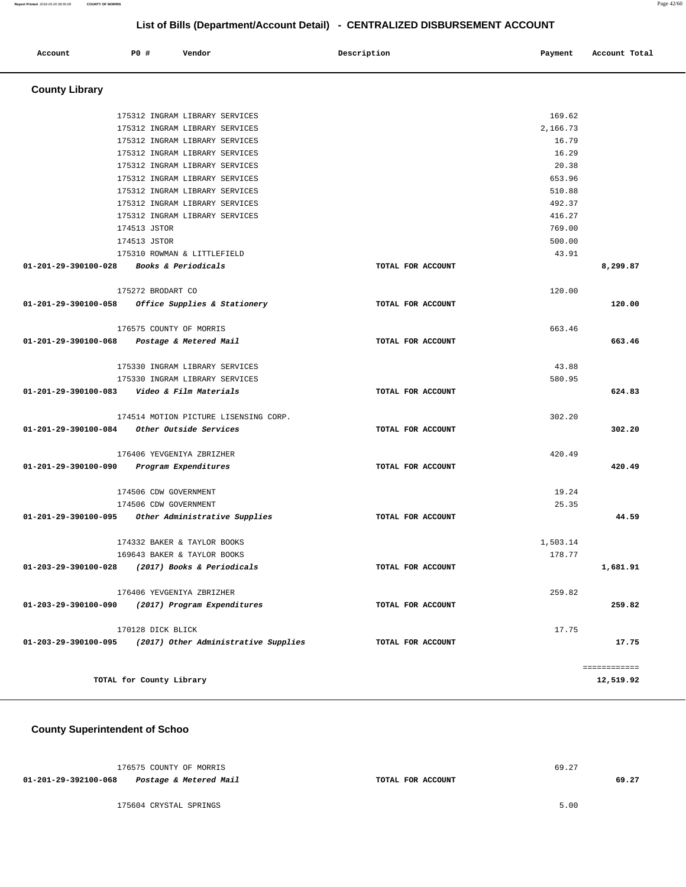## List of Bills (Department/Account Detail) - CENTRALIZED DISBURSEMENT ACCOUNT

| Account | PO # | Vendor | Description | Payment | Account Total |
|---|---|---|---|---|---|

### County Library

| Account | PO # | Vendor | Description | Payment | Account Total |
|---|---|---|---|---|---|
| | 175312 | INGRAM LIBRARY SERVICES | | 169.62 | |
| | 175312 | INGRAM LIBRARY SERVICES | | 2,166.73 | |
| | 175312 | INGRAM LIBRARY SERVICES | | 16.79 | |
| | 175312 | INGRAM LIBRARY SERVICES | | 16.29 | |
| | 175312 | INGRAM LIBRARY SERVICES | | 20.38 | |
| | 175312 | INGRAM LIBRARY SERVICES | | 653.96 | |
| | 175312 | INGRAM LIBRARY SERVICES | | 510.88 | |
| | 175312 | INGRAM LIBRARY SERVICES | | 492.37 | |
| | 175312 | INGRAM LIBRARY SERVICES | | 416.27 | |
| | 174513 | JSTOR | | 769.00 | |
| | 174513 | JSTOR | | 500.00 | |
| | 175310 | ROWMAN & LITTLEFIELD | | 43.91 | |
| **01-201-29-390100-028** | | ***Books & Periodicals*** | **TOTAL FOR ACCOUNT** | | **8,299.87** |
| | 175272 | BRODART CO | | 120.00 | |
| **01-201-29-390100-058** | | ***Office Supplies & Stationery*** | **TOTAL FOR ACCOUNT** | | **120.00** |
| | 176575 | COUNTY OF MORRIS | | 663.46 | |
| **01-201-29-390100-068** | | ***Postage & Metered Mail*** | **TOTAL FOR ACCOUNT** | | **663.46** |
| | 175330 | INGRAM LIBRARY SERVICES | | 43.88 | |
| | 175330 | INGRAM LIBRARY SERVICES | | 580.95 | |
| **01-201-29-390100-083** | | ***Video & Film Materials*** | **TOTAL FOR ACCOUNT** | | **624.83** |
| | 174514 | MOTION PICTURE LISENSING CORP. | | 302.20 | |
| **01-201-29-390100-084** | | ***Other Outside Services*** | **TOTAL FOR ACCOUNT** | | **302.20** |
| | 176406 | YEVGENIYA ZBRIZHER | | 420.49 | |
| **01-201-29-390100-090** | | ***Program Expenditures*** | **TOTAL FOR ACCOUNT** | | **420.49** |
| | 174506 | CDW GOVERNMENT | | 19.24 | |
| | 174506 | CDW GOVERNMENT | | 25.35 | |
| **01-201-29-390100-095** | | ***Other Administrative Supplies*** | **TOTAL FOR ACCOUNT** | | **44.59** |
| | 174332 | BAKER & TAYLOR BOOKS | | 1,503.14 | |
| | 169643 | BAKER & TAYLOR BOOKS | | 178.77 | |
| **01-203-29-390100-028** | | ***(2017) Books & Periodicals*** | **TOTAL FOR ACCOUNT** | | **1,681.91** |
| | 176406 | YEVGENIYA ZBRIZHER | | 259.82 | |
| **01-203-29-390100-090** | | ***(2017) Program Expenditures*** | **TOTAL FOR ACCOUNT** | | **259.82** |
| | 170128 | DICK BLICK | | 17.75 | |
| **01-203-29-390100-095** | | ***(2017) Other Administrative Supplies*** | **TOTAL FOR ACCOUNT** | | **17.75** |
| | | | | | ============ |
| | | **TOTAL for County Library** | | | **12,519.92** |

### County Superintendent of Schoo

| Account | PO # | Vendor | Description | Payment | Account Total |
|---|---|---|---|---|---|
| | 176575 | COUNTY OF MORRIS | | 69.27 | |
| **01-201-29-392100-068** | | ***Postage & Metered Mail*** | **TOTAL FOR ACCOUNT** | | **69.27** |
| | 175604 | CRYSTAL SPRINGS | | 5.00 | |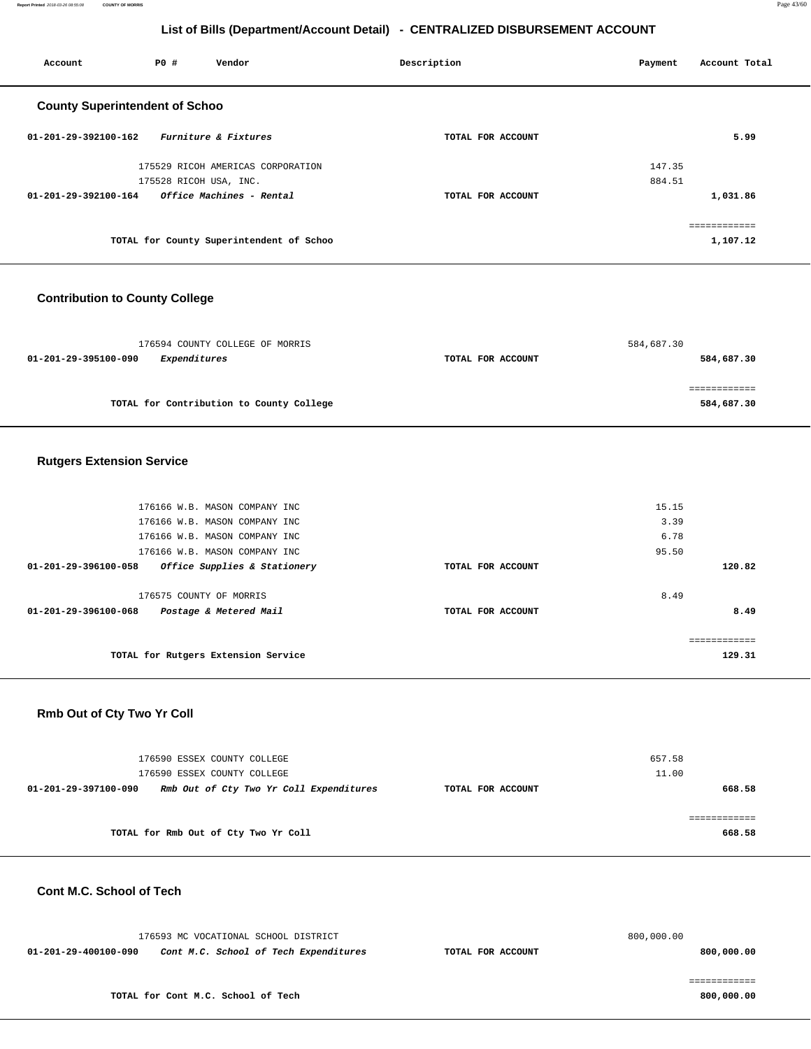# List of Bills (Department/Account Detail) - CENTRALIZED DISBURSEMENT ACCOUNT

| Account | PO # | Vendor | Description | Payment | Account Total |
|---|---|---|---|---|---|

## County Superintendent of Schoo

| Account | PO # / Vendor | Description | Payment | Account Total |
|---|---|---|---|---|
| 01-201-29-392100-162 | *Furniture & Fixtures* | TOTAL FOR ACCOUNT | | 5.99 |
| | 175529 RICOH AMERICAS CORPORATION | | 147.35 | |
| | 175528 RICOH USA, INC. | | 884.51 | |
| 01-201-29-392100-164 | *Office Machines - Rental* | TOTAL FOR ACCOUNT | | 1,031.86 |
| | | | | ============ |
| | TOTAL for County Superintendent of Schoo | | | 1,107.12 |

## Contribution to County College

| Account | PO # / Vendor | Description | Payment | Account Total |
|---|---|---|---|---|
| | 176594 COUNTY COLLEGE OF MORRIS | | 584,687.30 | |
| 01-201-29-395100-090 | *Expenditures* | TOTAL FOR ACCOUNT | | 584,687.30 |
| | | | | ============ |
| | TOTAL for Contribution to County College | | | 584,687.30 |

## Rutgers Extension Service

| Account | PO # / Vendor | Description | Payment | Account Total |
|---|---|---|---|---|
| | 176166 W.B. MASON COMPANY INC | | 15.15 | |
| | 176166 W.B. MASON COMPANY INC | | 3.39 | |
| | 176166 W.B. MASON COMPANY INC | | 6.78 | |
| | 176166 W.B. MASON COMPANY INC | | 95.50 | |
| 01-201-29-396100-058 | *Office Supplies & Stationery* | TOTAL FOR ACCOUNT | | 120.82 |
| | 176575 COUNTY OF MORRIS | | 8.49 | |
| 01-201-29-396100-068 | *Postage & Metered Mail* | TOTAL FOR ACCOUNT | | 8.49 |
| | | | | ============ |
| | TOTAL for Rutgers Extension Service | | | 129.31 |

## Rmb Out of Cty Two Yr Coll

| Account | PO # / Vendor | Description | Payment | Account Total |
|---|---|---|---|---|
| | 176590 ESSEX COUNTY COLLEGE | | 657.58 | |
| | 176590 ESSEX COUNTY COLLEGE | | 11.00 | |
| 01-201-29-397100-090 | *Rmb Out of Cty Two Yr Coll Expenditures* | TOTAL FOR ACCOUNT | | 668.58 |
| | | | | ============ |
| | TOTAL for Rmb Out of Cty Two Yr Coll | | | 668.58 |

## Cont M.C. School of Tech

| Account | PO # / Vendor | Description | Payment | Account Total |
|---|---|---|---|---|
| | 176593 MC VOCATIONAL SCHOOL DISTRICT | | 800,000.00 | |
| 01-201-29-400100-090 | *Cont M.C. School of Tech Expenditures* | TOTAL FOR ACCOUNT | | 800,000.00 |
| | | | | ============ |
| | TOTAL for Cont M.C. School of Tech | | | 800,000.00 |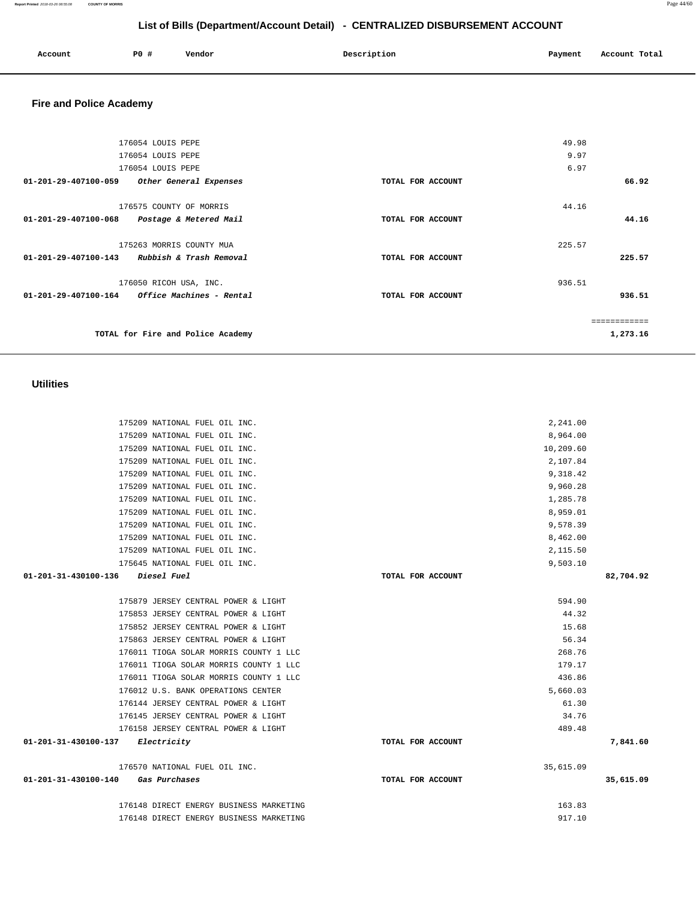## List of Bills (Department/Account Detail) - CENTRALIZED DISBURSEMENT ACCOUNT

| Account | PO # | Vendor | Description | Payment | Account Total |
|---|---|---|---|---|---|

### Fire and Police Academy

| Account | PO # | Vendor | Description | Payment | Account Total |
|---|---|---|---|---|---|
| | 176054 | LOUIS PEPE | | 49.98 | |
| | 176054 | LOUIS PEPE | | 9.97 | |
| | 176054 | LOUIS PEPE | | 6.97 | |
| 01-201-29-407100-059 | | *Other General Expenses* | TOTAL FOR ACCOUNT | | 66.92 |
| | 176575 | COUNTY OF MORRIS | | 44.16 | |
| 01-201-29-407100-068 | | *Postage & Metered Mail* | TOTAL FOR ACCOUNT | | 44.16 |
| | 175263 | MORRIS COUNTY MUA | | 225.57 | |
| 01-201-29-407100-143 | | *Rubbish & Trash Removal* | TOTAL FOR ACCOUNT | | 225.57 |
| | 176050 | RICOH USA, INC. | | 936.51 | |
| 01-201-29-407100-164 | | *Office Machines - Rental* | TOTAL FOR ACCOUNT | | 936.51 |
| | | | | | ============ |
| | | TOTAL for Fire and Police Academy | | | 1,273.16 |

### Utilities

| Account | PO # | Vendor | Description | Payment | Account Total |
|---|---|---|---|---|---|
| | 175209 | NATIONAL FUEL OIL INC. | | 2,241.00 | |
| | 175209 | NATIONAL FUEL OIL INC. | | 8,964.00 | |
| | 175209 | NATIONAL FUEL OIL INC. | | 10,209.60 | |
| | 175209 | NATIONAL FUEL OIL INC. | | 2,107.84 | |
| | 175209 | NATIONAL FUEL OIL INC. | | 9,318.42 | |
| | 175209 | NATIONAL FUEL OIL INC. | | 9,960.28 | |
| | 175209 | NATIONAL FUEL OIL INC. | | 1,285.78 | |
| | 175209 | NATIONAL FUEL OIL INC. | | 8,959.01 | |
| | 175209 | NATIONAL FUEL OIL INC. | | 9,578.39 | |
| | 175209 | NATIONAL FUEL OIL INC. | | 8,462.00 | |
| | 175209 | NATIONAL FUEL OIL INC. | | 2,115.50 | |
| | 175645 | NATIONAL FUEL OIL INC. | | 9,503.10 | |
| 01-201-31-430100-136 | | *Diesel Fuel* | TOTAL FOR ACCOUNT | | 82,704.92 |
| | 175879 | JERSEY CENTRAL POWER & LIGHT | | 594.90 | |
| | 175853 | JERSEY CENTRAL POWER & LIGHT | | 44.32 | |
| | 175852 | JERSEY CENTRAL POWER & LIGHT | | 15.68 | |
| | 175863 | JERSEY CENTRAL POWER & LIGHT | | 56.34 | |
| | 176011 | TIOGA SOLAR MORRIS COUNTY 1 LLC | | 268.76 | |
| | 176011 | TIOGA SOLAR MORRIS COUNTY 1 LLC | | 179.17 | |
| | 176011 | TIOGA SOLAR MORRIS COUNTY 1 LLC | | 436.86 | |
| | 176012 | U.S. BANK OPERATIONS CENTER | | 5,660.03 | |
| | 176144 | JERSEY CENTRAL POWER & LIGHT | | 61.30 | |
| | 176145 | JERSEY CENTRAL POWER & LIGHT | | 34.76 | |
| | 176158 | JERSEY CENTRAL POWER & LIGHT | | 489.48 | |
| 01-201-31-430100-137 | | *Electricity* | TOTAL FOR ACCOUNT | | 7,841.60 |
| | 176570 | NATIONAL FUEL OIL INC. | | 35,615.09 | |
| 01-201-31-430100-140 | | *Gas Purchases* | TOTAL FOR ACCOUNT | | 35,615.09 |
| | 176148 | DIRECT ENERGY BUSINESS MARKETING | | 163.83 | |
| | 176148 | DIRECT ENERGY BUSINESS MARKETING | | 917.10 | |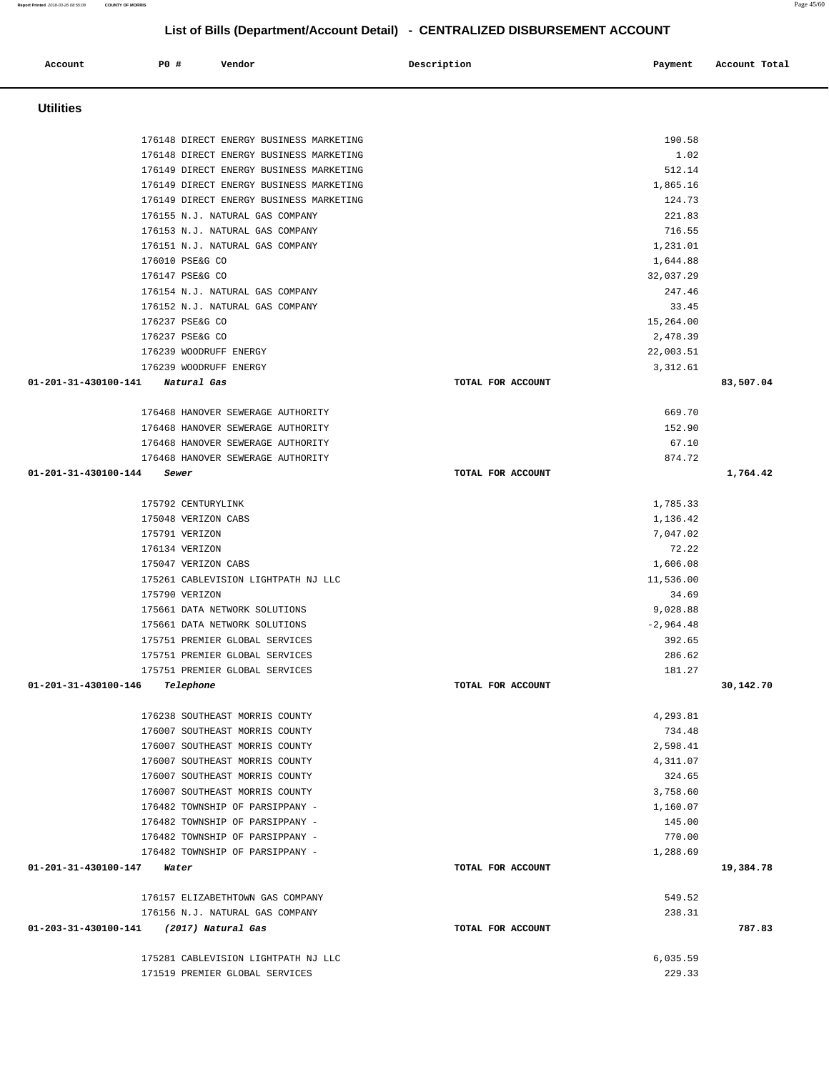## List of Bills (Department/Account Detail) - CENTRALIZED DISBURSEMENT ACCOUNT

| Account | PO # | Vendor | Description | Payment | Account Total |
|---|---|---|---|---|---|

### Utilities

| Account | PO # | Vendor | Description | Payment | Account Total |
|---|---|---|---|---|---|
| | 176148 | DIRECT ENERGY BUSINESS MARKETING | | 190.58 | |
| | 176148 | DIRECT ENERGY BUSINESS MARKETING | | 1.02 | |
| | 176149 | DIRECT ENERGY BUSINESS MARKETING | | 512.14 | |
| | 176149 | DIRECT ENERGY BUSINESS MARKETING | | 1,865.16 | |
| | 176149 | DIRECT ENERGY BUSINESS MARKETING | | 124.73 | |
| | 176155 | N.J. NATURAL GAS COMPANY | | 221.83 | |
| | 176153 | N.J. NATURAL GAS COMPANY | | 716.55 | |
| | 176151 | N.J. NATURAL GAS COMPANY | | 1,231.01 | |
| | 176010 | PSE&G CO | | 1,644.88 | |
| | 176147 | PSE&G CO | | 32,037.29 | |
| | 176154 | N.J. NATURAL GAS COMPANY | | 247.46 | |
| | 176152 | N.J. NATURAL GAS COMPANY | | 33.45 | |
| | 176237 | PSE&G CO | | 15,264.00 | |
| | 176237 | PSE&G CO | | 2,478.39 | |
| | 176239 | WOODRUFF ENERGY | | 22,003.51 | |
| | 176239 | WOODRUFF ENERGY | | 3,312.61 | |
| 01-201-31-430100-141 | | *Natural Gas* | TOTAL FOR ACCOUNT | | 83,507.04 |
| | 176468 | HANOVER SEWERAGE AUTHORITY | | 669.70 | |
| | 176468 | HANOVER SEWERAGE AUTHORITY | | 152.90 | |
| | 176468 | HANOVER SEWERAGE AUTHORITY | | 67.10 | |
| | 176468 | HANOVER SEWERAGE AUTHORITY | | 874.72 | |
| 01-201-31-430100-144 | | *Sewer* | TOTAL FOR ACCOUNT | | 1,764.42 |
| | 175792 | CENTURYLINK | | 1,785.33 | |
| | 175048 | VERIZON CABS | | 1,136.42 | |
| | 175791 | VERIZON | | 7,047.02 | |
| | 176134 | VERIZON | | 72.22 | |
| | 175047 | VERIZON CABS | | 1,606.08 | |
| | 175261 | CABLEVISION LIGHTPATH NJ LLC | | 11,536.00 | |
| | 175790 | VERIZON | | 34.69 | |
| | 175661 | DATA NETWORK SOLUTIONS | | 9,028.88 | |
| | 175661 | DATA NETWORK SOLUTIONS | | -2,964.48 | |
| | 175751 | PREMIER GLOBAL SERVICES | | 392.65 | |
| | 175751 | PREMIER GLOBAL SERVICES | | 286.62 | |
| | 175751 | PREMIER GLOBAL SERVICES | | 181.27 | |
| 01-201-31-430100-146 | | *Telephone* | TOTAL FOR ACCOUNT | | 30,142.70 |
| | 176238 | SOUTHEAST MORRIS COUNTY | | 4,293.81 | |
| | 176007 | SOUTHEAST MORRIS COUNTY | | 734.48 | |
| | 176007 | SOUTHEAST MORRIS COUNTY | | 2,598.41 | |
| | 176007 | SOUTHEAST MORRIS COUNTY | | 4,311.07 | |
| | 176007 | SOUTHEAST MORRIS COUNTY | | 324.65 | |
| | 176007 | SOUTHEAST MORRIS COUNTY | | 3,758.60 | |
| | 176482 | TOWNSHIP OF PARSIPPANY - | | 1,160.07 | |
| | 176482 | TOWNSHIP OF PARSIPPANY - | | 145.00 | |
| | 176482 | TOWNSHIP OF PARSIPPANY - | | 770.00 | |
| | 176482 | TOWNSHIP OF PARSIPPANY - | | 1,288.69 | |
| 01-201-31-430100-147 | | *Water* | TOTAL FOR ACCOUNT | | 19,384.78 |
| | 176157 | ELIZABETHTOWN GAS COMPANY | | 549.52 | |
| | 176156 | N.J. NATURAL GAS COMPANY | | 238.31 | |
| 01-203-31-430100-141 | | *(2017) Natural Gas* | TOTAL FOR ACCOUNT | | 787.83 |
| | 175281 | CABLEVISION LIGHTPATH NJ LLC | | 6,035.59 | |
| | 171519 | PREMIER GLOBAL SERVICES | | 229.33 | |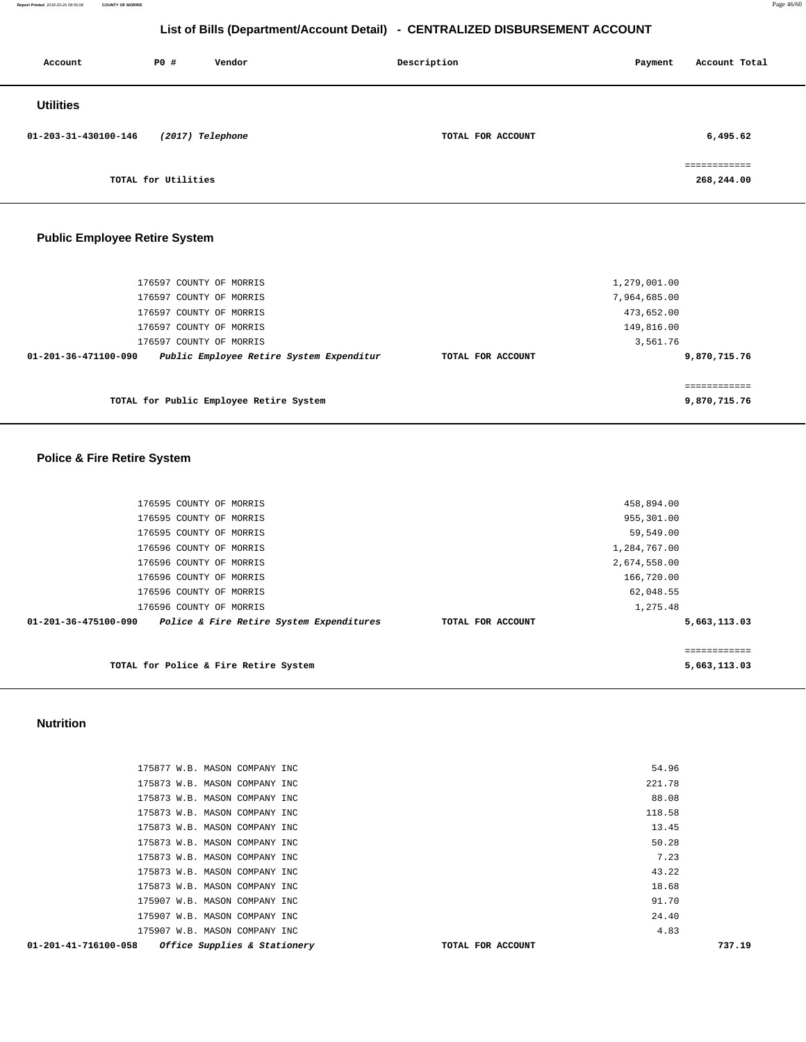## List of Bills (Department/Account Detail) - CENTRALIZED DISBURSEMENT ACCOUNT

| Account | P0 # | Vendor | Description | Payment | Account Total |
|---|---|---|---|---|---|

### Utilities

| | | | | | |
|---|---|---|---|---|---|
| 01-203-31-430100-146 | *(2017) Telephone* | | TOTAL FOR ACCOUNT | | 6,495.62 |
| | | | | | ============ |
| | TOTAL for Utilities | | | | 268,244.00 |

### Public Employee Retire System

| | | | | | |
|---|---|---|---|---|---|
| | 176597 | COUNTY OF MORRIS | | 1,279,001.00 | |
| | 176597 | COUNTY OF MORRIS | | 7,964,685.00 | |
| | 176597 | COUNTY OF MORRIS | | 473,652.00 | |
| | 176597 | COUNTY OF MORRIS | | 149,816.00 | |
| | 176597 | COUNTY OF MORRIS | | 3,561.76 | |
| 01-201-36-471100-090 | *Public Employee Retire System Expenditur* | | TOTAL FOR ACCOUNT | | 9,870,715.76 |
| | | | | | ============ |
| | TOTAL for Public Employee Retire System | | | | 9,870,715.76 |

### Police & Fire Retire System

| | | | | | |
|---|---|---|---|---|---|
| | 176595 | COUNTY OF MORRIS | | 458,894.00 | |
| | 176595 | COUNTY OF MORRIS | | 955,301.00 | |
| | 176595 | COUNTY OF MORRIS | | 59,549.00 | |
| | 176596 | COUNTY OF MORRIS | | 1,284,767.00 | |
| | 176596 | COUNTY OF MORRIS | | 2,674,558.00 | |
| | 176596 | COUNTY OF MORRIS | | 166,720.00 | |
| | 176596 | COUNTY OF MORRIS | | 62,048.55 | |
| | 176596 | COUNTY OF MORRIS | | 1,275.48 | |
| 01-201-36-475100-090 | *Police & Fire Retire System Expenditures* | | TOTAL FOR ACCOUNT | | 5,663,113.03 |
| | | | | | ============ |
| | TOTAL for Police & Fire Retire System | | | | 5,663,113.03 |

### Nutrition

| | | | | | |
|---|---|---|---|---|---|
| | 175877 | W.B. MASON COMPANY INC | | 54.96 | |
| | 175873 | W.B. MASON COMPANY INC | | 221.78 | |
| | 175873 | W.B. MASON COMPANY INC | | 88.08 | |
| | 175873 | W.B. MASON COMPANY INC | | 118.58 | |
| | 175873 | W.B. MASON COMPANY INC | | 13.45 | |
| | 175873 | W.B. MASON COMPANY INC | | 50.28 | |
| | 175873 | W.B. MASON COMPANY INC | | 7.23 | |
| | 175873 | W.B. MASON COMPANY INC | | 43.22 | |
| | 175873 | W.B. MASON COMPANY INC | | 18.68 | |
| | 175907 | W.B. MASON COMPANY INC | | 91.70 | |
| | 175907 | W.B. MASON COMPANY INC | | 24.40 | |
| | 175907 | W.B. MASON COMPANY INC | | 4.83 | |
| 01-201-41-716100-058 | *Office Supplies & Stationery* | | TOTAL FOR ACCOUNT | | 737.19 |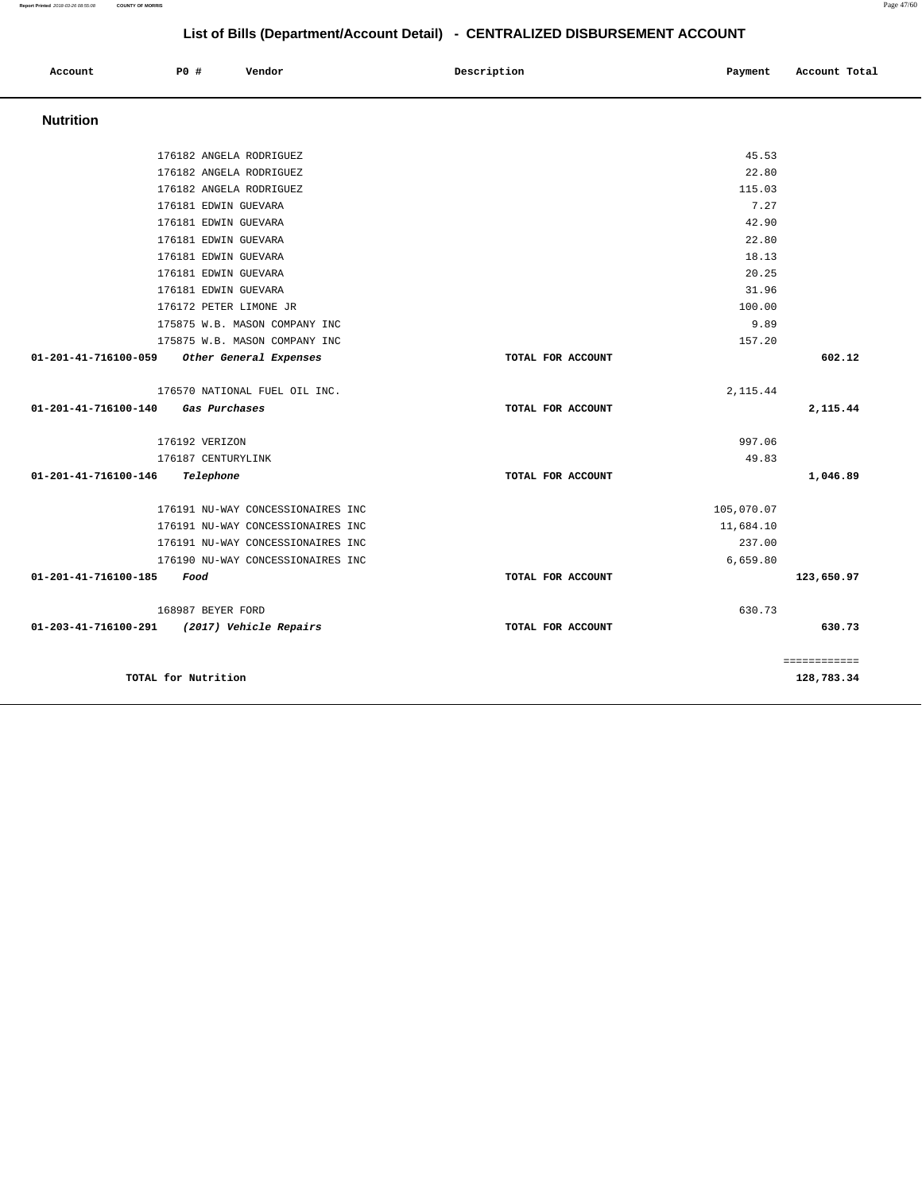## List of Bills (Department/Account Detail) - CENTRALIZED DISBURSEMENT ACCOUNT

| Account | PO # | Vendor | Description | Payment | Account Total |
|---|---|---|---|---|---|

### Nutrition

| Account | PO # | Vendor | Description | Payment | Account Total |
|---|---|---|---|---|---|
| | 176182 | ANGELA RODRIGUEZ | | 45.53 | |
| | 176182 | ANGELA RODRIGUEZ | | 22.80 | |
| | 176182 | ANGELA RODRIGUEZ | | 115.03 | |
| | 176181 | EDWIN GUEVARA | | 7.27 | |
| | 176181 | EDWIN GUEVARA | | 42.90 | |
| | 176181 | EDWIN GUEVARA | | 22.80 | |
| | 176181 | EDWIN GUEVARA | | 18.13 | |
| | 176181 | EDWIN GUEVARA | | 20.25 | |
| | 176181 | EDWIN GUEVARA | | 31.96 | |
| | 176172 | PETER LIMONE JR | | 100.00 | |
| | 175875 | W.B. MASON COMPANY INC | | 9.89 | |
| | 175875 | W.B. MASON COMPANY INC | | 157.20 | |
| **01-201-41-716100-059** | | ***Other General Expenses*** | **TOTAL FOR ACCOUNT** | | **602.12** |
| | 176570 | NATIONAL FUEL OIL INC. | | 2,115.44 | |
| **01-201-41-716100-140** | | ***Gas Purchases*** | **TOTAL FOR ACCOUNT** | | **2,115.44** |
| | 176192 | VERIZON | | 997.06 | |
| | 176187 | CENTURYLINK | | 49.83 | |
| **01-201-41-716100-146** | | ***Telephone*** | **TOTAL FOR ACCOUNT** | | **1,046.89** |
| | 176191 | NU-WAY CONCESSIONAIRES INC | | 105,070.07 | |
| | 176191 | NU-WAY CONCESSIONAIRES INC | | 11,684.10 | |
| | 176191 | NU-WAY CONCESSIONAIRES INC | | 237.00 | |
| | 176190 | NU-WAY CONCESSIONAIRES INC | | 6,659.80 | |
| **01-201-41-716100-185** | | ***Food*** | **TOTAL FOR ACCOUNT** | | **123,650.97** |
| | 168987 | BEYER FORD | | 630.73 | |
| **01-203-41-716100-291** | | ***(2017) Vehicle Repairs*** | **TOTAL FOR ACCOUNT** | | **630.73** |
| | | | | | ============ |
| **TOTAL for Nutrition** | | | | | **128,783.34** |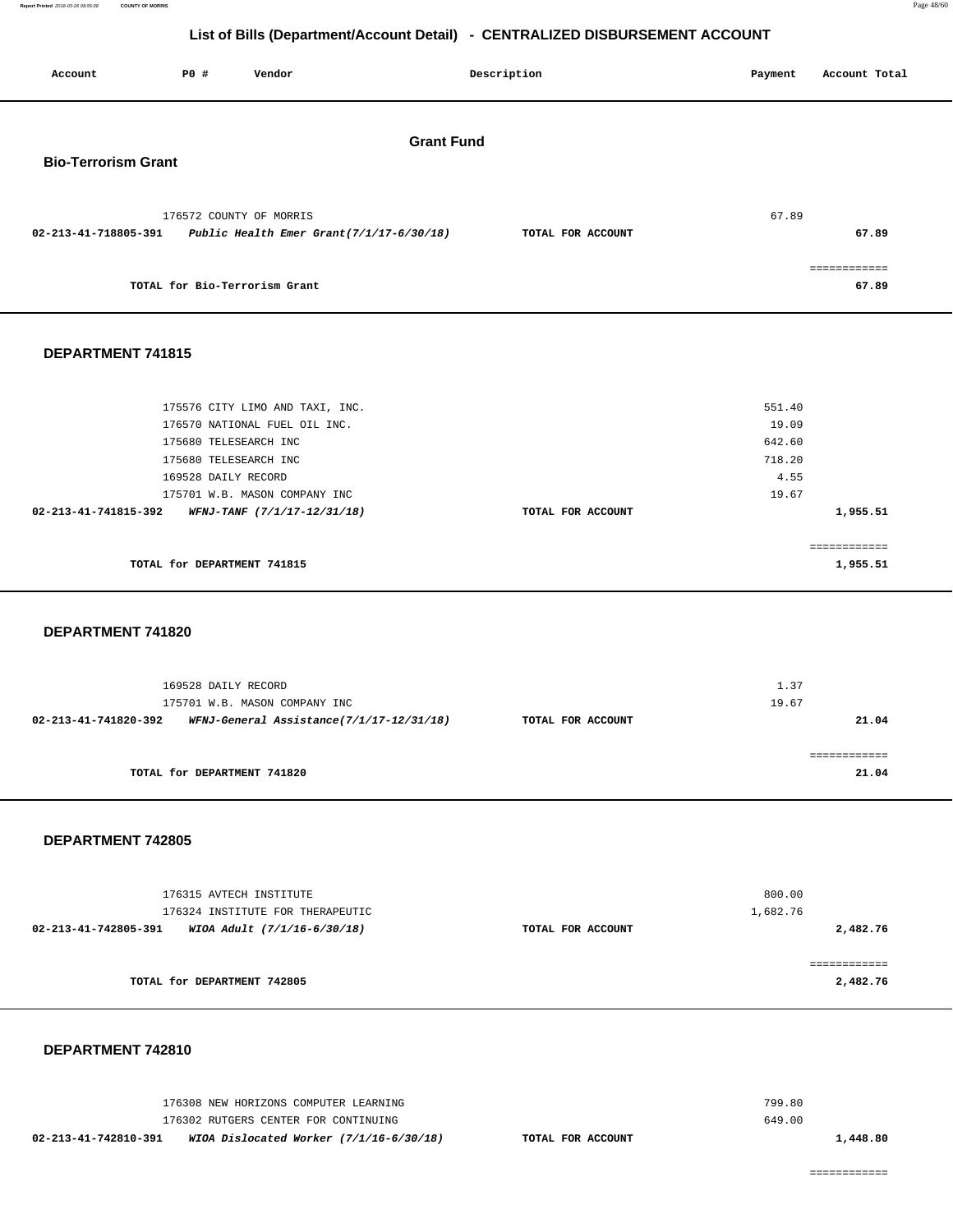## List of Bills (Department/Account Detail) - CENTRALIZED DISBURSEMENT ACCOUNT

| Account | PO # | Vendor | Description | Payment | Account Total |
|---|---|---|---|---|---|

# Grant Fund

### Bio-Terrorism Grant

| | | | | |
|---|---|---|---|---|
| | 176572 COUNTY OF MORRIS | | 67.89 | |
| 02-213-41-718805-391 | *Public Health Emer Grant(7/1/17-6/30/18)* | TOTAL FOR ACCOUNT | | 67.89 |
| | | | | ============ |
| | TOTAL for Bio-Terrorism Grant | | | 67.89 |

### DEPARTMENT 741815

| | | | | |
|---|---|---|---|---|
| | 175576 CITY LIMO AND TAXI, INC. | | 551.40 | |
| | 176570 NATIONAL FUEL OIL INC. | | 19.09 | |
| | 175680 TELESEARCH INC | | 642.60 | |
| | 175680 TELESEARCH INC | | 718.20 | |
| | 169528 DAILY RECORD | | 4.55 | |
| | 175701 W.B. MASON COMPANY INC | | 19.67 | |
| 02-213-41-741815-392 | *WFNJ-TANF (7/1/17-12/31/18)* | TOTAL FOR ACCOUNT | | 1,955.51 |
| | | | | ============ |
| | TOTAL for DEPARTMENT 741815 | | | 1,955.51 |

### DEPARTMENT 741820

| | | | | |
|---|---|---|---|---|
| | 169528 DAILY RECORD | | 1.37 | |
| | 175701 W.B. MASON COMPANY INC | | 19.67 | |
| 02-213-41-741820-392 | *WFNJ-General Assistance(7/1/17-12/31/18)* | TOTAL FOR ACCOUNT | | 21.04 |
| | | | | ============ |
| | TOTAL for DEPARTMENT 741820 | | | 21.04 |

### DEPARTMENT 742805

| | | | | |
|---|---|---|---|---|
| | 176315 AVTECH INSTITUTE | | 800.00 | |
| | 176324 INSTITUTE FOR THERAPEUTIC | | 1,682.76 | |
| 02-213-41-742805-391 | *WIOA Adult (7/1/16-6/30/18)* | TOTAL FOR ACCOUNT | | 2,482.76 |
| | | | | ============ |
| | TOTAL for DEPARTMENT 742805 | | | 2,482.76 |

### DEPARTMENT 742810

| | | | | |
|---|---|---|---|---|
| | 176308 NEW HORIZONS COMPUTER LEARNING | | 799.80 | |
| | 176302 RUTGERS CENTER FOR CONTINUING | | 649.00 | |
| 02-213-41-742810-391 | *WIOA Dislocated Worker (7/1/16-6/30/18)* | TOTAL FOR ACCOUNT | | 1,448.80 |
| | | | | ============ |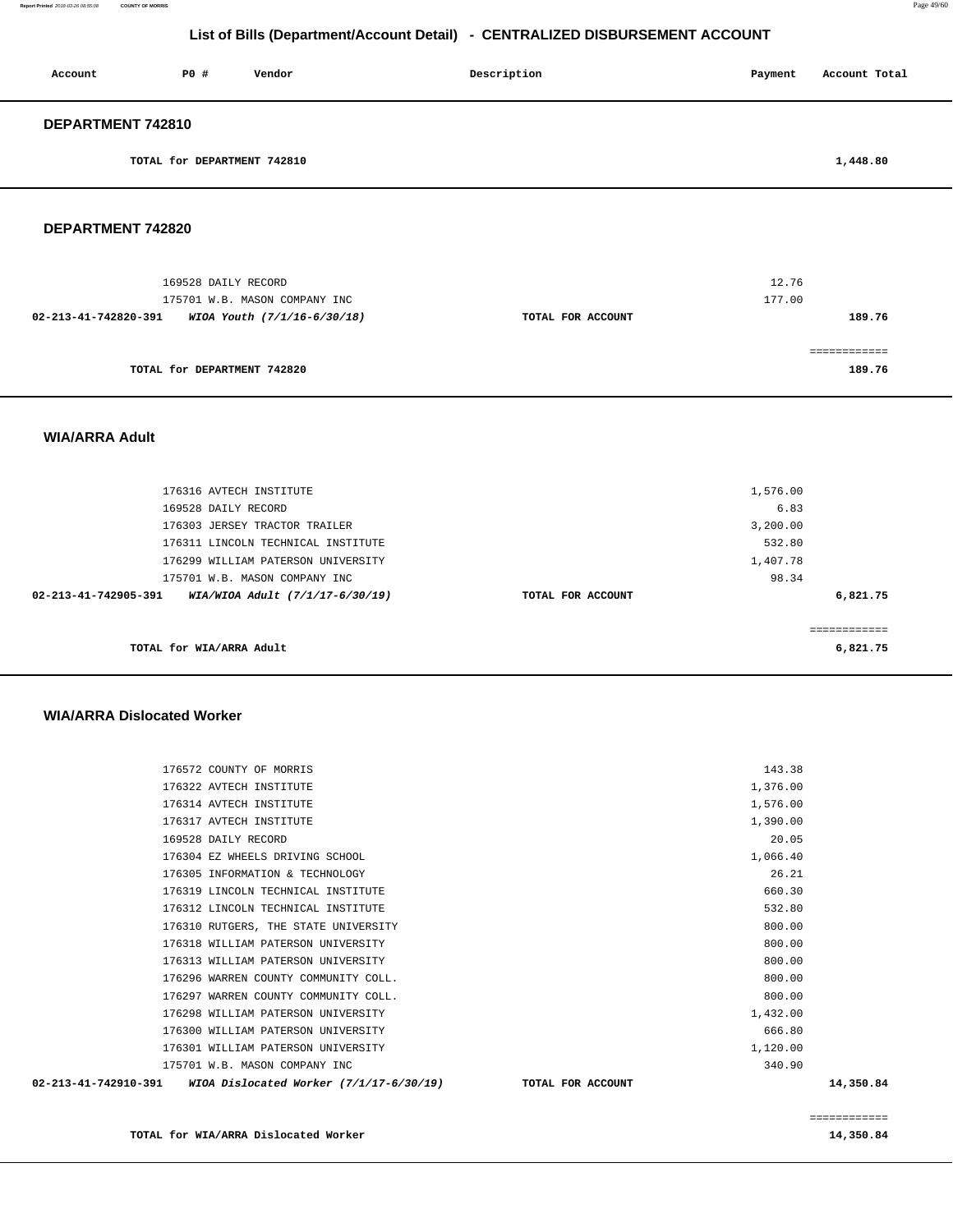# List of Bills (Department/Account Detail) - CENTRALIZED DISBURSEMENT ACCOUNT

| Account | PO # | Vendor | Description | Payment | Account Total |
|---|---|---|---|---|---|

## DEPARTMENT 742810

| | | |
|---|---|---|
| TOTAL for DEPARTMENT 742810 | | 1,448.80 |

## DEPARTMENT 742820

| Account | PO # / Vendor | Description | Payment | Account Total |
|---|---|---|---|---|
| | 169528 DAILY RECORD | | 12.76 | |
| | 175701 W.B. MASON COMPANY INC | | 177.00 | |
| 02-213-41-742820-391 | *WIOA Youth (7/1/16-6/30/18)* | TOTAL FOR ACCOUNT | | 189.76 |
| | | | | ============ |
| | TOTAL for DEPARTMENT 742820 | | | 189.76 |

## WIA/ARRA Adult

| Account | PO # / Vendor | Description | Payment | Account Total |
|---|---|---|---|---|
| | 176316 AVTECH INSTITUTE | | 1,576.00 | |
| | 169528 DAILY RECORD | | 6.83 | |
| | 176303 JERSEY TRACTOR TRAILER | | 3,200.00 | |
| | 176311 LINCOLN TECHNICAL INSTITUTE | | 532.80 | |
| | 176299 WILLIAM PATERSON UNIVERSITY | | 1,407.78 | |
| | 175701 W.B. MASON COMPANY INC | | 98.34 | |
| 02-213-41-742905-391 | *WIA/WIOA Adult (7/1/17-6/30/19)* | TOTAL FOR ACCOUNT | | 6,821.75 |
| | | | | ============ |
| | TOTAL for WIA/ARRA Adult | | | 6,821.75 |

## WIA/ARRA Dislocated Worker

| Account | PO # / Vendor | Description | Payment | Account Total |
|---|---|---|---|---|
| | 176572 COUNTY OF MORRIS | | 143.38 | |
| | 176322 AVTECH INSTITUTE | | 1,376.00 | |
| | 176314 AVTECH INSTITUTE | | 1,576.00 | |
| | 176317 AVTECH INSTITUTE | | 1,390.00 | |
| | 169528 DAILY RECORD | | 20.05 | |
| | 176304 EZ WHEELS DRIVING SCHOOL | | 1,066.40 | |
| | 176305 INFORMATION & TECHNOLOGY | | 26.21 | |
| | 176319 LINCOLN TECHNICAL INSTITUTE | | 660.30 | |
| | 176312 LINCOLN TECHNICAL INSTITUTE | | 532.80 | |
| | 176310 RUTGERS, THE STATE UNIVERSITY | | 800.00 | |
| | 176318 WILLIAM PATERSON UNIVERSITY | | 800.00 | |
| | 176313 WILLIAM PATERSON UNIVERSITY | | 800.00 | |
| | 176296 WARREN COUNTY COMMUNITY COLL. | | 800.00 | |
| | 176297 WARREN COUNTY COMMUNITY COLL. | | 800.00 | |
| | 176298 WILLIAM PATERSON UNIVERSITY | | 1,432.00 | |
| | 176300 WILLIAM PATERSON UNIVERSITY | | 666.80 | |
| | 176301 WILLIAM PATERSON UNIVERSITY | | 1,120.00 | |
| | 175701 W.B. MASON COMPANY INC | | 340.90 | |
| 02-213-41-742910-391 | *WIOA Dislocated Worker (7/1/17-6/30/19)* | TOTAL FOR ACCOUNT | | 14,350.84 |
| | | | | ============ |
| | TOTAL for WIA/ARRA Dislocated Worker | | | 14,350.84 |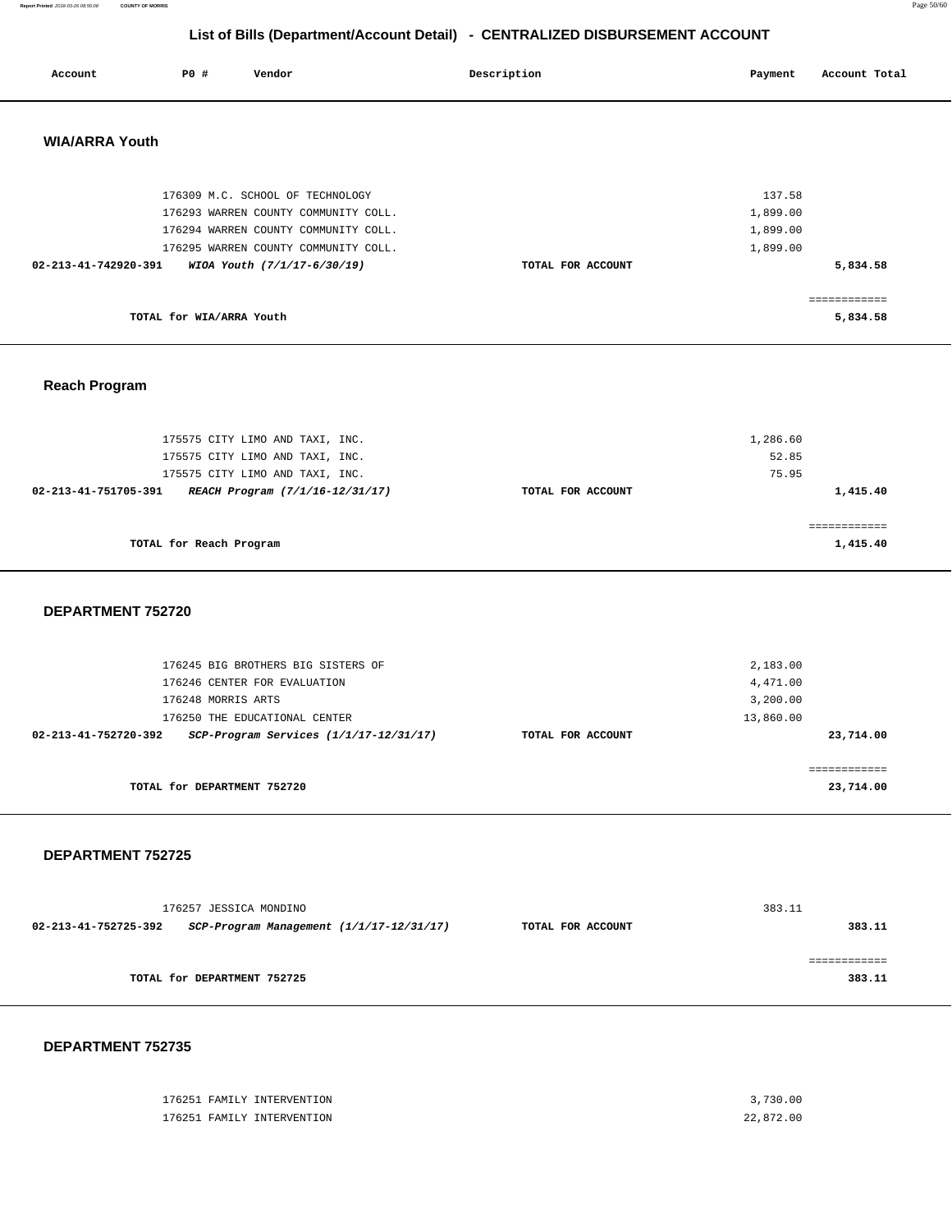# List of Bills (Department/Account Detail) - CENTRALIZED DISBURSEMENT ACCOUNT

| Account | PO # | Vendor | Description | Payment | Account Total |
|---|---|---|---|---|---|

## WIA/ARRA Youth

| | | | | | |
|---|---|---|---|---|---|
| | 176309 | M.C. SCHOOL OF TECHNOLOGY | | 137.58 | |
| | 176293 | WARREN COUNTY COMMUNITY COLL. | | 1,899.00 | |
| | 176294 | WARREN COUNTY COMMUNITY COLL. | | 1,899.00 | |
| | 176295 | WARREN COUNTY COMMUNITY COLL. | | 1,899.00 | |
| **02-213-41-742920-391** | | ***WIOA Youth (7/1/17-6/30/19)*** | **TOTAL FOR ACCOUNT** | | **5,834.58** |
| | | **TOTAL for WIA/ARRA Youth** | | | **5,834.58** |

## Reach Program

| | | | | | |
|---|---|---|---|---|---|
| | 175575 | CITY LIMO AND TAXI, INC. | | 1,286.60 | |
| | 175575 | CITY LIMO AND TAXI, INC. | | 52.85 | |
| | 175575 | CITY LIMO AND TAXI, INC. | | 75.95 | |
| **02-213-41-751705-391** | | ***REACH Program (7/1/16-12/31/17)*** | **TOTAL FOR ACCOUNT** | | **1,415.40** |
| | | **TOTAL for Reach Program** | | | **1,415.40** |

## DEPARTMENT 752720

| | | | | | |
|---|---|---|---|---|---|
| | 176245 | BIG BROTHERS BIG SISTERS OF | | 2,183.00 | |
| | 176246 | CENTER FOR EVALUATION | | 4,471.00 | |
| | 176248 | MORRIS ARTS | | 3,200.00 | |
| | 176250 | THE EDUCATIONAL CENTER | | 13,860.00 | |
| **02-213-41-752720-392** | | ***SCP-Program Services (1/1/17-12/31/17)*** | **TOTAL FOR ACCOUNT** | | **23,714.00** |
| | | **TOTAL for DEPARTMENT 752720** | | | **23,714.00** |

## DEPARTMENT 752725

| | | | | | |
|---|---|---|---|---|---|
| | 176257 | JESSICA MONDINO | | 383.11 | |
| **02-213-41-752725-392** | | ***SCP-Program Management (1/1/17-12/31/17)*** | **TOTAL FOR ACCOUNT** | | **383.11** |
| | | **TOTAL for DEPARTMENT 752725** | | | **383.11** |

## DEPARTMENT 752735

| | | | | | |
|---|---|---|---|---|---|
| | 176251 | FAMILY INTERVENTION | | 3,730.00 | |
| | 176251 | FAMILY INTERVENTION | | 22,872.00 | |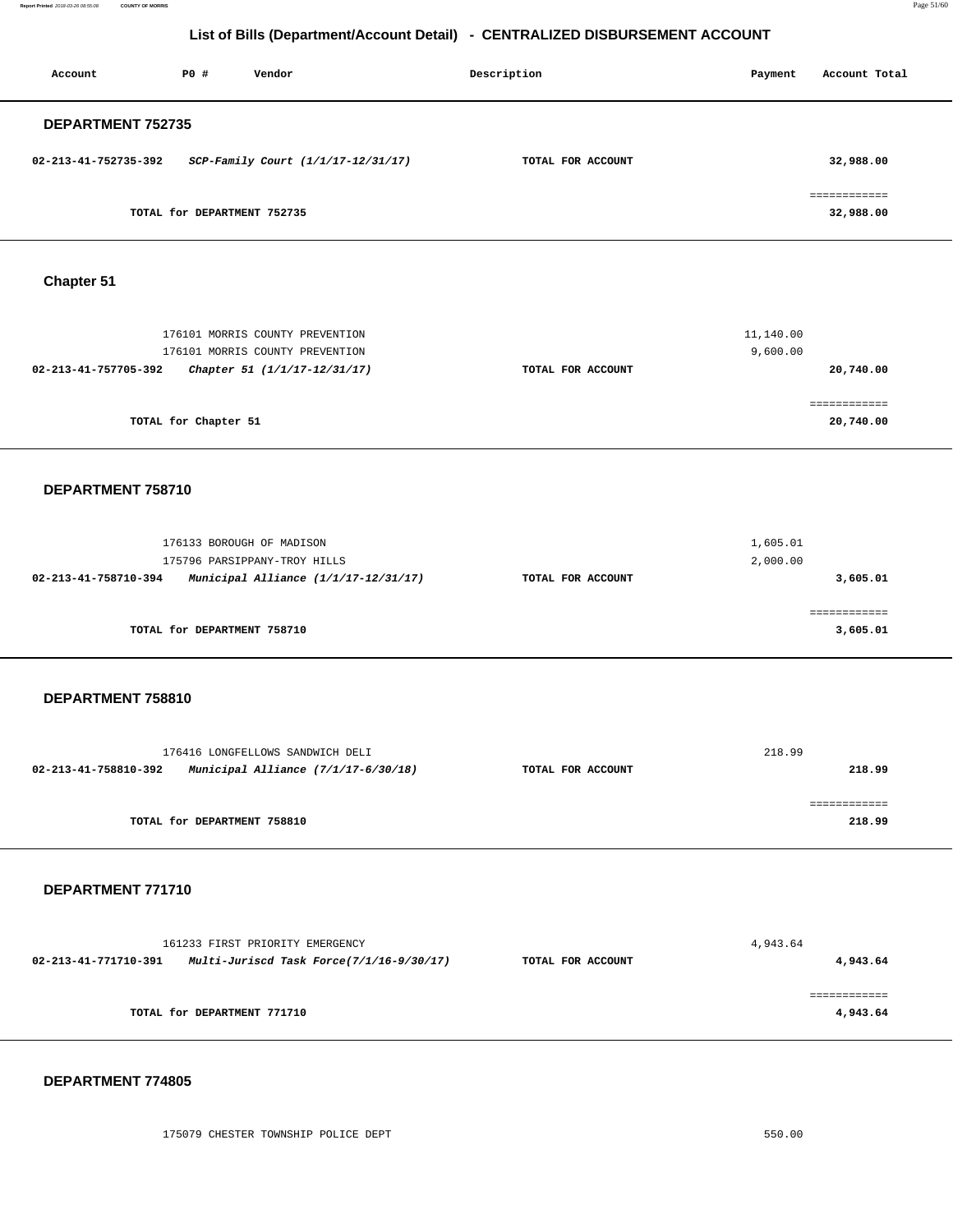## List of Bills (Department/Account Detail) - CENTRALIZED DISBURSEMENT ACCOUNT

| Account | PO # | Vendor | Description | Payment | Account Total |
|---|---|---|---|---|---|

### DEPARTMENT 752735

| | | | |
|---|---|---|---|
| 02-213-41-752735-392 | ***SCP-Family Court (1/1/17-12/31/17)*** | **TOTAL FOR ACCOUNT** | **32,988.00** |

============

**TOTAL for DEPARTMENT 752735** **32,988.00**

### Chapter 51

| | | | | |
|---|---|---|---|---|
| | 176101 MORRIS COUNTY PREVENTION | | 11,140.00 | |
| | 176101 MORRIS COUNTY PREVENTION | | 9,600.00 | |
| **02-213-41-757705-392** | ***Chapter 51 (1/1/17-12/31/17)*** | **TOTAL FOR ACCOUNT** | | **20,740.00** |

============

**TOTAL for Chapter 51** **20,740.00**

### DEPARTMENT 758710

| | | | | |
|---|---|---|---|---|
| | 176133 BOROUGH OF MADISON | | 1,605.01 | |
| | 175796 PARSIPPANY-TROY HILLS | | 2,000.00 | |
| **02-213-41-758710-394** | ***Municipal Alliance (1/1/17-12/31/17)*** | **TOTAL FOR ACCOUNT** | | **3,605.01** |

============

**TOTAL for DEPARTMENT 758710** **3,605.01**

### DEPARTMENT 758810

| | | | | |
|---|---|---|---|---|
| | 176416 LONGFELLOWS SANDWICH DELI | | 218.99 | |
| **02-213-41-758810-392** | ***Municipal Alliance (7/1/17-6/30/18)*** | **TOTAL FOR ACCOUNT** | | **218.99** |

============

**TOTAL for DEPARTMENT 758810** **218.99**

### DEPARTMENT 771710

| | | | | |
|---|---|---|---|---|
| | 161233 FIRST PRIORITY EMERGENCY | | 4,943.64 | |
| **02-213-41-771710-391** | ***Multi-Juriscd Task Force(7/1/16-9/30/17)*** | **TOTAL FOR ACCOUNT** | | **4,943.64** |

============

**TOTAL for DEPARTMENT 771710** **4,943.64**

### DEPARTMENT 774805

| | | | |
|---|---|---|---|
| | 175079 CHESTER TOWNSHIP POLICE DEPT | | 550.00 |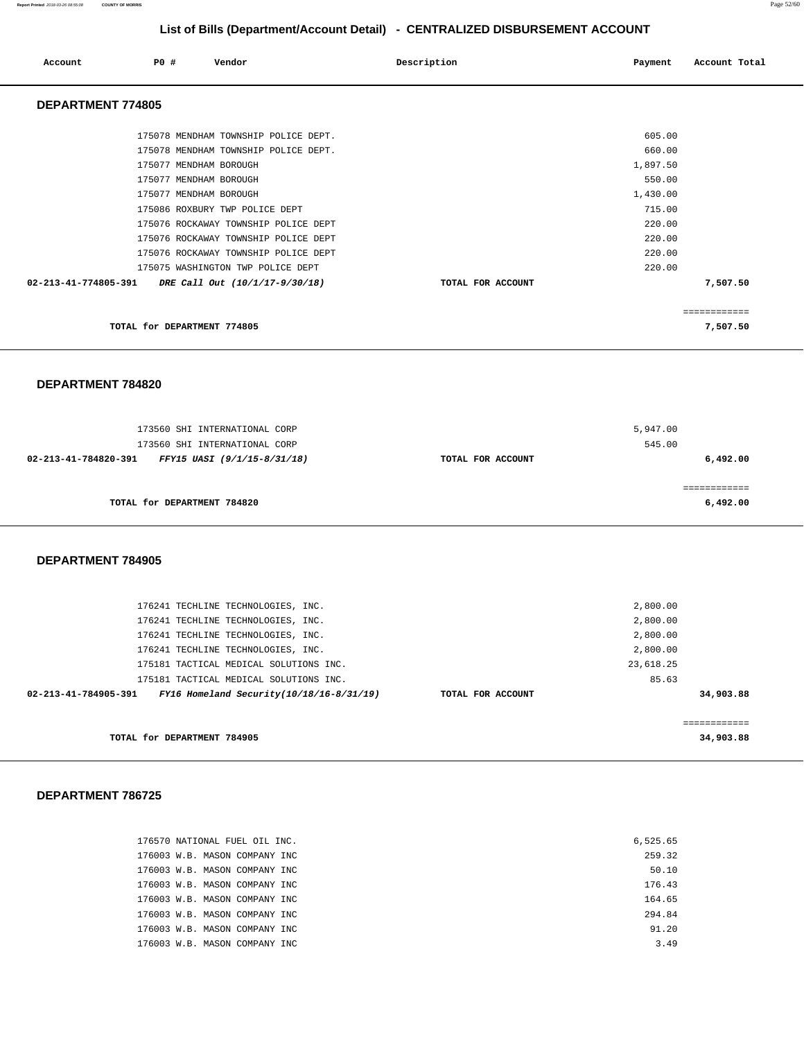## List of Bills (Department/Account Detail) - CENTRALIZED DISBURSEMENT ACCOUNT

| Account | PO # | Vendor | Description | Payment | Account Total |
|---|---|---|---|---|---|

### DEPARTMENT 774805

| Account | PO # | Vendor | Description | Payment | Account Total |
|---|---|---|---|---|---|
| | 175078 | MENDHAM TOWNSHIP POLICE DEPT. | | 605.00 | |
| | 175078 | MENDHAM TOWNSHIP POLICE DEPT. | | 660.00 | |
| | 175077 | MENDHAM BOROUGH | | 1,897.50 | |
| | 175077 | MENDHAM BOROUGH | | 550.00 | |
| | 175077 | MENDHAM BOROUGH | | 1,430.00 | |
| | 175086 | ROXBURY TWP POLICE DEPT | | 715.00 | |
| | 175076 | ROCKAWAY TOWNSHIP POLICE DEPT | | 220.00 | |
| | 175076 | ROCKAWAY TOWNSHIP POLICE DEPT | | 220.00 | |
| | 175076 | ROCKAWAY TOWNSHIP POLICE DEPT | | 220.00 | |
| | 175075 | WASHINGTON TWP POLICE DEPT | | 220.00 | |
| **02-213-41-774805-391** | | ***DRE Call Out (10/1/17-9/30/18)*** | **TOTAL FOR ACCOUNT** | | **7,507.50** |

**TOTAL for DEPARTMENT 774805** — **7,507.50**

### DEPARTMENT 784820

| Account | PO # | Vendor | Description | Payment | Account Total |
|---|---|---|---|---|---|
| | 173560 | SHI INTERNATIONAL CORP | | 5,947.00 | |
| | 173560 | SHI INTERNATIONAL CORP | | 545.00 | |
| **02-213-41-784820-391** | | ***FFY15 UASI (9/1/15-8/31/18)*** | **TOTAL FOR ACCOUNT** | | **6,492.00** |

**TOTAL for DEPARTMENT 784820** — **6,492.00**

### DEPARTMENT 784905

| Account | PO # | Vendor | Description | Payment | Account Total |
|---|---|---|---|---|---|
| | 176241 | TECHLINE TECHNOLOGIES, INC. | | 2,800.00 | |
| | 176241 | TECHLINE TECHNOLOGIES, INC. | | 2,800.00 | |
| | 176241 | TECHLINE TECHNOLOGIES, INC. | | 2,800.00 | |
| | 176241 | TECHLINE TECHNOLOGIES, INC. | | 2,800.00 | |
| | 175181 | TACTICAL MEDICAL SOLUTIONS INC. | | 23,618.25 | |
| | 175181 | TACTICAL MEDICAL SOLUTIONS INC. | | 85.63 | |
| **02-213-41-784905-391** | | ***FY16 Homeland Security(10/18/16-8/31/19)*** | **TOTAL FOR ACCOUNT** | | **34,903.88** |

**TOTAL for DEPARTMENT 784905** — **34,903.88**

### DEPARTMENT 786725

| Account | PO # | Vendor | Description | Payment | Account Total |
|---|---|---|---|---|---|
| | 176570 | NATIONAL FUEL OIL INC. | | 6,525.65 | |
| | 176003 | W.B. MASON COMPANY INC | | 259.32 | |
| | 176003 | W.B. MASON COMPANY INC | | 50.10 | |
| | 176003 | W.B. MASON COMPANY INC | | 176.43 | |
| | 176003 | W.B. MASON COMPANY INC | | 164.65 | |
| | 176003 | W.B. MASON COMPANY INC | | 294.84 | |
| | 176003 | W.B. MASON COMPANY INC | | 91.20 | |
| | 176003 | W.B. MASON COMPANY INC | | 3.49 | |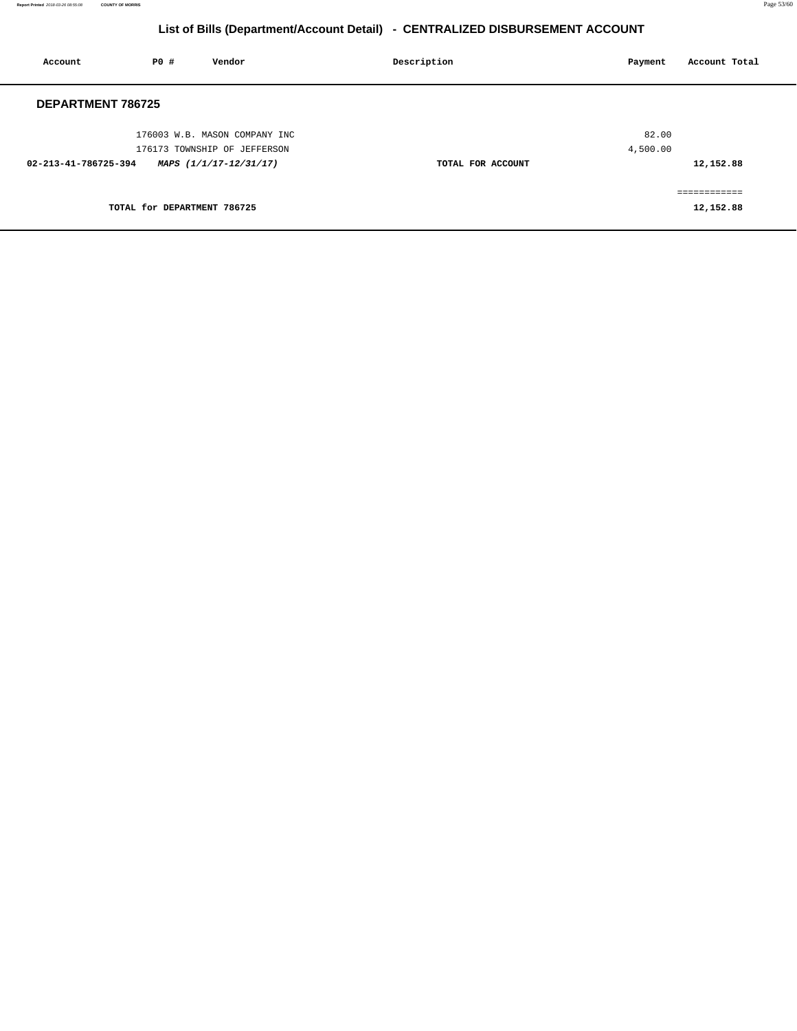## List of Bills (Department/Account Detail) - CENTRALIZED DISBURSEMENT ACCOUNT

| Account | PO # | Vendor | Description | Payment | Account Total |
|---|---|---|---|---|---|

### DEPARTMENT 786725

| Account | PO # | Vendor | Description | Payment | Account Total |
|---|---|---|---|---|---|
| | 176003 | W.B. MASON COMPANY INC | | 82.00 | |
| | 176173 | TOWNSHIP OF JEFFERSON | | 4,500.00 | |
| **02-213-41-786725-394** | | ***MAPS (1/1/17-12/31/17)*** | **TOTAL FOR ACCOUNT** | | **12,152.88** |
| | | | | | ============ |
| | **TOTAL for DEPARTMENT 786725** | | | | **12,152.88** |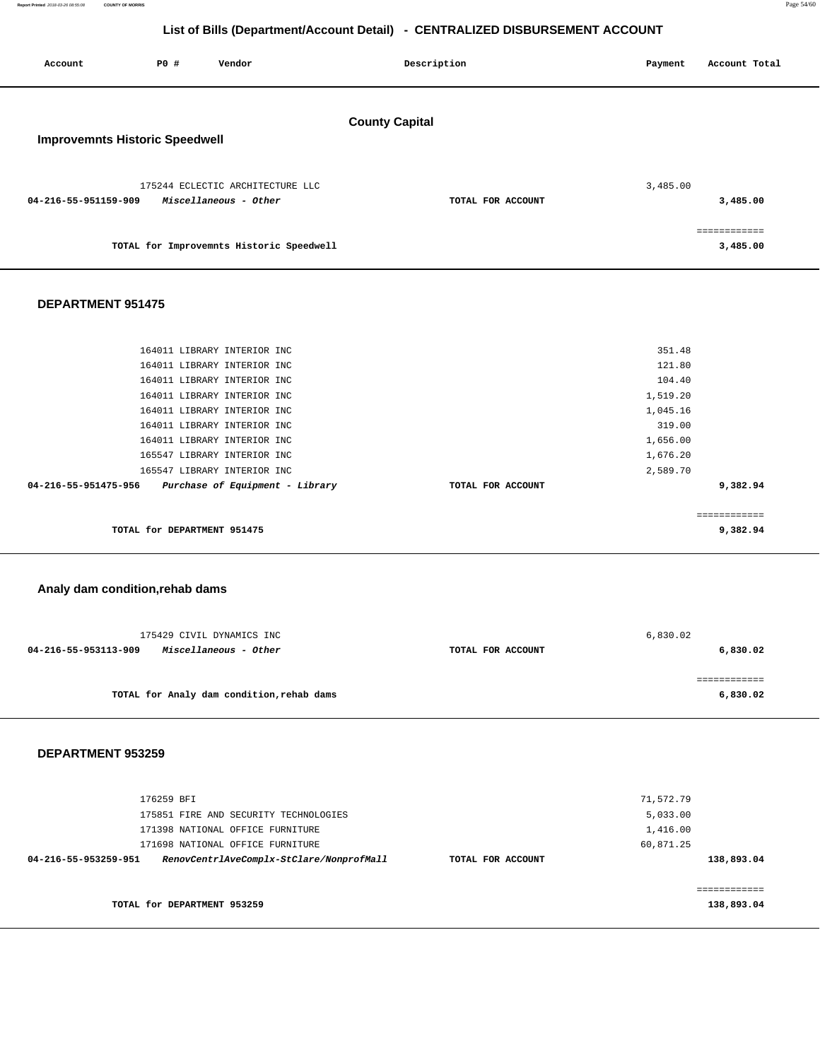## List of Bills (Department/Account Detail) - CENTRALIZED DISBURSEMENT ACCOUNT

| Account | PO # | Vendor | Description | Payment | Account Total |
|---|---|---|---|---|---|

### County Capital

#### Improvemnts Historic Speedwell

| Account | PO # | Vendor | Description | Payment | Account Total |
|---|---|---|---|---|---|
| | 175244 | ECLECTIC ARCHITECTURE LLC | | 3,485.00 | |
| 04-216-55-951159-909 | | *Miscellaneous - Other* | TOTAL FOR ACCOUNT | | 3,485.00 |
| | | | | | ============ |
| | | TOTAL for Improvemnts Historic Speedwell | | | 3,485.00 |

#### DEPARTMENT 951475

| Account | PO # | Vendor | Description | Payment | Account Total |
|---|---|---|---|---|---|
| | 164011 | LIBRARY INTERIOR INC | | 351.48 | |
| | 164011 | LIBRARY INTERIOR INC | | 121.80 | |
| | 164011 | LIBRARY INTERIOR INC | | 104.40 | |
| | 164011 | LIBRARY INTERIOR INC | | 1,519.20 | |
| | 164011 | LIBRARY INTERIOR INC | | 1,045.16 | |
| | 164011 | LIBRARY INTERIOR INC | | 319.00 | |
| | 164011 | LIBRARY INTERIOR INC | | 1,656.00 | |
| | 165547 | LIBRARY INTERIOR INC | | 1,676.20 | |
| | 165547 | LIBRARY INTERIOR INC | | 2,589.70 | |
| 04-216-55-951475-956 | | *Purchase of Equipment - Library* | TOTAL FOR ACCOUNT | | 9,382.94 |
| | | | | | ============ |
| | | TOTAL for DEPARTMENT 951475 | | | 9,382.94 |

#### Analy dam condition,rehab dams

| Account | PO # | Vendor | Description | Payment | Account Total |
|---|---|---|---|---|---|
| | 175429 | CIVIL DYNAMICS INC | | 6,830.02 | |
| 04-216-55-953113-909 | | *Miscellaneous - Other* | TOTAL FOR ACCOUNT | | 6,830.02 |
| | | | | | ============ |
| | | TOTAL for Analy dam condition,rehab dams | | | 6,830.02 |

#### DEPARTMENT 953259

| Account | PO # | Vendor | Description | Payment | Account Total |
|---|---|---|---|---|---|
| | 176259 | BFI | | 71,572.79 | |
| | 175851 | FIRE AND SECURITY TECHNOLOGIES | | 5,033.00 | |
| | 171398 | NATIONAL OFFICE FURNITURE | | 1,416.00 | |
| | 171698 | NATIONAL OFFICE FURNITURE | | 60,871.25 | |
| 04-216-55-953259-951 | | *RenovCentrlAveComplx-StClare/NonprofMall* | TOTAL FOR ACCOUNT | | 138,893.04 |
| | | | | | ============ |
| | | TOTAL for DEPARTMENT 953259 | | | 138,893.04 |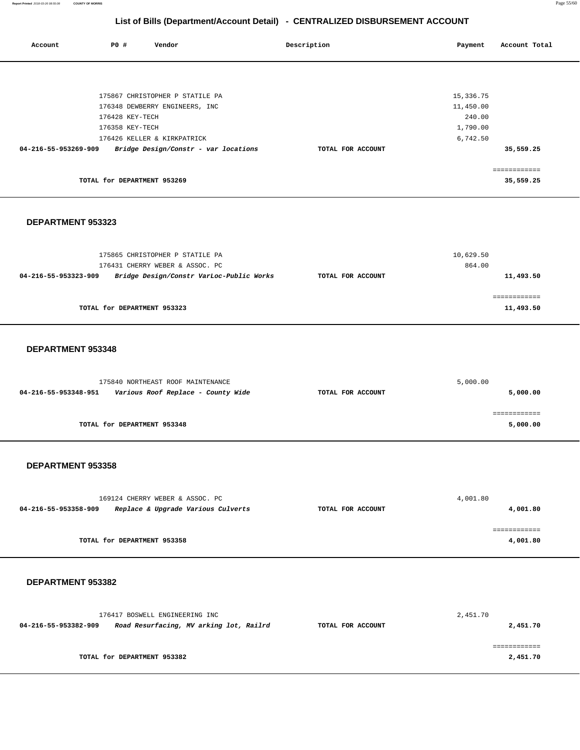# List of Bills (Department/Account Detail) - CENTRALIZED DISBURSEMENT ACCOUNT

| Account | PO # | Vendor | Description | Payment | Account Total |
|---|---|---|---|---|---|
| | 175867 | CHRISTOPHER P STATILE PA | | 15,336.75 | |
| | 176348 | DEWBERRY ENGINEERS, INC | | 11,450.00 | |
| | 176428 | KEY-TECH | | 240.00 | |
| | 176358 | KEY-TECH | | 1,790.00 | |
| | 176426 | KELLER & KIRKPATRICK | | 6,742.50 | |
| **04-216-55-953269-909** | | ***Bridge Design/Constr - var locations*** | **TOTAL FOR ACCOUNT** | | **35,559.25** |
| | | | | | ============ |
| | **TOTAL for DEPARTMENT 953269** | | | | **35,559.25** |

## DEPARTMENT 953323

| Account | PO # | Vendor | Description | Payment | Account Total |
|---|---|---|---|---|---|
| | 175865 | CHRISTOPHER P STATILE PA | | 10,629.50 | |
| | 176431 | CHERRY WEBER & ASSOC. PC | | 864.00 | |
| **04-216-55-953323-909** | | ***Bridge Design/Constr VarLoc-Public Works*** | **TOTAL FOR ACCOUNT** | | **11,493.50** |
| | | | | | ============ |
| | **TOTAL for DEPARTMENT 953323** | | | | **11,493.50** |

## DEPARTMENT 953348

| Account | PO # | Vendor | Description | Payment | Account Total |
|---|---|---|---|---|---|
| | 175840 | NORTHEAST ROOF MAINTENANCE | | 5,000.00 | |
| **04-216-55-953348-951** | | ***Various Roof Replace - County Wide*** | **TOTAL FOR ACCOUNT** | | **5,000.00** |
| | | | | | ============ |
| | **TOTAL for DEPARTMENT 953348** | | | | **5,000.00** |

## DEPARTMENT 953358

| Account | PO # | Vendor | Description | Payment | Account Total |
|---|---|---|---|---|---|
| | 169124 | CHERRY WEBER & ASSOC. PC | | 4,001.80 | |
| **04-216-55-953358-909** | | ***Replace & Upgrade Various Culverts*** | **TOTAL FOR ACCOUNT** | | **4,001.80** |
| | | | | | ============ |
| | **TOTAL for DEPARTMENT 953358** | | | | **4,001.80** |

## DEPARTMENT 953382

| Account | PO # | Vendor | Description | Payment | Account Total |
|---|---|---|---|---|---|
| | 176417 | BOSWELL ENGINEERING INC | | 2,451.70 | |
| **04-216-55-953382-909** | | ***Road Resurfacing, MV arking lot, Railrd*** | **TOTAL FOR ACCOUNT** | | **2,451.70** |
| | | | | | ============ |
| | **TOTAL for DEPARTMENT 953382** | | | | **2,451.70** |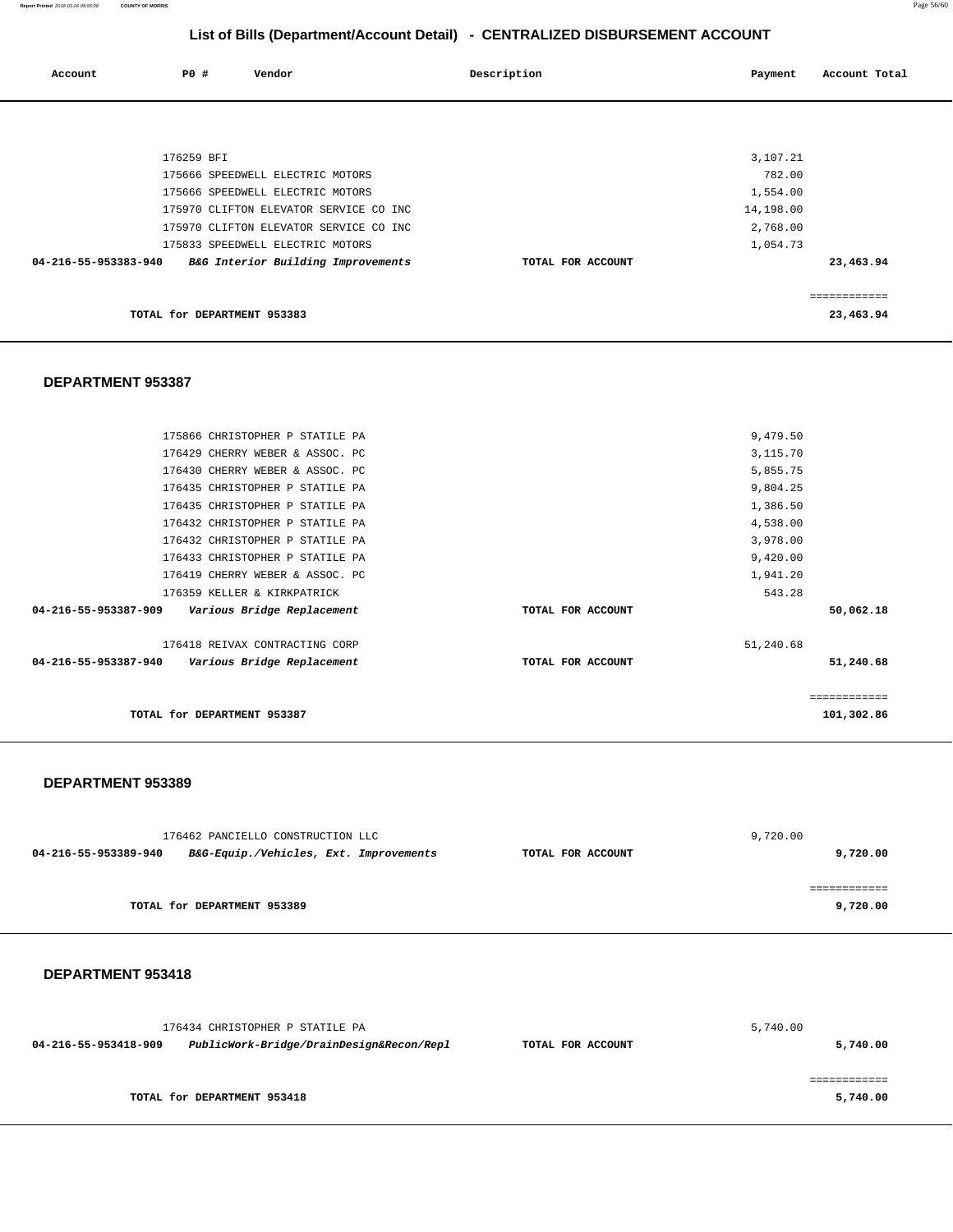## List of Bills (Department/Account Detail) - CENTRALIZED DISBURSEMENT ACCOUNT

| Account | PO # | Vendor | Description | Payment | Account Total |
|---|---|---|---|---|---|
| | 176259 | BFI | | 3,107.21 | |
| | 175666 | SPEEDWELL ELECTRIC MOTORS | | 782.00 | |
| | 175666 | SPEEDWELL ELECTRIC MOTORS | | 1,554.00 | |
| | 175970 | CLIFTON ELEVATOR SERVICE CO INC | | 14,198.00 | |
| | 175970 | CLIFTON ELEVATOR SERVICE CO INC | | 2,768.00 | |
| | 175833 | SPEEDWELL ELECTRIC MOTORS | | 1,054.73 | |
| **04-216-55-953383-940** | | ***B&G Interior Building Improvements*** | **TOTAL FOR ACCOUNT** | | **23,463.94** |
| | | | | | ============ |
| | | **TOTAL for DEPARTMENT 953383** | | | **23,463.94** |

### DEPARTMENT 953387

| Account | PO # | Vendor | Description | Payment | Account Total |
|---|---|---|---|---|---|
| | 175866 | CHRISTOPHER P STATILE PA | | 9,479.50 | |
| | 176429 | CHERRY WEBER & ASSOC. PC | | 3,115.70 | |
| | 176430 | CHERRY WEBER & ASSOC. PC | | 5,855.75 | |
| | 176435 | CHRISTOPHER P STATILE PA | | 9,804.25 | |
| | 176435 | CHRISTOPHER P STATILE PA | | 1,386.50 | |
| | 176432 | CHRISTOPHER P STATILE PA | | 4,538.00 | |
| | 176432 | CHRISTOPHER P STATILE PA | | 3,978.00 | |
| | 176433 | CHRISTOPHER P STATILE PA | | 9,420.00 | |
| | 176419 | CHERRY WEBER & ASSOC. PC | | 1,941.20 | |
| | 176359 | KELLER & KIRKPATRICK | | 543.28 | |
| **04-216-55-953387-909** | | ***Various Bridge Replacement*** | **TOTAL FOR ACCOUNT** | | **50,062.18** |
| | 176418 | REIVAX CONTRACTING CORP | | 51,240.68 | |
| **04-216-55-953387-940** | | ***Various Bridge Replacement*** | **TOTAL FOR ACCOUNT** | | **51,240.68** |
| | | | | | ============ |
| | | **TOTAL for DEPARTMENT 953387** | | | **101,302.86** |

### DEPARTMENT 953389

| Account | PO # | Vendor | Description | Payment | Account Total |
|---|---|---|---|---|---|
| | 176462 | PANCIELLO CONSTRUCTION LLC | | 9,720.00 | |
| **04-216-55-953389-940** | | ***B&G-Equip./Vehicles, Ext. Improvements*** | **TOTAL FOR ACCOUNT** | | **9,720.00** |
| | | | | | ============ |
| | | **TOTAL for DEPARTMENT 953389** | | | **9,720.00** |

### DEPARTMENT 953418

| Account | PO # | Vendor | Description | Payment | Account Total |
|---|---|---|---|---|---|
| | 176434 | CHRISTOPHER P STATILE PA | | 5,740.00 | |
| **04-216-55-953418-909** | | ***PublicWork-Bridge/DrainDesign&Recon/Repl*** | **TOTAL FOR ACCOUNT** | | **5,740.00** |
| | | | | | ============ |
| | | **TOTAL for DEPARTMENT 953418** | | | **5,740.00** |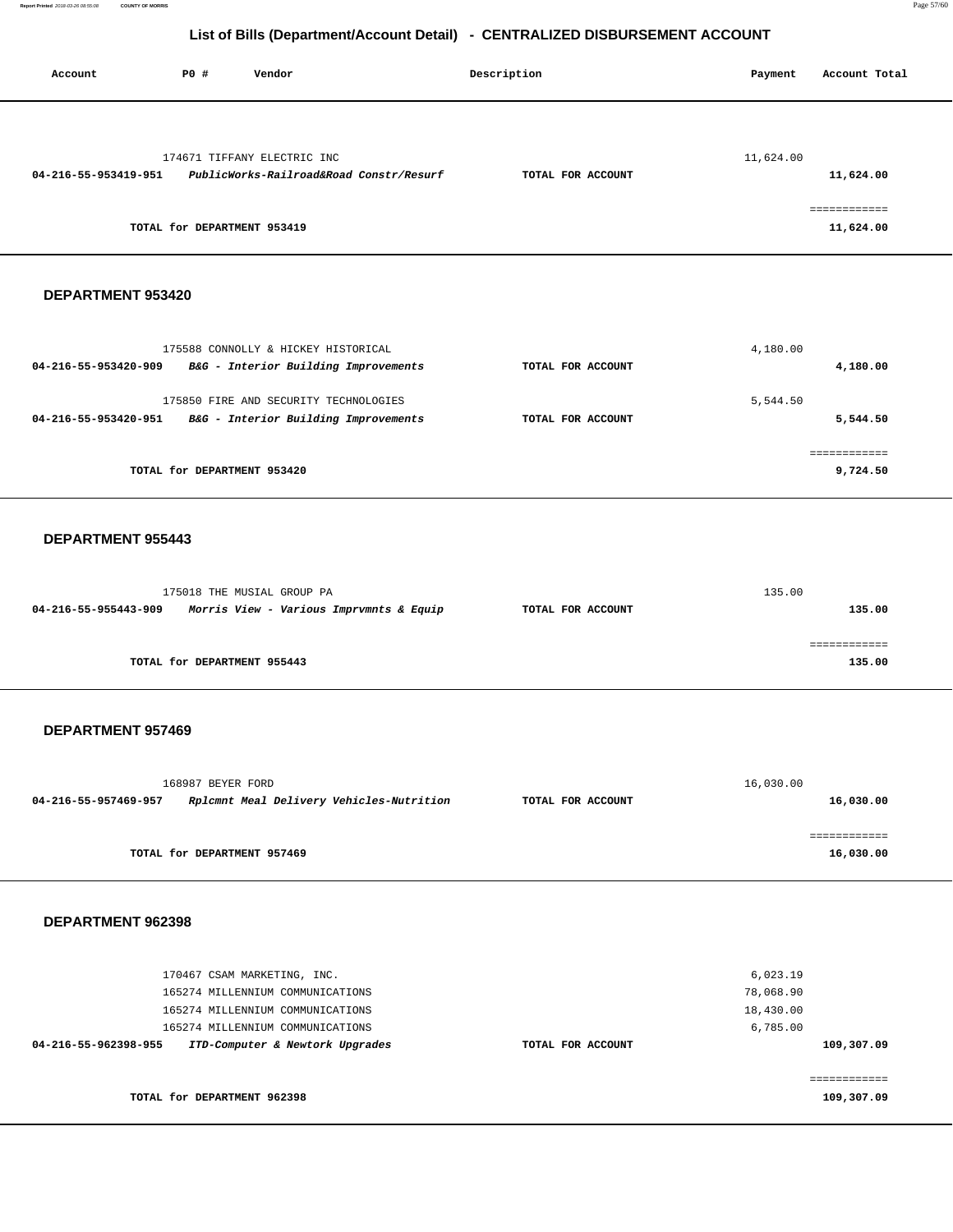## List of Bills (Department/Account Detail) - CENTRALIZED DISBURSEMENT ACCOUNT

| Account | PO # | Vendor | Description | Payment | Account Total |
|---|---|---|---|---|---|
| | 174671 | TIFFANY ELECTRIC INC | | 11,624.00 | |
| 04-216-55-953419-951 | | *PublicWorks-Railroad&Road Constr/Resurf* | TOTAL FOR ACCOUNT | | 11,624.00 |
| | | | | | ============ |
| | | TOTAL for DEPARTMENT 953419 | | | 11,624.00 |

### DEPARTMENT 953420

| Account | PO # | Vendor | Description | Payment | Account Total |
|---|---|---|---|---|---|
| | 175588 | CONNOLLY & HICKEY HISTORICAL | | 4,180.00 | |
| 04-216-55-953420-909 | | *B&G - Interior Building Improvements* | TOTAL FOR ACCOUNT | | 4,180.00 |
| | 175850 | FIRE AND SECURITY TECHNOLOGIES | | 5,544.50 | |
| 04-216-55-953420-951 | | *B&G - Interior Building Improvements* | TOTAL FOR ACCOUNT | | 5,544.50 |
| | | | | | ============ |
| | | TOTAL for DEPARTMENT 953420 | | | 9,724.50 |

### DEPARTMENT 955443

| Account | PO # | Vendor | Description | Payment | Account Total |
|---|---|---|---|---|---|
| | 175018 | THE MUSIAL GROUP PA | | 135.00 | |
| 04-216-55-955443-909 | | *Morris View - Various Imprvmnts & Equip* | TOTAL FOR ACCOUNT | | 135.00 |
| | | | | | ============ |
| | | TOTAL for DEPARTMENT 955443 | | | 135.00 |

### DEPARTMENT 957469

| Account | PO # | Vendor | Description | Payment | Account Total |
|---|---|---|---|---|---|
| | 168987 | BEYER FORD | | 16,030.00 | |
| 04-216-55-957469-957 | | *Rplcmnt Meal Delivery Vehicles-Nutrition* | TOTAL FOR ACCOUNT | | 16,030.00 |
| | | | | | ============ |
| | | TOTAL for DEPARTMENT 957469 | | | 16,030.00 |

### DEPARTMENT 962398

| Account | PO # | Vendor | Description | Payment | Account Total |
|---|---|---|---|---|---|
| | 170467 | CSAM MARKETING, INC. | | 6,023.19 | |
| | 165274 | MILLENNIUM COMMUNICATIONS | | 78,068.90 | |
| | 165274 | MILLENNIUM COMMUNICATIONS | | 18,430.00 | |
| | 165274 | MILLENNIUM COMMUNICATIONS | | 6,785.00 | |
| 04-216-55-962398-955 | | *ITD-Computer & Newtork Upgrades* | TOTAL FOR ACCOUNT | | 109,307.09 |
| | | | | | ============ |
| | | TOTAL for DEPARTMENT 962398 | | | 109,307.09 |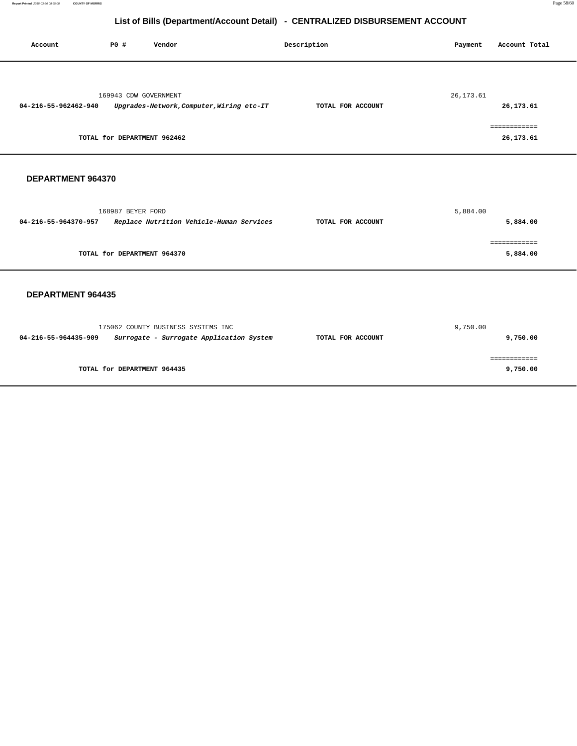# List of Bills (Department/Account Detail) - CENTRALIZED DISBURSEMENT ACCOUNT

| Account | PO # | Vendor | Description | Payment | Account Total |
|---|---|---|---|---|---|
| | 169943 | CDW GOVERNMENT | | 26,173.61 | |
| **04-216-55-962462-940** | | ***Upgrades-Network,Computer,Wiring etc-IT*** | **TOTAL FOR ACCOUNT** | | **26,173.61** |
| | | | | | ============ |
| | **TOTAL for DEPARTMENT 962462** | | | | **26,173.61** |

## DEPARTMENT 964370

| Account | PO # | Vendor | Description | Payment | Account Total |
|---|---|---|---|---|---|
| | 168987 | BEYER FORD | | 5,884.00 | |
| **04-216-55-964370-957** | | ***Replace Nutrition Vehicle-Human Services*** | **TOTAL FOR ACCOUNT** | | **5,884.00** |
| | | | | | ============ |
| | **TOTAL for DEPARTMENT 964370** | | | | **5,884.00** |

## DEPARTMENT 964435

| Account | PO # | Vendor | Description | Payment | Account Total |
|---|---|---|---|---|---|
| | 175062 | COUNTY BUSINESS SYSTEMS INC | | 9,750.00 | |
| **04-216-55-964435-909** | | ***Surrogate - Surrogate Application System*** | **TOTAL FOR ACCOUNT** | | **9,750.00** |
| | | | | | ============ |
| | **TOTAL for DEPARTMENT 964435** | | | | **9,750.00** |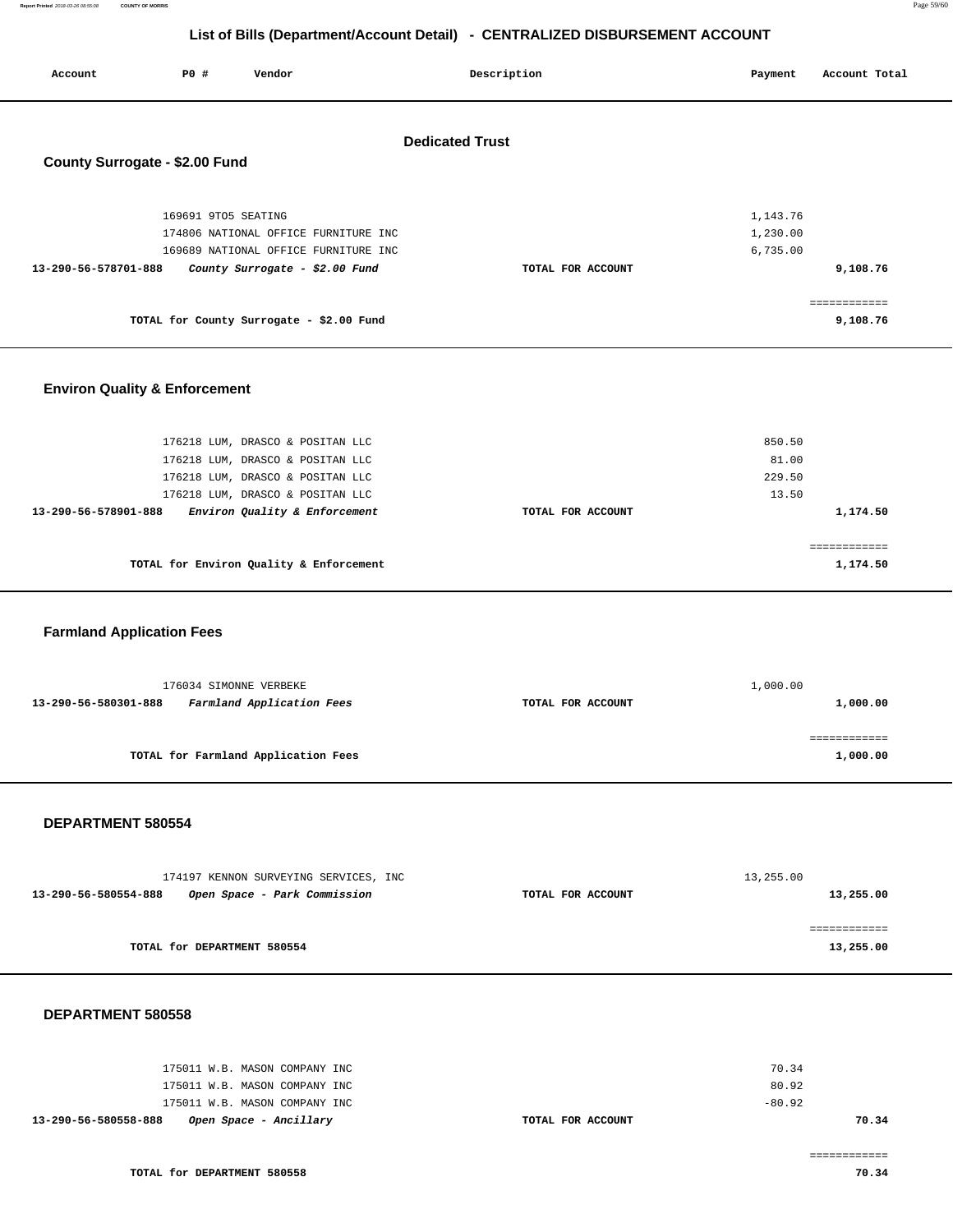# List of Bills (Department/Account Detail) - CENTRALIZED DISBURSEMENT ACCOUNT

| Account | PO # | Vendor | Description | Payment | Account Total |
|---|---|---|---|---|---|

## Dedicated Trust

### County Surrogate - $2.00 Fund

| Account | PO # | Vendor | Description | Payment | Account Total |
|---|---|---|---|---|---|
| | 169691 | 9TO5 SEATING | | 1,143.76 | |
| | 174806 | NATIONAL OFFICE FURNITURE INC | | 1,230.00 | |
| | 169689 | NATIONAL OFFICE FURNITURE INC | | 6,735.00 | |
| 13-290-56-578701-888 | | *County Surrogate - $2.00 Fund* | TOTAL FOR ACCOUNT | | 9,108.76 |
| | | TOTAL for County Surrogate - $2.00 Fund | | | 9,108.76 |

### Environ Quality & Enforcement

| Account | PO # | Vendor | Description | Payment | Account Total |
|---|---|---|---|---|---|
| | 176218 | LUM, DRASCO & POSITAN LLC | | 850.50 | |
| | 176218 | LUM, DRASCO & POSITAN LLC | | 81.00 | |
| | 176218 | LUM, DRASCO & POSITAN LLC | | 229.50 | |
| | 176218 | LUM, DRASCO & POSITAN LLC | | 13.50 | |
| 13-290-56-578901-888 | | *Environ Quality & Enforcement* | TOTAL FOR ACCOUNT | | 1,174.50 |
| | | TOTAL for Environ Quality & Enforcement | | | 1,174.50 |

### Farmland Application Fees

| Account | PO # | Vendor | Description | Payment | Account Total |
|---|---|---|---|---|---|
| | 176034 | SIMONNE VERBEKE | | 1,000.00 | |
| 13-290-56-580301-888 | | *Farmland Application Fees* | TOTAL FOR ACCOUNT | | 1,000.00 |
| | | TOTAL for Farmland Application Fees | | | 1,000.00 |

### DEPARTMENT 580554

| Account | PO # | Vendor | Description | Payment | Account Total |
|---|---|---|---|---|---|
| | 174197 | KENNON SURVEYING SERVICES, INC | | 13,255.00 | |
| 13-290-56-580554-888 | | *Open Space - Park Commission* | TOTAL FOR ACCOUNT | | 13,255.00 |
| | | TOTAL for DEPARTMENT 580554 | | | 13,255.00 |

### DEPARTMENT 580558

| Account | PO # | Vendor | Description | Payment | Account Total |
|---|---|---|---|---|---|
| | 175011 | W.B. MASON COMPANY INC | | 70.34 | |
| | 175011 | W.B. MASON COMPANY INC | | 80.92 | |
| | 175011 | W.B. MASON COMPANY INC | | -80.92 | |
| 13-290-56-580558-888 | | *Open Space - Ancillary* | TOTAL FOR ACCOUNT | | 70.34 |
| | | TOTAL for DEPARTMENT 580558 | | | 70.34 |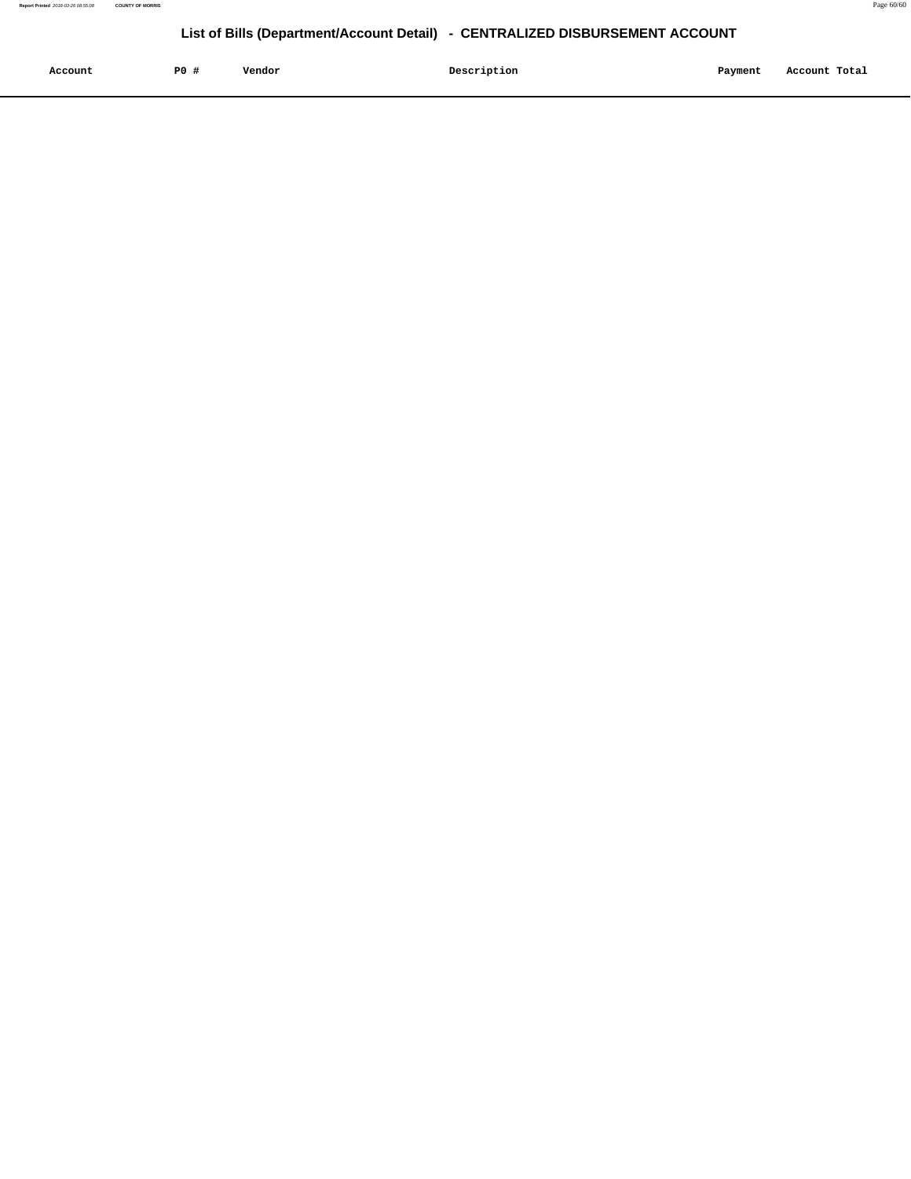# List of Bills (Department/Account Detail) - CENTRALIZED DISBURSEMENT ACCOUNT

| Account | PO # | Vendor | Description | Payment | Account Total |
|---|---|---|---|---|---|